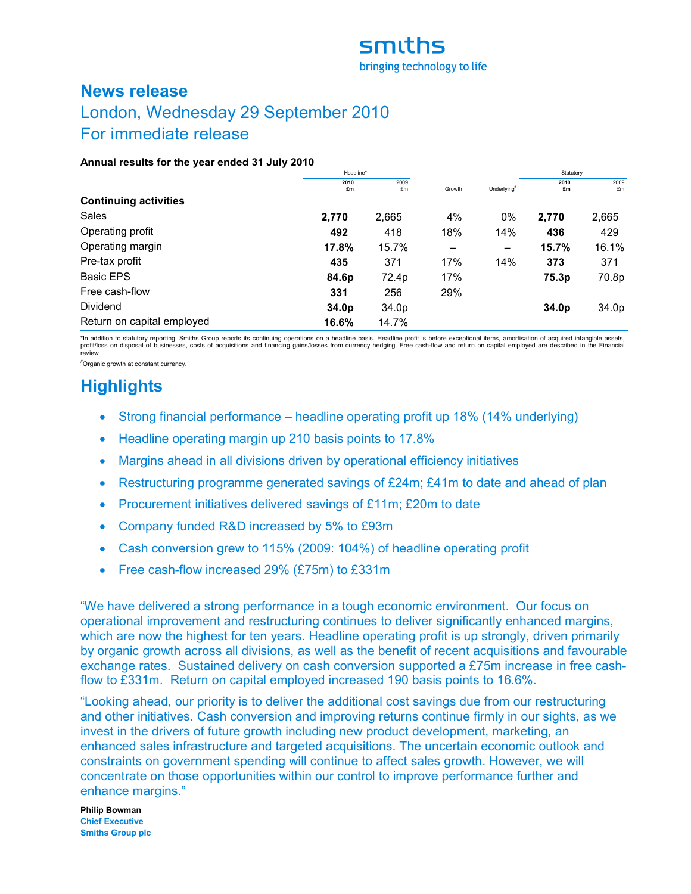smiths
bringing technology to life

# News release

## London, Wednesday 29 September 2010
## For immediate release

**Annual results for the year ended 31 July 2010**

| | Headline* | | | | Statutory | |
|---|---|---|---|---|---|---|
| | **2010 £m** | 2009 £m | Growth | Underlying# | **2010 £m** | 2009 £m |
| **Continuing activities** | | | | | | |
| Sales | **2,770** | 2,665 | 4% | 0% | **2,770** | 2,665 |
| Operating profit | **492** | 418 | 18% | 14% | **436** | 429 |
| Operating margin | **17.8%** | 15.7% | – | – | **15.7%** | 16.1% |
| Pre-tax profit | **435** | 371 | 17% | 14% | **373** | 371 |
| Basic EPS | **84.6p** | 72.4p | 17% | | **75.3p** | 70.8p |
| Free cash-flow | **331** | 256 | 29% | | | |
| Dividend | **34.0p** | 34.0p | | | **34.0p** | 34.0p |
| Return on capital employed | **16.6%** | 14.7% | | | | |

*In addition to statutory reporting, Smiths Group reports its continuing operations on a headline basis. Headline profit is before exceptional items, amortisation of acquired intangible assets, profit/loss on disposal of businesses, costs of acquisitions and financing gains/losses from currency hedging. Free cash-flow and return on capital employed are described in the Financial review.

#Organic growth at constant currency.

# Highlights

- Strong financial performance – headline operating profit up 18% (14% underlying)
- Headline operating margin up 210 basis points to 17.8%
- Margins ahead in all divisions driven by operational efficiency initiatives
- Restructuring programme generated savings of £24m; £41m to date and ahead of plan
- Procurement initiatives delivered savings of £11m; £20m to date
- Company funded R&D increased by 5% to £93m
- Cash conversion grew to 115% (2009: 104%) of headline operating profit
- Free cash-flow increased 29% (£75m) to £331m

"We have delivered a strong performance in a tough economic environment. Our focus on operational improvement and restructuring continues to deliver significantly enhanced margins, which are now the highest for ten years. Headline operating profit is up strongly, driven primarily by organic growth across all divisions, as well as the benefit of recent acquisitions and favourable exchange rates. Sustained delivery on cash conversion supported a £75m increase in free cash-flow to £331m. Return on capital employed increased 190 basis points to 16.6%.

"Looking ahead, our priority is to deliver the additional cost savings due from our restructuring and other initiatives. Cash conversion and improving returns continue firmly in our sights, as we invest in the drivers of future growth including new product development, marketing, an enhanced sales infrastructure and targeted acquisitions. The uncertain economic outlook and constraints on government spending will continue to affect sales growth. However, we will concentrate on those opportunities within our control to improve performance further and enhance margins."

**Philip Bowman**
**Chief Executive**
**Smiths Group plc**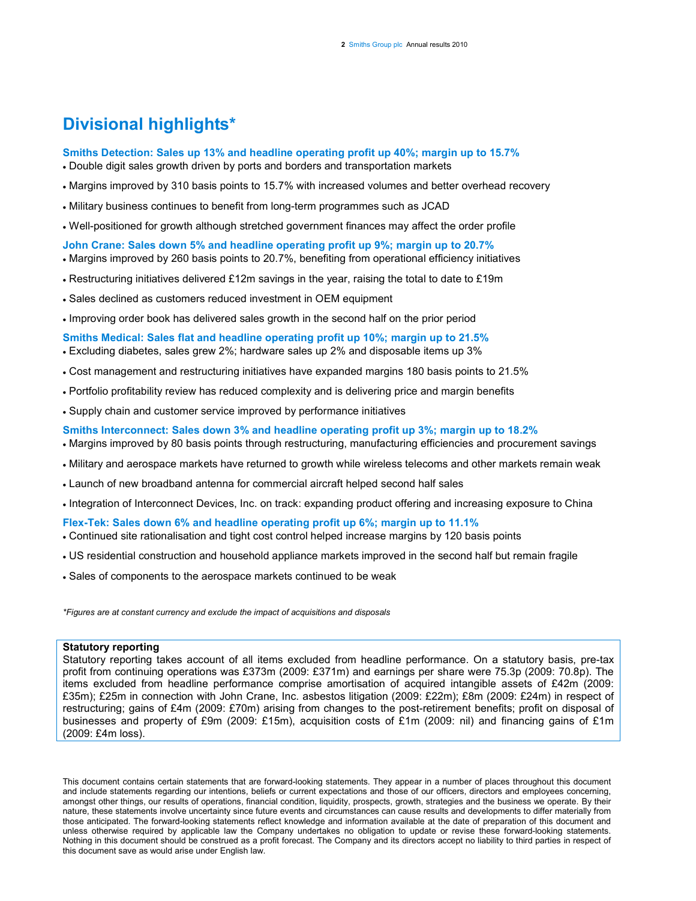# Divisional highlights*

### Smiths Detection: Sales up 13% and headline operating profit up 40%; margin up to 15.7%

- Double digit sales growth driven by ports and borders and transportation markets
- Margins improved by 310 basis points to 15.7% with increased volumes and better overhead recovery
- Military business continues to benefit from long-term programmes such as JCAD
- Well-positioned for growth although stretched government finances may affect the order profile

### John Crane: Sales down 5% and headline operating profit up 9%; margin up to 20.7%

- Margins improved by 260 basis points to 20.7%, benefiting from operational efficiency initiatives
- Restructuring initiatives delivered £12m savings in the year, raising the total to date to £19m
- Sales declined as customers reduced investment in OEM equipment
- Improving order book has delivered sales growth in the second half on the prior period

### Smiths Medical: Sales flat and headline operating profit up 10%; margin up to 21.5%

- Excluding diabetes, sales grew 2%; hardware sales up 2% and disposable items up 3%
- Cost management and restructuring initiatives have expanded margins 180 basis points to 21.5%
- Portfolio profitability review has reduced complexity and is delivering price and margin benefits
- Supply chain and customer service improved by performance initiatives

### Smiths Interconnect: Sales down 3% and headline operating profit up 3%; margin up to 18.2%

- Margins improved by 80 basis points through restructuring, manufacturing efficiencies and procurement savings
- Military and aerospace markets have returned to growth while wireless telecoms and other markets remain weak
- Launch of new broadband antenna for commercial aircraft helped second half sales
- Integration of Interconnect Devices, Inc. on track: expanding product offering and increasing exposure to China

### Flex-Tek: Sales down 6% and headline operating profit up 6%; margin up to 11.1%

- Continued site rationalisation and tight cost control helped increase margins by 120 basis points
- US residential construction and household appliance markets improved in the second half but remain fragile
- Sales of components to the aerospace markets continued to be weak

*\*Figures are at constant currency and exclude the impact of acquisitions and disposals*

**Statutory reporting**

Statutory reporting takes account of all items excluded from headline performance. On a statutory basis, pre-tax profit from continuing operations was £373m (2009: £371m) and earnings per share were 75.3p (2009: 70.8p). The items excluded from headline performance comprise amortisation of acquired intangible assets of £42m (2009: £35m); £25m in connection with John Crane, Inc. asbestos litigation (2009: £22m); £8m (2009: £24m) in respect of restructuring; gains of £4m (2009: £70m) arising from changes to the post-retirement benefits; profit on disposal of businesses and property of £9m (2009: £15m), acquisition costs of £1m (2009: nil) and financing gains of £1m (2009: £4m loss).

This document contains certain statements that are forward-looking statements. They appear in a number of places throughout this document and include statements regarding our intentions, beliefs or current expectations and those of our officers, directors and employees concerning, amongst other things, our results of operations, financial condition, liquidity, prospects, growth, strategies and the business we operate. By their nature, these statements involve uncertainty since future events and circumstances can cause results and developments to differ materially from those anticipated. The forward-looking statements reflect knowledge and information available at the date of preparation of this document and unless otherwise required by applicable law the Company undertakes no obligation to update or revise these forward-looking statements. Nothing in this document should be construed as a profit forecast. The Company and its directors accept no liability to third parties in respect of this document save as would arise under English law.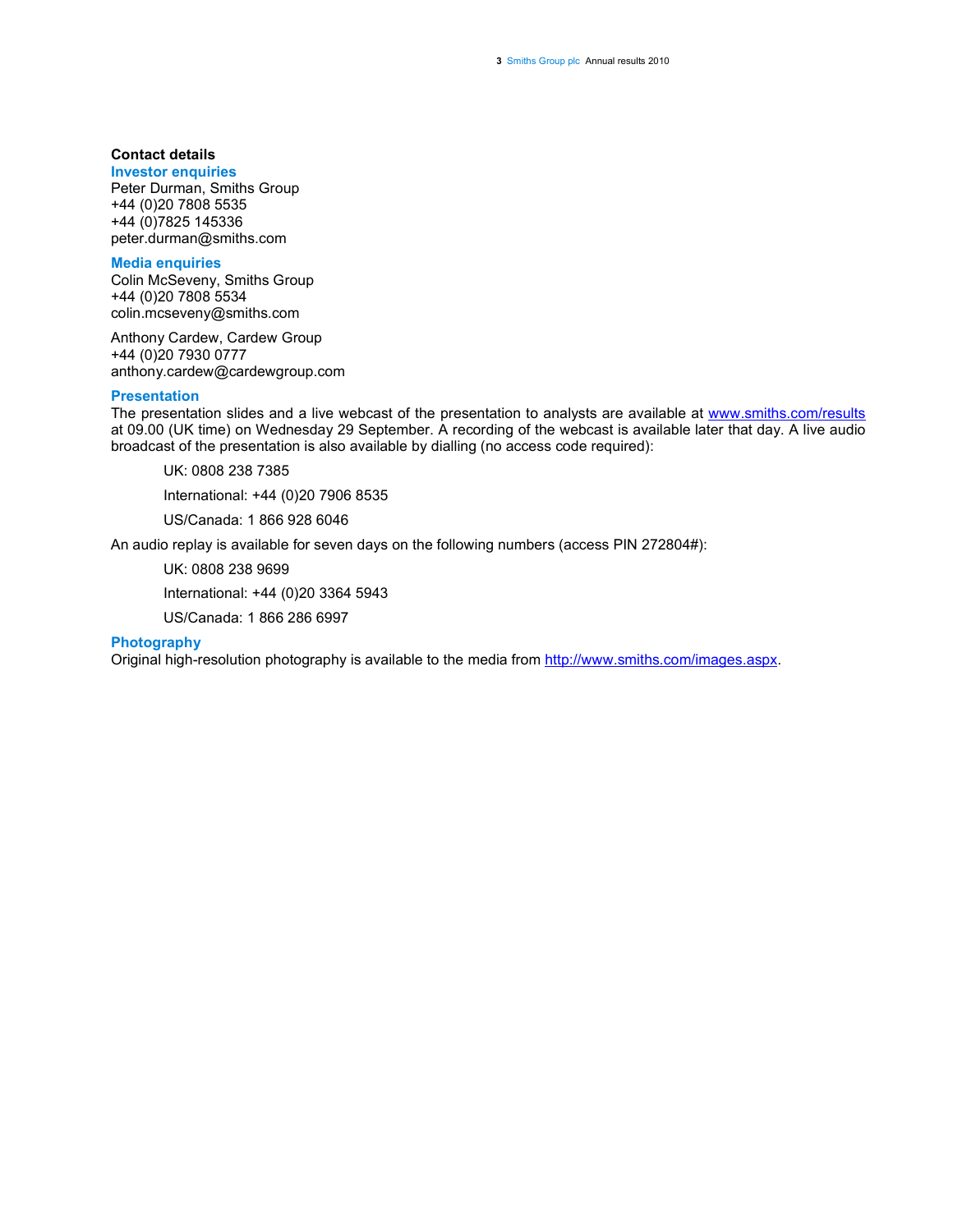## Contact details

### Investor enquiries

Peter Durman, Smiths Group
+44 (0)20 7808 5535
+44 (0)7825 145336
peter.durman@smiths.com

### Media enquiries

Colin McSeveny, Smiths Group
+44 (0)20 7808 5534
colin.mcseveny@smiths.com

Anthony Cardew, Cardew Group
+44 (0)20 7930 0777
anthony.cardew@cardewgroup.com

### Presentation

The presentation slides and a live webcast of the presentation to analysts are available at www.smiths.com/results at 09.00 (UK time) on Wednesday 29 September. A recording of the webcast is available later that day. A live audio broadcast of the presentation is also available by dialling (no access code required):

UK: 0808 238 7385

International: +44 (0)20 7906 8535

US/Canada: 1 866 928 6046

An audio replay is available for seven days on the following numbers (access PIN 272804#):

UK: 0808 238 9699

International: +44 (0)20 3364 5943

US/Canada: 1 866 286 6997

### Photography

Original high-resolution photography is available to the media from http://www.smiths.com/images.aspx.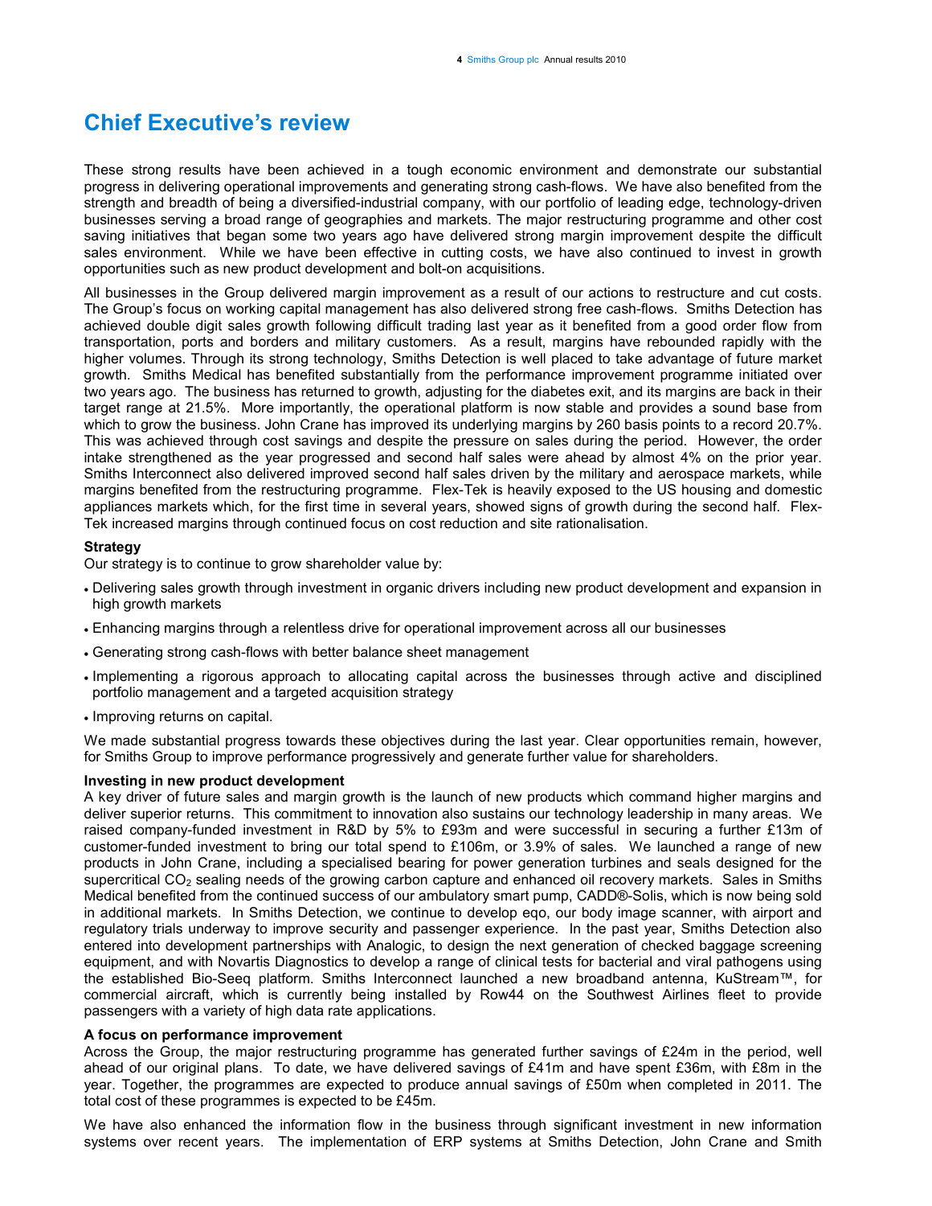# Chief Executive's review

These strong results have been achieved in a tough economic environment and demonstrate our substantial progress in delivering operational improvements and generating strong cash-flows. We have also benefited from the strength and breadth of being a diversified-industrial company, with our portfolio of leading edge, technology-driven businesses serving a broad range of geographies and markets. The major restructuring programme and other cost saving initiatives that began some two years ago have delivered strong margin improvement despite the difficult sales environment. While we have been effective in cutting costs, we have also continued to invest in growth opportunities such as new product development and bolt-on acquisitions.

All businesses in the Group delivered margin improvement as a result of our actions to restructure and cut costs. The Group's focus on working capital management has also delivered strong free cash-flows. Smiths Detection has achieved double digit sales growth following difficult trading last year as it benefited from a good order flow from transportation, ports and borders and military customers. As a result, margins have rebounded rapidly with the higher volumes. Through its strong technology, Smiths Detection is well placed to take advantage of future market growth. Smiths Medical has benefited substantially from the performance improvement programme initiated over two years ago. The business has returned to growth, adjusting for the diabetes exit, and its margins are back in their target range at 21.5%. More importantly, the operational platform is now stable and provides a sound base from which to grow the business. John Crane has improved its underlying margins by 260 basis points to a record 20.7%. This was achieved through cost savings and despite the pressure on sales during the period. However, the order intake strengthened as the year progressed and second half sales were ahead by almost 4% on the prior year. Smiths Interconnect also delivered improved second half sales driven by the military and aerospace markets, while margins benefited from the restructuring programme. Flex-Tek is heavily exposed to the US housing and domestic appliances markets which, for the first time in several years, showed signs of growth during the second half. Flex-Tek increased margins through continued focus on cost reduction and site rationalisation.

**Strategy**

Our strategy is to continue to grow shareholder value by:

- Delivering sales growth through investment in organic drivers including new product development and expansion in high growth markets
- Enhancing margins through a relentless drive for operational improvement across all our businesses
- Generating strong cash-flows with better balance sheet management
- Implementing a rigorous approach to allocating capital across the businesses through active and disciplined portfolio management and a targeted acquisition strategy
- Improving returns on capital.

We made substantial progress towards these objectives during the last year. Clear opportunities remain, however, for Smiths Group to improve performance progressively and generate further value for shareholders.

**Investing in new product development**

A key driver of future sales and margin growth is the launch of new products which command higher margins and deliver superior returns. This commitment to innovation also sustains our technology leadership in many areas. We raised company-funded investment in R&D by 5% to £93m and were successful in securing a further £13m of customer-funded investment to bring our total spend to £106m, or 3.9% of sales. We launched a range of new products in John Crane, including a specialised bearing for power generation turbines and seals designed for the supercritical $CO_2$ sealing needs of the growing carbon capture and enhanced oil recovery markets. Sales in Smiths Medical benefited from the continued success of our ambulatory smart pump, CADD®-Solis, which is now being sold in additional markets. In Smiths Detection, we continue to develop eqo, our body image scanner, with airport and regulatory trials underway to improve security and passenger experience. In the past year, Smiths Detection also entered into development partnerships with Analogic, to design the next generation of checked baggage screening equipment, and with Novartis Diagnostics to develop a range of clinical tests for bacterial and viral pathogens using the established Bio-Seeq platform. Smiths Interconnect launched a new broadband antenna, KuStream™, for commercial aircraft, which is currently being installed by Row44 on the Southwest Airlines fleet to provide passengers with a variety of high data rate applications.

**A focus on performance improvement**

Across the Group, the major restructuring programme has generated further savings of £24m in the period, well ahead of our original plans. To date, we have delivered savings of £41m and have spent £36m, with £8m in the year. Together, the programmes are expected to produce annual savings of £50m when completed in 2011. The total cost of these programmes is expected to be £45m.

We have also enhanced the information flow in the business through significant investment in new information systems over recent years. The implementation of ERP systems at Smiths Detection, John Crane and Smith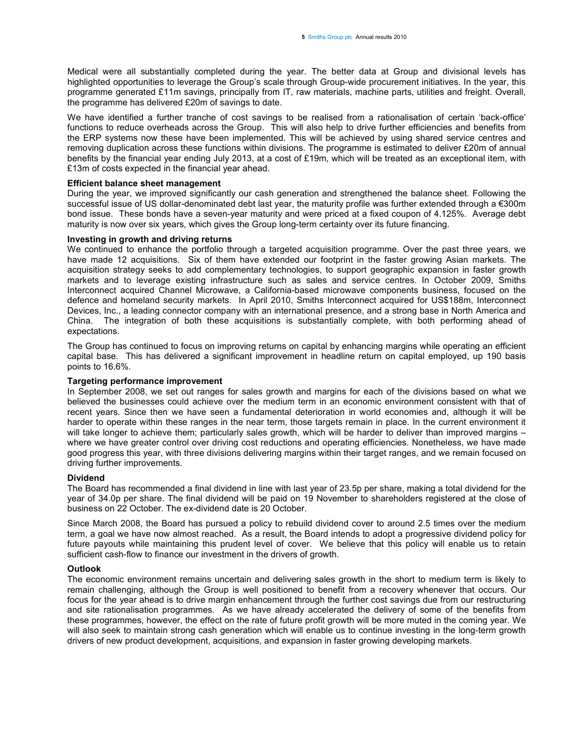Medical were all substantially completed during the year. The better data at Group and divisional levels has highlighted opportunities to leverage the Group's scale through Group-wide procurement initiatives. In the year, this programme generated £11m savings, principally from IT, raw materials, machine parts, utilities and freight. Overall, the programme has delivered £20m of savings to date.

We have identified a further tranche of cost savings to be realised from a rationalisation of certain 'back-office' functions to reduce overheads across the Group. This will also help to drive further efficiencies and benefits from the ERP systems now these have been implemented. This will be achieved by using shared service centres and removing duplication across these functions within divisions. The programme is estimated to deliver £20m of annual benefits by the financial year ending July 2013, at a cost of £19m, which will be treated as an exceptional item, with £13m of costs expected in the financial year ahead.

**Efficient balance sheet management**

During the year, we improved significantly our cash generation and strengthened the balance sheet. Following the successful issue of US dollar-denominated debt last year, the maturity profile was further extended through a €300m bond issue. These bonds have a seven-year maturity and were priced at a fixed coupon of 4.125%. Average debt maturity is now over six years, which gives the Group long-term certainty over its future financing.

**Investing in growth and driving returns**

We continued to enhance the portfolio through a targeted acquisition programme. Over the past three years, we have made 12 acquisitions. Six of them have extended our footprint in the faster growing Asian markets. The acquisition strategy seeks to add complementary technologies, to support geographic expansion in faster growth markets and to leverage existing infrastructure such as sales and service centres. In October 2009, Smiths Interconnect acquired Channel Microwave, a California-based microwave components business, focused on the defence and homeland security markets. In April 2010, Smiths Interconnect acquired for US$188m, Interconnect Devices, Inc., a leading connector company with an international presence, and a strong base in North America and China. The integration of both these acquisitions is substantially complete, with both performing ahead of expectations.

The Group has continued to focus on improving returns on capital by enhancing margins while operating an efficient capital base. This has delivered a significant improvement in headline return on capital employed, up 190 basis points to 16.6%.

**Targeting performance improvement**

In September 2008, we set out ranges for sales growth and margins for each of the divisions based on what we believed the businesses could achieve over the medium term in an economic environment consistent with that of recent years. Since then we have seen a fundamental deterioration in world economies and, although it will be harder to operate within these ranges in the near term, those targets remain in place. In the current environment it will take longer to achieve them; particularly sales growth, which will be harder to deliver than improved margins – where we have greater control over driving cost reductions and operating efficiencies. Nonetheless, we have made good progress this year, with three divisions delivering margins within their target ranges, and we remain focused on driving further improvements.

**Dividend**

The Board has recommended a final dividend in line with last year of 23.5p per share, making a total dividend for the year of 34.0p per share. The final dividend will be paid on 19 November to shareholders registered at the close of business on 22 October. The ex-dividend date is 20 October.

Since March 2008, the Board has pursued a policy to rebuild dividend cover to around 2.5 times over the medium term, a goal we have now almost reached. As a result, the Board intends to adopt a progressive dividend policy for future payouts while maintaining this prudent level of cover. We believe that this policy will enable us to retain sufficient cash-flow to finance our investment in the drivers of growth.

**Outlook**

The economic environment remains uncertain and delivering sales growth in the short to medium term is likely to remain challenging, although the Group is well positioned to benefit from a recovery whenever that occurs. Our focus for the year ahead is to drive margin enhancement through the further cost savings due from our restructuring and site rationalisation programmes. As we have already accelerated the delivery of some of the benefits from these programmes, however, the effect on the rate of future profit growth will be more muted in the coming year. We will also seek to maintain strong cash generation which will enable us to continue investing in the long-term growth drivers of new product development, acquisitions, and expansion in faster growing developing markets.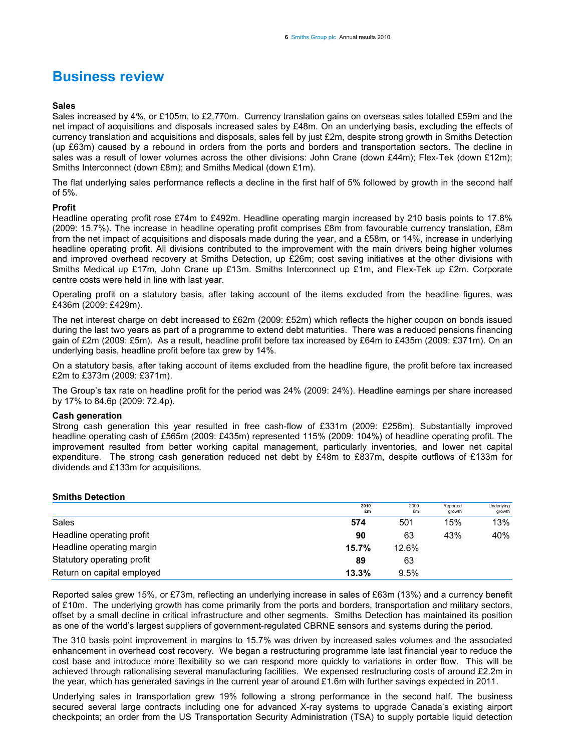# Business review

### Sales

Sales increased by 4%, or £105m, to £2,770m. Currency translation gains on overseas sales totalled £59m and the net impact of acquisitions and disposals increased sales by £48m. On an underlying basis, excluding the effects of currency translation and acquisitions and disposals, sales fell by just £2m, despite strong growth in Smiths Detection (up £63m) caused by a rebound in orders from the ports and borders and transportation sectors. The decline in sales was a result of lower volumes across the other divisions: John Crane (down £44m); Flex-Tek (down £12m); Smiths Interconnect (down £8m); and Smiths Medical (down £1m).

The flat underlying sales performance reflects a decline in the first half of 5% followed by growth in the second half of 5%.

### Profit

Headline operating profit rose £74m to £492m. Headline operating margin increased by 210 basis points to 17.8% (2009: 15.7%). The increase in headline operating profit comprises £8m from favourable currency translation, £8m from the net impact of acquisitions and disposals made during the year, and a £58m, or 14%, increase in underlying headline operating profit. All divisions contributed to the improvement with the main drivers being higher volumes and improved overhead recovery at Smiths Detection, up £26m; cost saving initiatives at the other divisions with Smiths Medical up £17m, John Crane up £13m. Smiths Interconnect up £1m, and Flex-Tek up £2m. Corporate centre costs were held in line with last year.

Operating profit on a statutory basis, after taking account of the items excluded from the headline figures, was £436m (2009: £429m).

The net interest charge on debt increased to £62m (2009: £52m) which reflects the higher coupon on bonds issued during the last two years as part of a programme to extend debt maturities. There was a reduced pensions financing gain of £2m (2009: £5m). As a result, headline profit before tax increased by £64m to £435m (2009: £371m). On an underlying basis, headline profit before tax grew by 14%.

On a statutory basis, after taking account of items excluded from the headline figure, the profit before tax increased £2m to £373m (2009: £371m).

The Group's tax rate on headline profit for the period was 24% (2009: 24%). Headline earnings per share increased by 17% to 84.6p (2009: 72.4p).

### Cash generation

Strong cash generation this year resulted in free cash-flow of £331m (2009: £256m). Substantially improved headline operating cash of £565m (2009: £435m) represented 115% (2009: 104%) of headline operating profit. The improvement resulted from better working capital management, particularly inventories, and lower net capital expenditure. The strong cash generation reduced net debt by £48m to £837m, despite outflows of £133m for dividends and £133m for acquisitions.

### Smiths Detection

| | 2010 £m | 2009 £m | Reported growth | Underlying growth |
|---|---|---|---|---|
| Sales | **574** | 501 | 15% | 13% |
| Headline operating profit | **90** | 63 | 43% | 40% |
| Headline operating margin | **15.7%** | 12.6% | | |
| Statutory operating profit | **89** | 63 | | |
| Return on capital employed | **13.3%** | 9.5% | | |

Reported sales grew 15%, or £73m, reflecting an underlying increase in sales of £63m (13%) and a currency benefit of £10m. The underlying growth has come primarily from the ports and borders, transportation and military sectors, offset by a small decline in critical infrastructure and other segments. Smiths Detection has maintained its position as one of the world's largest suppliers of government-regulated CBRNE sensors and systems during the period.

The 310 basis point improvement in margins to 15.7% was driven by increased sales volumes and the associated enhancement in overhead cost recovery. We began a restructuring programme late last financial year to reduce the cost base and introduce more flexibility so we can respond more quickly to variations in order flow. This will be achieved through rationalising several manufacturing facilities. We expensed restructuring costs of around £2.2m in the year, which has generated savings in the current year of around £1.6m with further savings expected in 2011.

Underlying sales in transportation grew 19% following a strong performance in the second half. The business secured several large contracts including one for advanced X-ray systems to upgrade Canada's existing airport checkpoints; an order from the US Transportation Security Administration (TSA) to supply portable liquid detection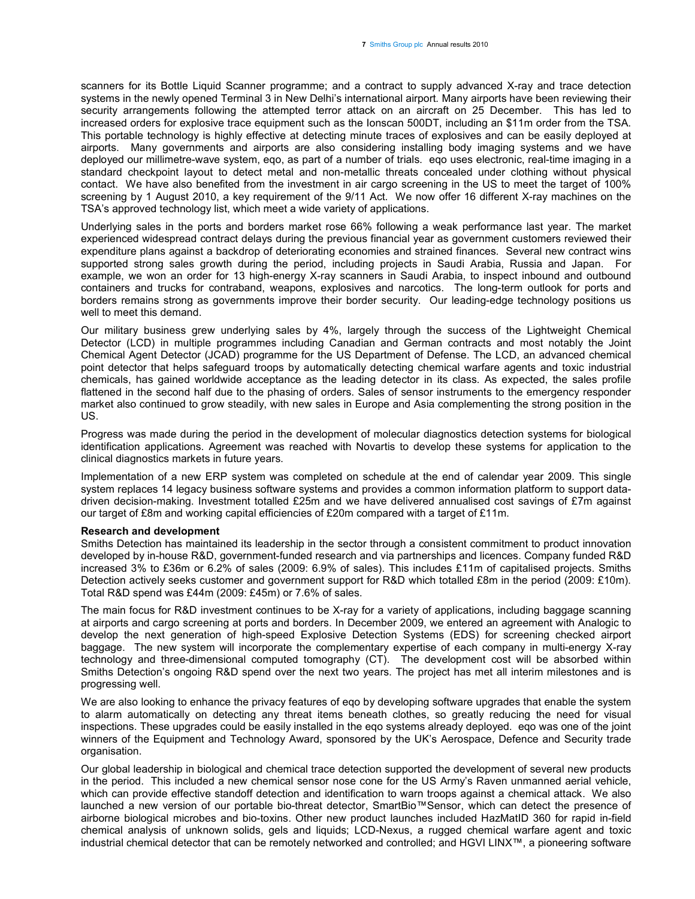scanners for its Bottle Liquid Scanner programme; and a contract to supply advanced X-ray and trace detection systems in the newly opened Terminal 3 in New Delhi's international airport. Many airports have been reviewing their security arrangements following the attempted terror attack on an aircraft on 25 December. This has led to increased orders for explosive trace equipment such as the Ionscan 500DT, including an $11m order from the TSA. This portable technology is highly effective at detecting minute traces of explosives and can be easily deployed at airports. Many governments and airports are also considering installing body imaging systems and we have deployed our millimetre-wave system, eqo, as part of a number of trials. eqo uses electronic, real-time imaging in a standard checkpoint layout to detect metal and non-metallic threats concealed under clothing without physical contact. We have also benefited from the investment in air cargo screening in the US to meet the target of 100% screening by 1 August 2010, a key requirement of the 9/11 Act. We now offer 16 different X-ray machines on the TSA's approved technology list, which meet a wide variety of applications.

Underlying sales in the ports and borders market rose 66% following a weak performance last year. The market experienced widespread contract delays during the previous financial year as government customers reviewed their expenditure plans against a backdrop of deteriorating economies and strained finances. Several new contract wins supported strong sales growth during the period, including projects in Saudi Arabia, Russia and Japan. For example, we won an order for 13 high-energy X-ray scanners in Saudi Arabia, to inspect inbound and outbound containers and trucks for contraband, weapons, explosives and narcotics. The long-term outlook for ports and borders remains strong as governments improve their border security. Our leading-edge technology positions us well to meet this demand.

Our military business grew underlying sales by 4%, largely through the success of the Lightweight Chemical Detector (LCD) in multiple programmes including Canadian and German contracts and most notably the Joint Chemical Agent Detector (JCAD) programme for the US Department of Defense. The LCD, an advanced chemical point detector that helps safeguard troops by automatically detecting chemical warfare agents and toxic industrial chemicals, has gained worldwide acceptance as the leading detector in its class. As expected, the sales profile flattened in the second half due to the phasing of orders. Sales of sensor instruments to the emergency responder market also continued to grow steadily, with new sales in Europe and Asia complementing the strong position in the US.

Progress was made during the period in the development of molecular diagnostics detection systems for biological identification applications. Agreement was reached with Novartis to develop these systems for application to the clinical diagnostics markets in future years.

Implementation of a new ERP system was completed on schedule at the end of calendar year 2009. This single system replaces 14 legacy business software systems and provides a common information platform to support data-driven decision-making. Investment totalled £25m and we have delivered annualised cost savings of £7m against our target of £8m and working capital efficiencies of £20m compared with a target of £11m.

**Research and development**

Smiths Detection has maintained its leadership in the sector through a consistent commitment to product innovation developed by in-house R&D, government-funded research and via partnerships and licences. Company funded R&D increased 3% to £36m or 6.2% of sales (2009: 6.9% of sales). This includes £11m of capitalised projects. Smiths Detection actively seeks customer and government support for R&D which totalled £8m in the period (2009: £10m). Total R&D spend was £44m (2009: £45m) or 7.6% of sales.

The main focus for R&D investment continues to be X-ray for a variety of applications, including baggage scanning at airports and cargo screening at ports and borders. In December 2009, we entered an agreement with Analogic to develop the next generation of high-speed Explosive Detection Systems (EDS) for screening checked airport baggage. The new system will incorporate the complementary expertise of each company in multi-energy X-ray technology and three-dimensional computed tomography (CT). The development cost will be absorbed within Smiths Detection's ongoing R&D spend over the next two years. The project has met all interim milestones and is progressing well.

We are also looking to enhance the privacy features of eqo by developing software upgrades that enable the system to alarm automatically on detecting any threat items beneath clothes, so greatly reducing the need for visual inspections. These upgrades could be easily installed in the eqo systems already deployed. eqo was one of the joint winners of the Equipment and Technology Award, sponsored by the UK's Aerospace, Defence and Security trade organisation.

Our global leadership in biological and chemical trace detection supported the development of several new products in the period. This included a new chemical sensor nose cone for the US Army's Raven unmanned aerial vehicle, which can provide effective standoff detection and identification to warn troops against a chemical attack. We also launched a new version of our portable bio-threat detector, SmartBio™Sensor, which can detect the presence of airborne biological microbes and bio-toxins. Other new product launches included HazMatID 360 for rapid in-field chemical analysis of unknown solids, gels and liquids; LCD-Nexus, a rugged chemical warfare agent and toxic industrial chemical detector that can be remotely networked and controlled; and HGVI LINX™, a pioneering software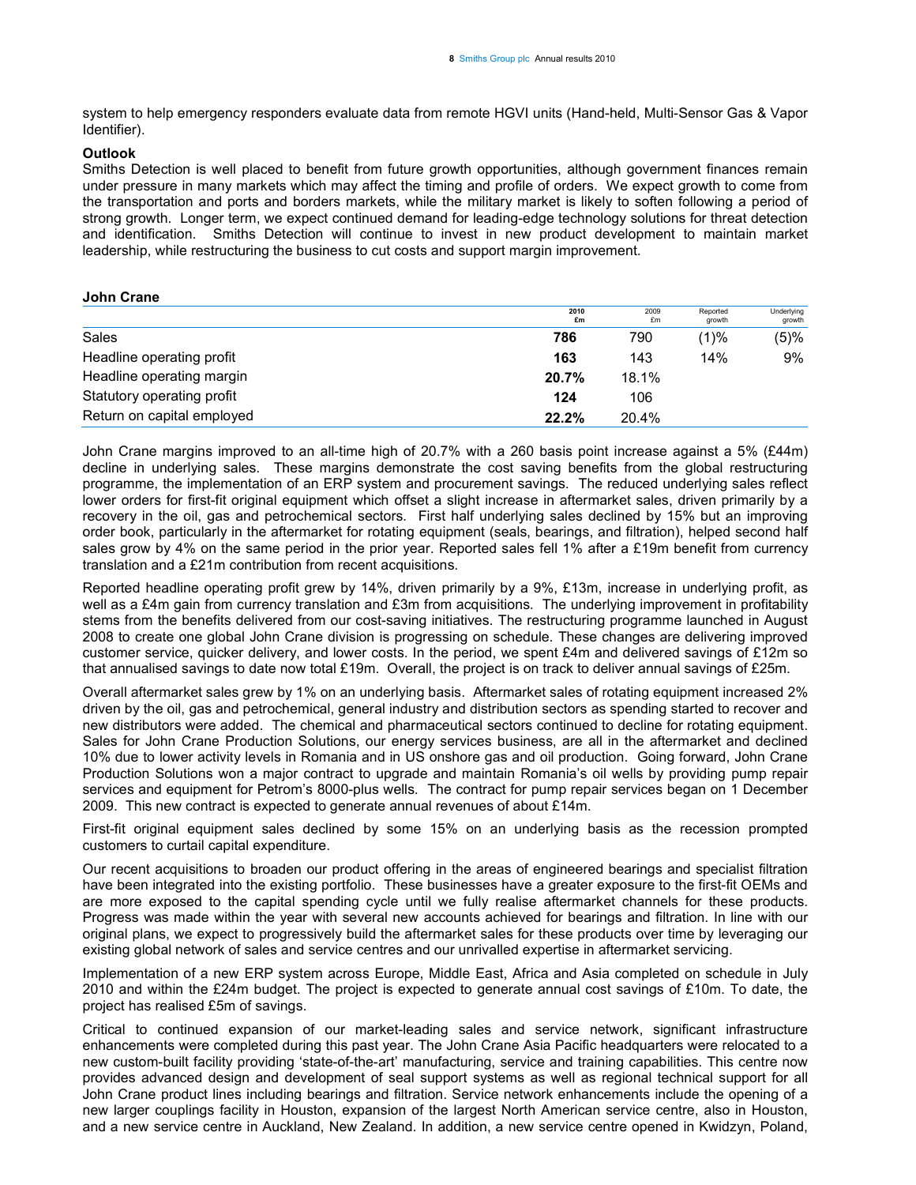system to help emergency responders evaluate data from remote HGVI units (Hand-held, Multi-Sensor Gas & Vapor Identifier).

**Outlook**

Smiths Detection is well placed to benefit from future growth opportunities, although government finances remain under pressure in many markets which may affect the timing and profile of orders. We expect growth to come from the transportation and ports and borders markets, while the military market is likely to soften following a period of strong growth. Longer term, we expect continued demand for leading-edge technology solutions for threat detection and identification. Smiths Detection will continue to invest in new product development to maintain market leadership, while restructuring the business to cut costs and support margin improvement.

**John Crane**

| | 2010 £m | 2009 £m | Reported growth | Underlying growth |
|---|---|---|---|---|
| Sales | **786** | 790 | (1)% | (5)% |
| Headline operating profit | **163** | 143 | 14% | 9% |
| Headline operating margin | **20.7%** | 18.1% | | |
| Statutory operating profit | **124** | 106 | | |
| Return on capital employed | **22.2%** | 20.4% | | |

John Crane margins improved to an all-time high of 20.7% with a 260 basis point increase against a 5% (£44m) decline in underlying sales. These margins demonstrate the cost saving benefits from the global restructuring programme, the implementation of an ERP system and procurement savings. The reduced underlying sales reflect lower orders for first-fit original equipment which offset a slight increase in aftermarket sales, driven primarily by a recovery in the oil, gas and petrochemical sectors. First half underlying sales declined by 15% but an improving order book, particularly in the aftermarket for rotating equipment (seals, bearings, and filtration), helped second half sales grow by 4% on the same period in the prior year. Reported sales fell 1% after a £19m benefit from currency translation and a £21m contribution from recent acquisitions.

Reported headline operating profit grew by 14%, driven primarily by a 9%, £13m, increase in underlying profit, as well as a £4m gain from currency translation and £3m from acquisitions. The underlying improvement in profitability stems from the benefits delivered from our cost-saving initiatives. The restructuring programme launched in August 2008 to create one global John Crane division is progressing on schedule. These changes are delivering improved customer service, quicker delivery, and lower costs. In the period, we spent £4m and delivered savings of £12m so that annualised savings to date now total £19m. Overall, the project is on track to deliver annual savings of £25m.

Overall aftermarket sales grew by 1% on an underlying basis. Aftermarket sales of rotating equipment increased 2% driven by the oil, gas and petrochemical, general industry and distribution sectors as spending started to recover and new distributors were added. The chemical and pharmaceutical sectors continued to decline for rotating equipment. Sales for John Crane Production Solutions, our energy services business, are all in the aftermarket and declined 10% due to lower activity levels in Romania and in US onshore gas and oil production. Going forward, John Crane Production Solutions won a major contract to upgrade and maintain Romania's oil wells by providing pump repair services and equipment for Petrom's 8000-plus wells. The contract for pump repair services began on 1 December 2009. This new contract is expected to generate annual revenues of about £14m.

First-fit original equipment sales declined by some 15% on an underlying basis as the recession prompted customers to curtail capital expenditure.

Our recent acquisitions to broaden our product offering in the areas of engineered bearings and specialist filtration have been integrated into the existing portfolio. These businesses have a greater exposure to the first-fit OEMs and are more exposed to the capital spending cycle until we fully realise aftermarket channels for these products. Progress was made within the year with several new accounts achieved for bearings and filtration. In line with our original plans, we expect to progressively build the aftermarket sales for these products over time by leveraging our existing global network of sales and service centres and our unrivalled expertise in aftermarket servicing.

Implementation of a new ERP system across Europe, Middle East, Africa and Asia completed on schedule in July 2010 and within the £24m budget. The project is expected to generate annual cost savings of £10m. To date, the project has realised £5m of savings.

Critical to continued expansion of our market-leading sales and service network, significant infrastructure enhancements were completed during this past year. The John Crane Asia Pacific headquarters were relocated to a new custom-built facility providing 'state-of-the-art' manufacturing, service and training capabilities. This centre now provides advanced design and development of seal support systems as well as regional technical support for all John Crane product lines including bearings and filtration. Service network enhancements include the opening of a new larger couplings facility in Houston, expansion of the largest North American service centre, also in Houston, and a new service centre in Auckland, New Zealand. In addition, a new service centre opened in Kwidzyn, Poland,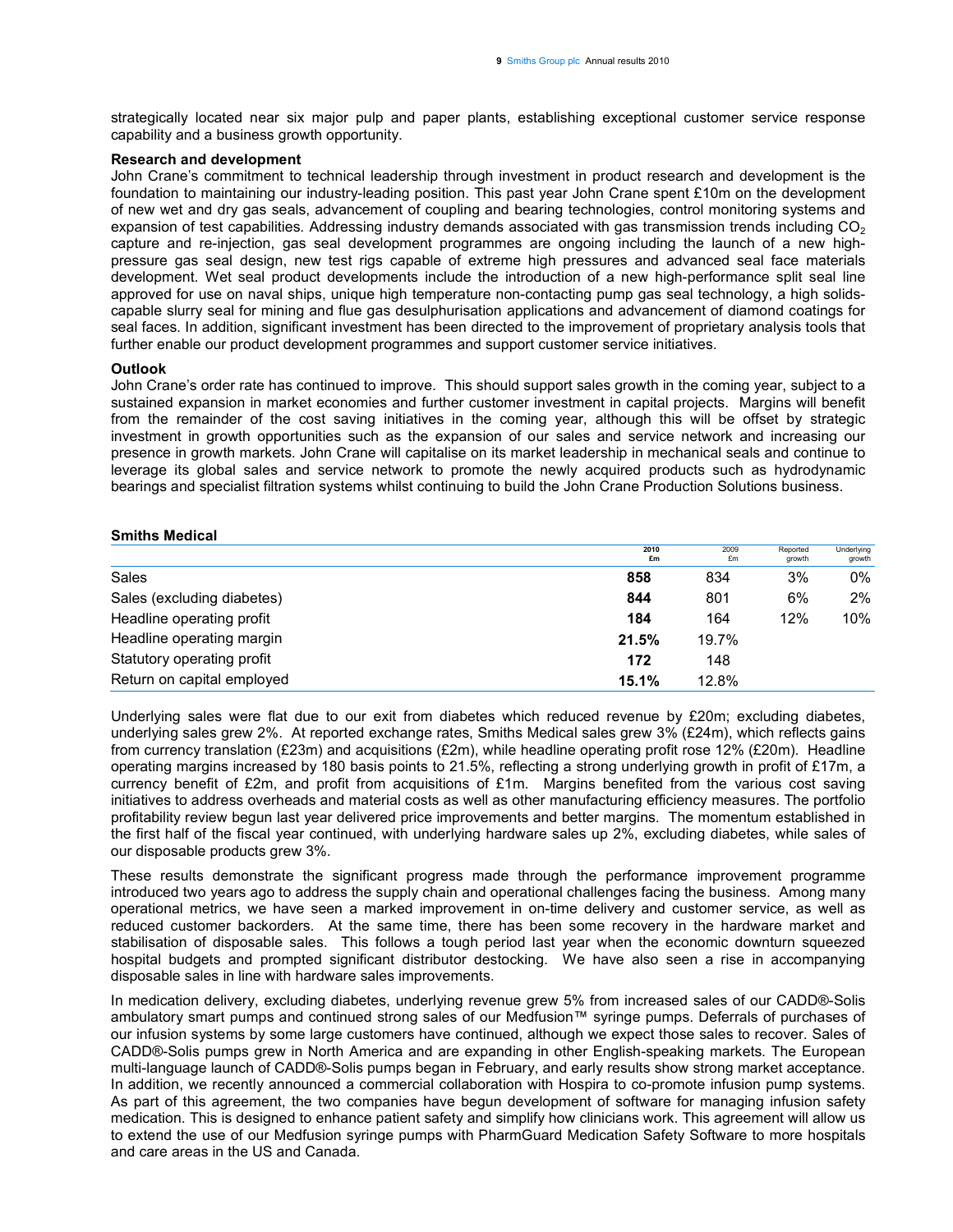strategically located near six major pulp and paper plants, establishing exceptional customer service response capability and a business growth opportunity.

**Research and development**

John Crane's commitment to technical leadership through investment in product research and development is the foundation to maintaining our industry-leading position. This past year John Crane spent £10m on the development of new wet and dry gas seals, advancement of coupling and bearing technologies, control monitoring systems and expansion of test capabilities. Addressing industry demands associated with gas transmission trends including $CO_2$ capture and re-injection, gas seal development programmes are ongoing including the launch of a new high-pressure gas seal design, new test rigs capable of extreme high pressures and advanced seal face materials development. Wet seal product developments include the introduction of a new high-performance split seal line approved for use on naval ships, unique high temperature non-contacting pump gas seal technology, a high solids-capable slurry seal for mining and flue gas desulphurisation applications and advancement of diamond coatings for seal faces. In addition, significant investment has been directed to the improvement of proprietary analysis tools that further enable our product development programmes and support customer service initiatives.

**Outlook**

John Crane's order rate has continued to improve. This should support sales growth in the coming year, subject to a sustained expansion in market economies and further customer investment in capital projects. Margins will benefit from the remainder of the cost saving initiatives in the coming year, although this will be offset by strategic investment in growth opportunities such as the expansion of our sales and service network and increasing our presence in growth markets. John Crane will capitalise on its market leadership in mechanical seals and continue to leverage its global sales and service network to promote the newly acquired products such as hydrodynamic bearings and specialist filtration systems whilst continuing to build the John Crane Production Solutions business.

**Smiths Medical**

| | 2010 £m | 2009 £m | Reported growth | Underlying growth |
|---|---|---|---|---|
| Sales | **858** | 834 | 3% | 0% |
| Sales (excluding diabetes) | **844** | 801 | 6% | 2% |
| Headline operating profit | **184** | 164 | 12% | 10% |
| Headline operating margin | **21.5%** | 19.7% | | |
| Statutory operating profit | **172** | 148 | | |
| Return on capital employed | **15.1%** | 12.8% | | |

Underlying sales were flat due to our exit from diabetes which reduced revenue by £20m; excluding diabetes, underlying sales grew 2%. At reported exchange rates, Smiths Medical sales grew 3% (£24m), which reflects gains from currency translation (£23m) and acquisitions (£2m), while headline operating profit rose 12% (£20m). Headline operating margins increased by 180 basis points to 21.5%, reflecting a strong underlying growth in profit of £17m, a currency benefit of £2m, and profit from acquisitions of £1m. Margins benefited from the various cost saving initiatives to address overheads and material costs as well as other manufacturing efficiency measures. The portfolio profitability review begun last year delivered price improvements and better margins. The momentum established in the first half of the fiscal year continued, with underlying hardware sales up 2%, excluding diabetes, while sales of our disposable products grew 3%.

These results demonstrate the significant progress made through the performance improvement programme introduced two years ago to address the supply chain and operational challenges facing the business. Among many operational metrics, we have seen a marked improvement in on-time delivery and customer service, as well as reduced customer backorders. At the same time, there has been some recovery in the hardware market and stabilisation of disposable sales. This follows a tough period last year when the economic downturn squeezed hospital budgets and prompted significant distributor destocking. We have also seen a rise in accompanying disposable sales in line with hardware sales improvements.

In medication delivery, excluding diabetes, underlying revenue grew 5% from increased sales of our CADD®-Solis ambulatory smart pumps and continued strong sales of our Medfusion™ syringe pumps. Deferrals of purchases of our infusion systems by some large customers have continued, although we expect those sales to recover. Sales of CADD®-Solis pumps grew in North America and are expanding in other English-speaking markets. The European multi-language launch of CADD®-Solis pumps began in February, and early results show strong market acceptance. In addition, we recently announced a commercial collaboration with Hospira to co-promote infusion pump systems. As part of this agreement, the two companies have begun development of software for managing infusion safety medication. This is designed to enhance patient safety and simplify how clinicians work. This agreement will allow us to extend the use of our Medfusion syringe pumps with PharmGuard Medication Safety Software to more hospitals and care areas in the US and Canada.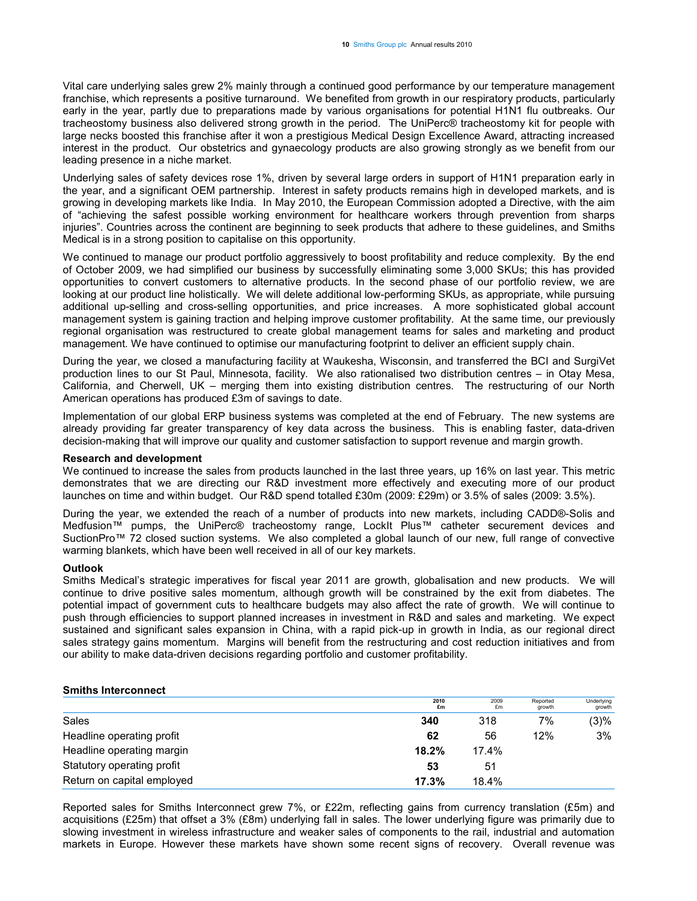Vital care underlying sales grew 2% mainly through a continued good performance by our temperature management franchise, which represents a positive turnaround. We benefited from growth in our respiratory products, particularly early in the year, partly due to preparations made by various organisations for potential H1N1 flu outbreaks. Our tracheostomy business also delivered strong growth in the period. The UniPerc® tracheostomy kit for people with large necks boosted this franchise after it won a prestigious Medical Design Excellence Award, attracting increased interest in the product. Our obstetrics and gynaecology products are also growing strongly as we benefit from our leading presence in a niche market.

Underlying sales of safety devices rose 1%, driven by several large orders in support of H1N1 preparation early in the year, and a significant OEM partnership. Interest in safety products remains high in developed markets, and is growing in developing markets like India. In May 2010, the European Commission adopted a Directive, with the aim of "achieving the safest possible working environment for healthcare workers through prevention from sharps injuries". Countries across the continent are beginning to seek products that adhere to these guidelines, and Smiths Medical is in a strong position to capitalise on this opportunity.

We continued to manage our product portfolio aggressively to boost profitability and reduce complexity. By the end of October 2009, we had simplified our business by successfully eliminating some 3,000 SKUs; this has provided opportunities to convert customers to alternative products. In the second phase of our portfolio review, we are looking at our product line holistically. We will delete additional low-performing SKUs, as appropriate, while pursuing additional up-selling and cross-selling opportunities, and price increases. A more sophisticated global account management system is gaining traction and helping improve customer profitability. At the same time, our previously regional organisation was restructured to create global management teams for sales and marketing and product management. We have continued to optimise our manufacturing footprint to deliver an efficient supply chain.

During the year, we closed a manufacturing facility at Waukesha, Wisconsin, and transferred the BCI and SurgiVet production lines to our St Paul, Minnesota, facility. We also rationalised two distribution centres – in Otay Mesa, California, and Cherwell, UK – merging them into existing distribution centres. The restructuring of our North American operations has produced £3m of savings to date.

Implementation of our global ERP business systems was completed at the end of February. The new systems are already providing far greater transparency of key data across the business. This is enabling faster, data-driven decision-making that will improve our quality and customer satisfaction to support revenue and margin growth.

**Research and development**

We continued to increase the sales from products launched in the last three years, up 16% on last year. This metric demonstrates that we are directing our R&D investment more effectively and executing more of our product launches on time and within budget. Our R&D spend totalled £30m (2009: £29m) or 3.5% of sales (2009: 3.5%).

During the year, we extended the reach of a number of products into new markets, including CADD®-Solis and Medfusion™ pumps, the UniPerc® tracheostomy range, LockIt Plus™ catheter securement devices and SuctionPro™ 72 closed suction systems. We also completed a global launch of our new, full range of convective warming blankets, which have been well received in all of our key markets.

**Outlook**

Smiths Medical's strategic imperatives for fiscal year 2011 are growth, globalisation and new products. We will continue to drive positive sales momentum, although growth will be constrained by the exit from diabetes. The potential impact of government cuts to healthcare budgets may also affect the rate of growth. We will continue to push through efficiencies to support planned increases in investment in R&D and sales and marketing. We expect sustained and significant sales expansion in China, with a rapid pick-up in growth in India, as our regional direct sales strategy gains momentum. Margins will benefit from the restructuring and cost reduction initiatives and from our ability to make data-driven decisions regarding portfolio and customer profitability.

**Smiths Interconnect**

| | **2010 £m** | 2009 £m | Reported growth | Underlying growth |
|---|---|---|---|---|
| Sales | **340** | 318 | 7% | (3)% |
| Headline operating profit | **62** | 56 | 12% | 3% |
| Headline operating margin | **18.2%** | 17.4% | | |
| Statutory operating profit | **53** | 51 | | |
| Return on capital employed | **17.3%** | 18.4% | | |

Reported sales for Smiths Interconnect grew 7%, or £22m, reflecting gains from currency translation (£5m) and acquisitions (£25m) that offset a 3% (£8m) underlying fall in sales. The lower underlying figure was primarily due to slowing investment in wireless infrastructure and weaker sales of components to the rail, industrial and automation markets in Europe. However these markets have shown some recent signs of recovery. Overall revenue was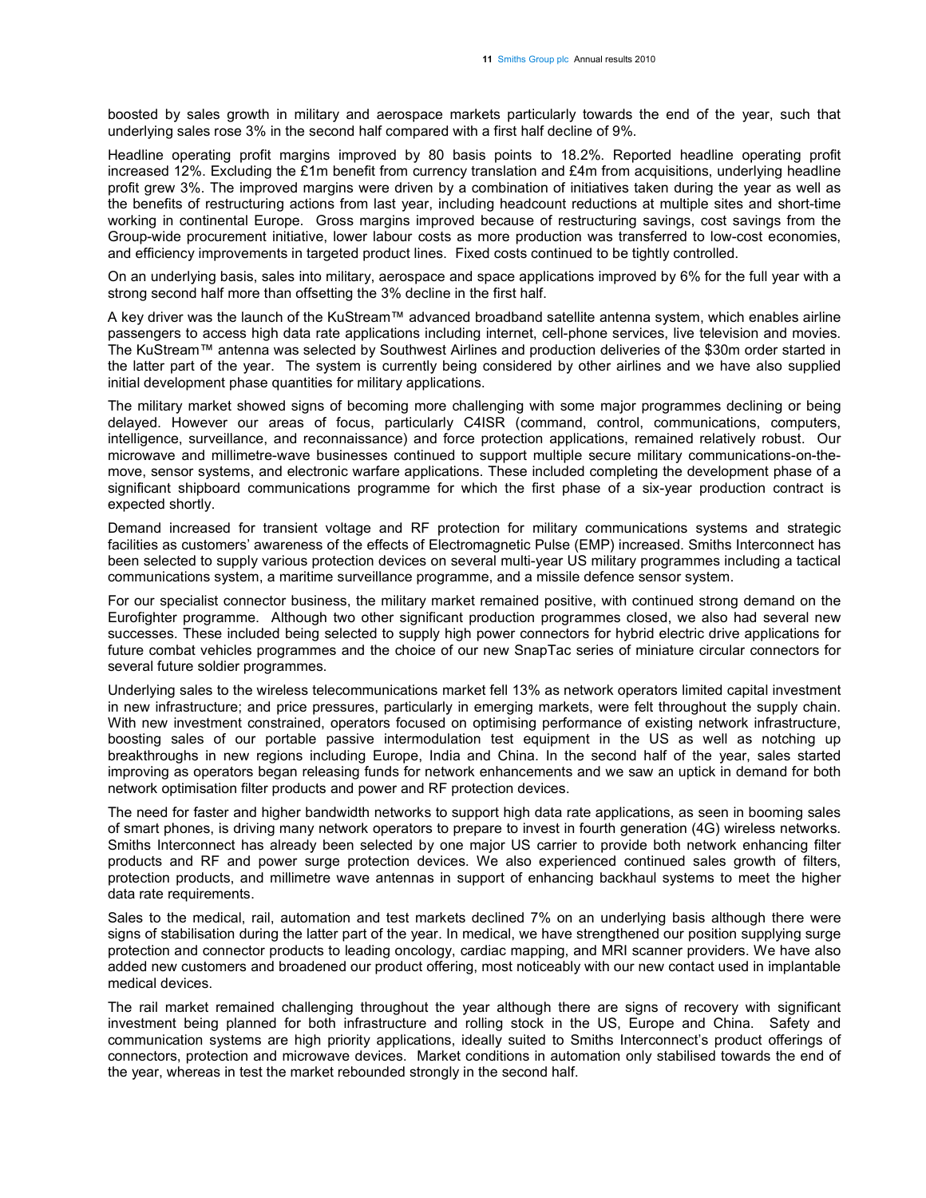boosted by sales growth in military and aerospace markets particularly towards the end of the year, such that underlying sales rose 3% in the second half compared with a first half decline of 9%.

Headline operating profit margins improved by 80 basis points to 18.2%. Reported headline operating profit increased 12%. Excluding the £1m benefit from currency translation and £4m from acquisitions, underlying headline profit grew 3%. The improved margins were driven by a combination of initiatives taken during the year as well as the benefits of restructuring actions from last year, including headcount reductions at multiple sites and short-time working in continental Europe. Gross margins improved because of restructuring savings, cost savings from the Group-wide procurement initiative, lower labour costs as more production was transferred to low-cost economies, and efficiency improvements in targeted product lines. Fixed costs continued to be tightly controlled.

On an underlying basis, sales into military, aerospace and space applications improved by 6% for the full year with a strong second half more than offsetting the 3% decline in the first half.

A key driver was the launch of the KuStream™ advanced broadband satellite antenna system, which enables airline passengers to access high data rate applications including internet, cell-phone services, live television and movies. The KuStream™ antenna was selected by Southwest Airlines and production deliveries of the $30m order started in the latter part of the year. The system is currently being considered by other airlines and we have also supplied initial development phase quantities for military applications.

The military market showed signs of becoming more challenging with some major programmes declining or being delayed. However our areas of focus, particularly C4ISR (command, control, communications, computers, intelligence, surveillance, and reconnaissance) and force protection applications, remained relatively robust. Our microwave and millimetre-wave businesses continued to support multiple secure military communications-on-the-move, sensor systems, and electronic warfare applications. These included completing the development phase of a significant shipboard communications programme for which the first phase of a six-year production contract is expected shortly.

Demand increased for transient voltage and RF protection for military communications systems and strategic facilities as customers' awareness of the effects of Electromagnetic Pulse (EMP) increased. Smiths Interconnect has been selected to supply various protection devices on several multi-year US military programmes including a tactical communications system, a maritime surveillance programme, and a missile defence sensor system.

For our specialist connector business, the military market remained positive, with continued strong demand on the Eurofighter programme. Although two other significant production programmes closed, we also had several new successes. These included being selected to supply high power connectors for hybrid electric drive applications for future combat vehicles programmes and the choice of our new SnapTac series of miniature circular connectors for several future soldier programmes.

Underlying sales to the wireless telecommunications market fell 13% as network operators limited capital investment in new infrastructure; and price pressures, particularly in emerging markets, were felt throughout the supply chain. With new investment constrained, operators focused on optimising performance of existing network infrastructure, boosting sales of our portable passive intermodulation test equipment in the US as well as notching up breakthroughs in new regions including Europe, India and China. In the second half of the year, sales started improving as operators began releasing funds for network enhancements and we saw an uptick in demand for both network optimisation filter products and power and RF protection devices.

The need for faster and higher bandwidth networks to support high data rate applications, as seen in booming sales of smart phones, is driving many network operators to prepare to invest in fourth generation (4G) wireless networks. Smiths Interconnect has already been selected by one major US carrier to provide both network enhancing filter products and RF and power surge protection devices. We also experienced continued sales growth of filters, protection products, and millimetre wave antennas in support of enhancing backhaul systems to meet the higher data rate requirements.

Sales to the medical, rail, automation and test markets declined 7% on an underlying basis although there were signs of stabilisation during the latter part of the year. In medical, we have strengthened our position supplying surge protection and connector products to leading oncology, cardiac mapping, and MRI scanner providers. We have also added new customers and broadened our product offering, most noticeably with our new contact used in implantable medical devices.

The rail market remained challenging throughout the year although there are signs of recovery with significant investment being planned for both infrastructure and rolling stock in the US, Europe and China. Safety and communication systems are high priority applications, ideally suited to Smiths Interconnect's product offerings of connectors, protection and microwave devices. Market conditions in automation only stabilised towards the end of the year, whereas in test the market rebounded strongly in the second half.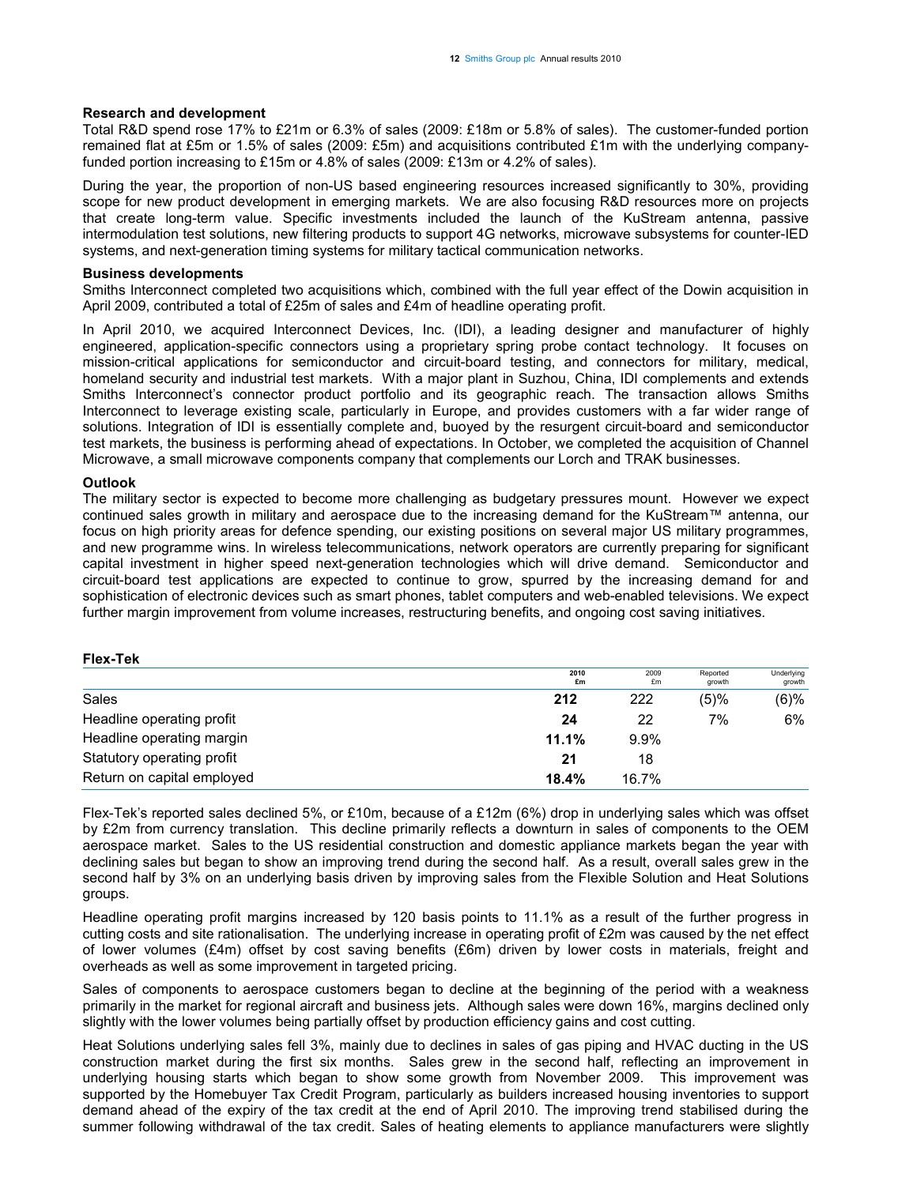### Research and development

Total R&D spend rose 17% to £21m or 6.3% of sales (2009: £18m or 5.8% of sales). The customer-funded portion remained flat at £5m or 1.5% of sales (2009: £5m) and acquisitions contributed £1m with the underlying company-funded portion increasing to £15m or 4.8% of sales (2009: £13m or 4.2% of sales).

During the year, the proportion of non-US based engineering resources increased significantly to 30%, providing scope for new product development in emerging markets. We are also focusing R&D resources more on projects that create long-term value. Specific investments included the launch of the KuStream antenna, passive intermodulation test solutions, new filtering products to support 4G networks, microwave subsystems for counter-IED systems, and next-generation timing systems for military tactical communication networks.

### Business developments

Smiths Interconnect completed two acquisitions which, combined with the full year effect of the Dowin acquisition in April 2009, contributed a total of £25m of sales and £4m of headline operating profit.

In April 2010, we acquired Interconnect Devices, Inc. (IDI), a leading designer and manufacturer of highly engineered, application-specific connectors using a proprietary spring probe contact technology. It focuses on mission-critical applications for semiconductor and circuit-board testing, and connectors for military, medical, homeland security and industrial test markets. With a major plant in Suzhou, China, IDI complements and extends Smiths Interconnect's connector product portfolio and its geographic reach. The transaction allows Smiths Interconnect to leverage existing scale, particularly in Europe, and provides customers with a far wider range of solutions. Integration of IDI is essentially complete and, buoyed by the resurgent circuit-board and semiconductor test markets, the business is performing ahead of expectations. In October, we completed the acquisition of Channel Microwave, a small microwave components company that complements our Lorch and TRAK businesses.

### Outlook

The military sector is expected to become more challenging as budgetary pressures mount. However we expect continued sales growth in military and aerospace due to the increasing demand for the KuStream™ antenna, our focus on high priority areas for defence spending, our existing positions on several major US military programmes, and new programme wins. In wireless telecommunications, network operators are currently preparing for significant capital investment in higher speed next-generation technologies which will drive demand. Semiconductor and circuit-board test applications are expected to continue to grow, spurred by the increasing demand for and sophistication of electronic devices such as smart phones, tablet computers and web-enabled televisions. We expect further margin improvement from volume increases, restructuring benefits, and ongoing cost saving initiatives.

### Flex-Tek

| | 2010 £m | 2009 £m | Reported growth | Underlying growth |
|---|---|---|---|---|
| Sales | **212** | 222 | (5)% | (6)% |
| Headline operating profit | **24** | 22 | 7% | 6% |
| Headline operating margin | **11.1%** | 9.9% | | |
| Statutory operating profit | **21** | 18 | | |
| Return on capital employed | **18.4%** | 16.7% | | |

Flex-Tek's reported sales declined 5%, or £10m, because of a £12m (6%) drop in underlying sales which was offset by £2m from currency translation. This decline primarily reflects a downturn in sales of components to the OEM aerospace market. Sales to the US residential construction and domestic appliance markets began the year with declining sales but began to show an improving trend during the second half. As a result, overall sales grew in the second half by 3% on an underlying basis driven by improving sales from the Flexible Solution and Heat Solutions groups.

Headline operating profit margins increased by 120 basis points to 11.1% as a result of the further progress in cutting costs and site rationalisation. The underlying increase in operating profit of £2m was caused by the net effect of lower volumes (£4m) offset by cost saving benefits (£6m) driven by lower costs in materials, freight and overheads as well as some improvement in targeted pricing.

Sales of components to aerospace customers began to decline at the beginning of the period with a weakness primarily in the market for regional aircraft and business jets. Although sales were down 16%, margins declined only slightly with the lower volumes being partially offset by production efficiency gains and cost cutting.

Heat Solutions underlying sales fell 3%, mainly due to declines in sales of gas piping and HVAC ducting in the US construction market during the first six months. Sales grew in the second half, reflecting an improvement in underlying housing starts which began to show some growth from November 2009. This improvement was supported by the Homebuyer Tax Credit Program, particularly as builders increased housing inventories to support demand ahead of the expiry of the tax credit at the end of April 2010. The improving trend stabilised during the summer following withdrawal of the tax credit. Sales of heating elements to appliance manufacturers were slightly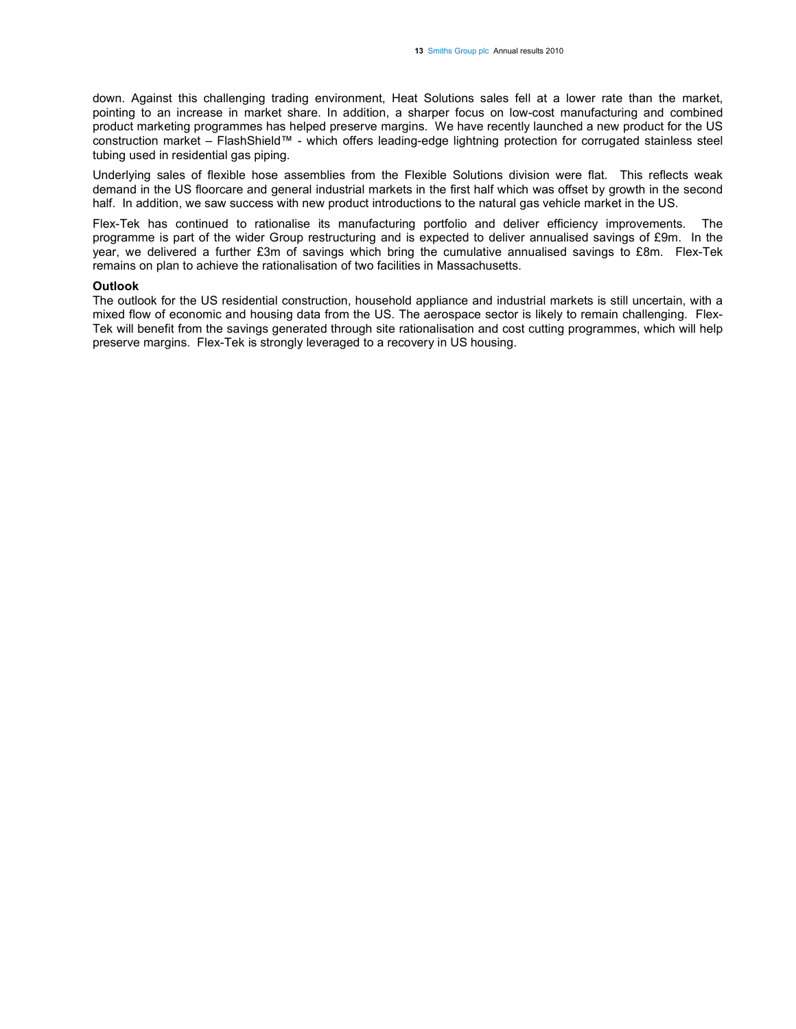down. Against this challenging trading environment, Heat Solutions sales fell at a lower rate than the market, pointing to an increase in market share. In addition, a sharper focus on low-cost manufacturing and combined product marketing programmes has helped preserve margins. We have recently launched a new product for the US construction market – FlashShield™ - which offers leading-edge lightning protection for corrugated stainless steel tubing used in residential gas piping.

Underlying sales of flexible hose assemblies from the Flexible Solutions division were flat. This reflects weak demand in the US floorcare and general industrial markets in the first half which was offset by growth in the second half. In addition, we saw success with new product introductions to the natural gas vehicle market in the US.

Flex-Tek has continued to rationalise its manufacturing portfolio and deliver efficiency improvements. The programme is part of the wider Group restructuring and is expected to deliver annualised savings of £9m. In the year, we delivered a further £3m of savings which bring the cumulative annualised savings to £8m. Flex-Tek remains on plan to achieve the rationalisation of two facilities in Massachusetts.

**Outlook**

The outlook for the US residential construction, household appliance and industrial markets is still uncertain, with a mixed flow of economic and housing data from the US. The aerospace sector is likely to remain challenging. Flex-Tek will benefit from the savings generated through site rationalisation and cost cutting programmes, which will help preserve margins. Flex-Tek is strongly leveraged to a recovery in US housing.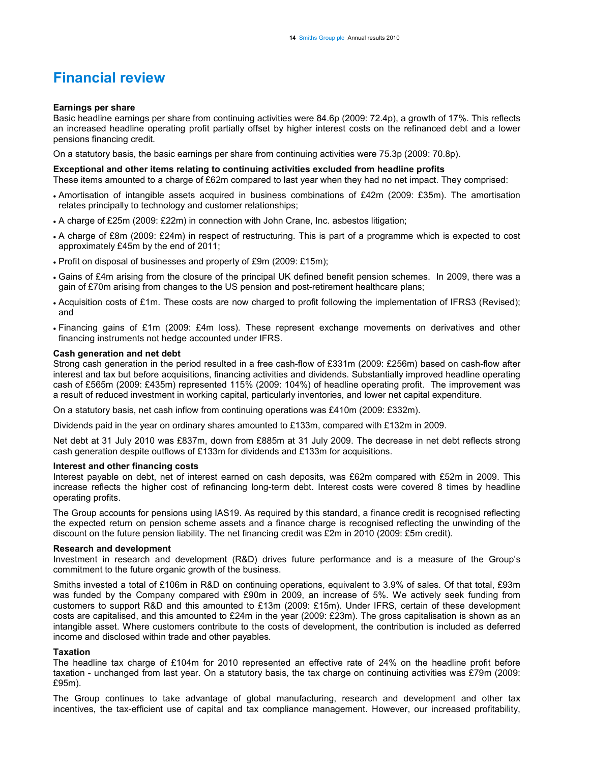# Financial review

### Earnings per share

Basic headline earnings per share from continuing activities were 84.6p (2009: 72.4p), a growth of 17%. This reflects an increased headline operating profit partially offset by higher interest costs on the refinanced debt and a lower pensions financing credit.

On a statutory basis, the basic earnings per share from continuing activities were 75.3p (2009: 70.8p).

### Exceptional and other items relating to continuing activities excluded from headline profits

These items amounted to a charge of £62m compared to last year when they had no net impact. They comprised:

- Amortisation of intangible assets acquired in business combinations of £42m (2009: £35m). The amortisation relates principally to technology and customer relationships;
- A charge of £25m (2009: £22m) in connection with John Crane, Inc. asbestos litigation;
- A charge of £8m (2009: £24m) in respect of restructuring. This is part of a programme which is expected to cost approximately £45m by the end of 2011;
- Profit on disposal of businesses and property of £9m (2009: £15m);
- Gains of £4m arising from the closure of the principal UK defined benefit pension schemes. In 2009, there was a gain of £70m arising from changes to the US pension and post-retirement healthcare plans;
- Acquisition costs of £1m. These costs are now charged to profit following the implementation of IFRS3 (Revised); and
- Financing gains of £1m (2009: £4m loss). These represent exchange movements on derivatives and other financing instruments not hedge accounted under IFRS.

### Cash generation and net debt

Strong cash generation in the period resulted in a free cash-flow of £331m (2009: £256m) based on cash-flow after interest and tax but before acquisitions, financing activities and dividends. Substantially improved headline operating cash of £565m (2009: £435m) represented 115% (2009: 104%) of headline operating profit. The improvement was a result of reduced investment in working capital, particularly inventories, and lower net capital expenditure.

On a statutory basis, net cash inflow from continuing operations was £410m (2009: £332m).

Dividends paid in the year on ordinary shares amounted to £133m, compared with £132m in 2009.

Net debt at 31 July 2010 was £837m, down from £885m at 31 July 2009. The decrease in net debt reflects strong cash generation despite outflows of £133m for dividends and £133m for acquisitions.

### Interest and other financing costs

Interest payable on debt, net of interest earned on cash deposits, was £62m compared with £52m in 2009. This increase reflects the higher cost of refinancing long-term debt. Interest costs were covered 8 times by headline operating profits.

The Group accounts for pensions using IAS19. As required by this standard, a finance credit is recognised reflecting the expected return on pension scheme assets and a finance charge is recognised reflecting the unwinding of the discount on the future pension liability. The net financing credit was £2m in 2010 (2009: £5m credit).

### Research and development

Investment in research and development (R&D) drives future performance and is a measure of the Group's commitment to the future organic growth of the business.

Smiths invested a total of £106m in R&D on continuing operations, equivalent to 3.9% of sales. Of that total, £93m was funded by the Company compared with £90m in 2009, an increase of 5%. We actively seek funding from customers to support R&D and this amounted to £13m (2009: £15m). Under IFRS, certain of these development costs are capitalised, and this amounted to £24m in the year (2009: £23m). The gross capitalisation is shown as an intangible asset. Where customers contribute to the costs of development, the contribution is included as deferred income and disclosed within trade and other payables.

### Taxation

The headline tax charge of £104m for 2010 represented an effective rate of 24% on the headline profit before taxation - unchanged from last year. On a statutory basis, the tax charge on continuing activities was £79m (2009: £95m).

The Group continues to take advantage of global manufacturing, research and development and other tax incentives, the tax-efficient use of capital and tax compliance management. However, our increased profitability,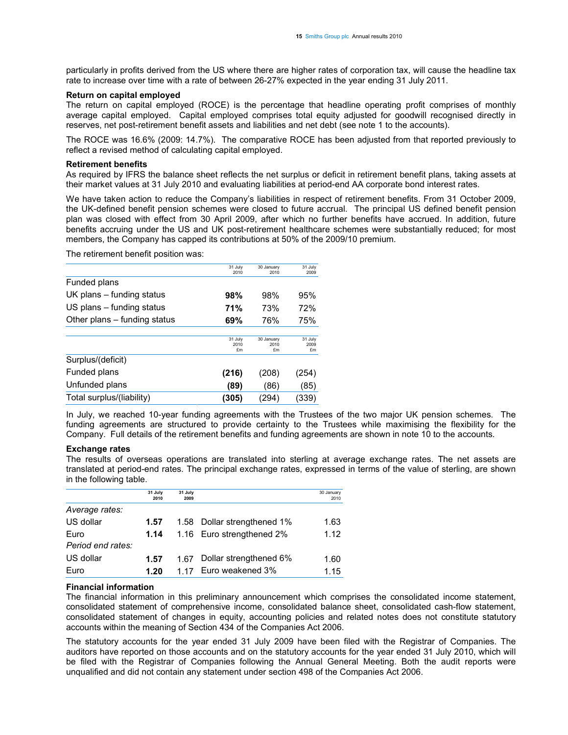particularly in profits derived from the US where there are higher rates of corporation tax, will cause the headline tax rate to increase over time with a rate of between 26-27% expected in the year ending 31 July 2011.

**Return on capital employed**

The return on capital employed (ROCE) is the percentage that headline operating profit comprises of monthly average capital employed. Capital employed comprises total equity adjusted for goodwill recognised directly in reserves, net post-retirement benefit assets and liabilities and net debt (see note 1 to the accounts).

The ROCE was 16.6% (2009: 14.7%). The comparative ROCE has been adjusted from that reported previously to reflect a revised method of calculating capital employed.

**Retirement benefits**

As required by IFRS the balance sheet reflects the net surplus or deficit in retirement benefit plans, taking assets at their market values at 31 July 2010 and evaluating liabilities at period-end AA corporate bond interest rates.

We have taken action to reduce the Company's liabilities in respect of retirement benefits. From 31 October 2009, the UK-defined benefit pension schemes were closed to future accrual. The principal US defined benefit pension plan was closed with effect from 30 April 2009, after which no further benefits have accrued. In addition, future benefits accruing under the US and UK post-retirement healthcare schemes were substantially reduced; for most members, the Company has capped its contributions at 50% of the 2009/10 premium.

The retirement benefit position was:

| | 31 July 2010 | 30 January 2010 | 31 July 2009 |
|---|---|---|---|
| Funded plans | | | |
| UK plans – funding status | **98%** | 98% | 95% |
| US plans – funding status | **71%** | 73% | 72% |
| Other plans – funding status | **69%** | 76% | 75% |

| | 31 July 2010 £m | 30 January 2010 £m | 31 July 2009 £m |
|---|---|---|---|
| Surplus/(deficit) | | | |
| Funded plans | **(216)** | (208) | (254) |
| Unfunded plans | **(89)** | (86) | (85) |
| Total surplus/(liability) | **(305)** | (294) | (339) |

In July, we reached 10-year funding agreements with the Trustees of the two major UK pension schemes. The funding agreements are structured to provide certainty to the Trustees while maximising the flexibility for the Company. Full details of the retirement benefits and funding agreements are shown in note 10 to the accounts.

**Exchange rates**

The results of overseas operations are translated into sterling at average exchange rates. The net assets are translated at period-end rates. The principal exchange rates, expressed in terms of the value of sterling, are shown in the following table.

| | 31 July 2010 | 31 July 2009 | | 30 January 2010 |
|---|---|---|---|---|
| *Average rates:* | | | | |
| US dollar | **1.57** | 1.58 | Dollar strengthened 1% | 1.63 |
| Euro | **1.14** | 1.16 | Euro strengthened 2% | 1.12 |
| *Period end rates:* | | | | |
| US dollar | **1.57** | 1.67 | Dollar strengthened 6% | 1.60 |
| Euro | **1.20** | 1.17 | Euro weakened 3% | 1.15 |

**Financial information**

The financial information in this preliminary announcement which comprises the consolidated income statement, consolidated statement of comprehensive income, consolidated balance sheet, consolidated cash-flow statement, consolidated statement of changes in equity, accounting policies and related notes does not constitute statutory accounts within the meaning of Section 434 of the Companies Act 2006.

The statutory accounts for the year ended 31 July 2009 have been filed with the Registrar of Companies. The auditors have reported on those accounts and on the statutory accounts for the year ended 31 July 2010, which will be filed with the Registrar of Companies following the Annual General Meeting. Both the audit reports were unqualified and did not contain any statement under section 498 of the Companies Act 2006.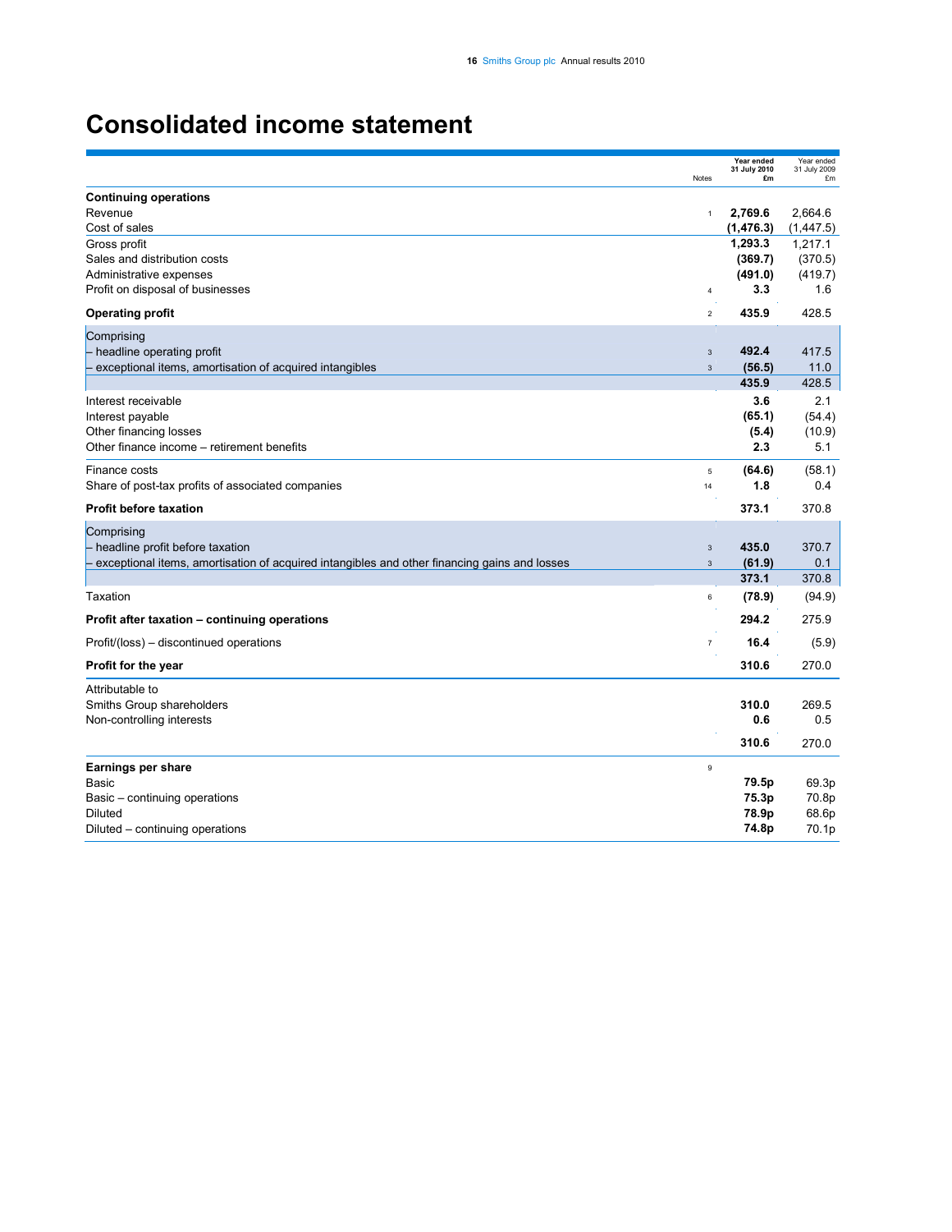# Consolidated income statement

| | Notes | Year ended 31 July 2010 £m | Year ended 31 July 2009 £m |
|---|---|---|---|
| **Continuing operations** | | | |
| Revenue | 1 | **2,769.6** | 2,664.6 |
| Cost of sales | | **(1,476.3)** | (1,447.5) |
| Gross profit | | **1,293.3** | 1,217.1 |
| Sales and distribution costs | | **(369.7)** | (370.5) |
| Administrative expenses | | **(491.0)** | (419.7) |
| Profit on disposal of businesses | 4 | **3.3** | 1.6 |
| **Operating profit** | 2 | **435.9** | 428.5 |
| Comprising | | | |
| – headline operating profit | 3 | **492.4** | 417.5 |
| – exceptional items, amortisation of acquired intangibles | 3 | **(56.5)** | 11.0 |
| | | **435.9** | 428.5 |
| Interest receivable | | **3.6** | 2.1 |
| Interest payable | | **(65.1)** | (54.4) |
| Other financing losses | | **(5.4)** | (10.9) |
| Other finance income – retirement benefits | | **2.3** | 5.1 |
| Finance costs | 5 | **(64.6)** | (58.1) |
| Share of post-tax profits of associated companies | 14 | **1.8** | 0.4 |
| **Profit before taxation** | | **373.1** | 370.8 |
| Comprising | | | |
| – headline profit before taxation | 3 | **435.0** | 370.7 |
| – exceptional items, amortisation of acquired intangibles and other financing gains and losses | 3 | **(61.9)** | 0.1 |
| | | **373.1** | 370.8 |
| Taxation | 6 | **(78.9)** | (94.9) |
| **Profit after taxation – continuing operations** | | **294.2** | 275.9 |
| Profit/(loss) – discontinued operations | 7 | **16.4** | (5.9) |
| **Profit for the year** | | **310.6** | 270.0 |
| Attributable to | | | |
| Smiths Group shareholders | | **310.0** | 269.5 |
| Non-controlling interests | | **0.6** | 0.5 |
| | | **310.6** | 270.0 |
| **Earnings per share** | 9 | | |
| Basic | | **79.5p** | 69.3p |
| Basic – continuing operations | | **75.3p** | 70.8p |
| Diluted | | **78.9p** | 68.6p |
| Diluted – continuing operations | | **74.8p** | 70.1p |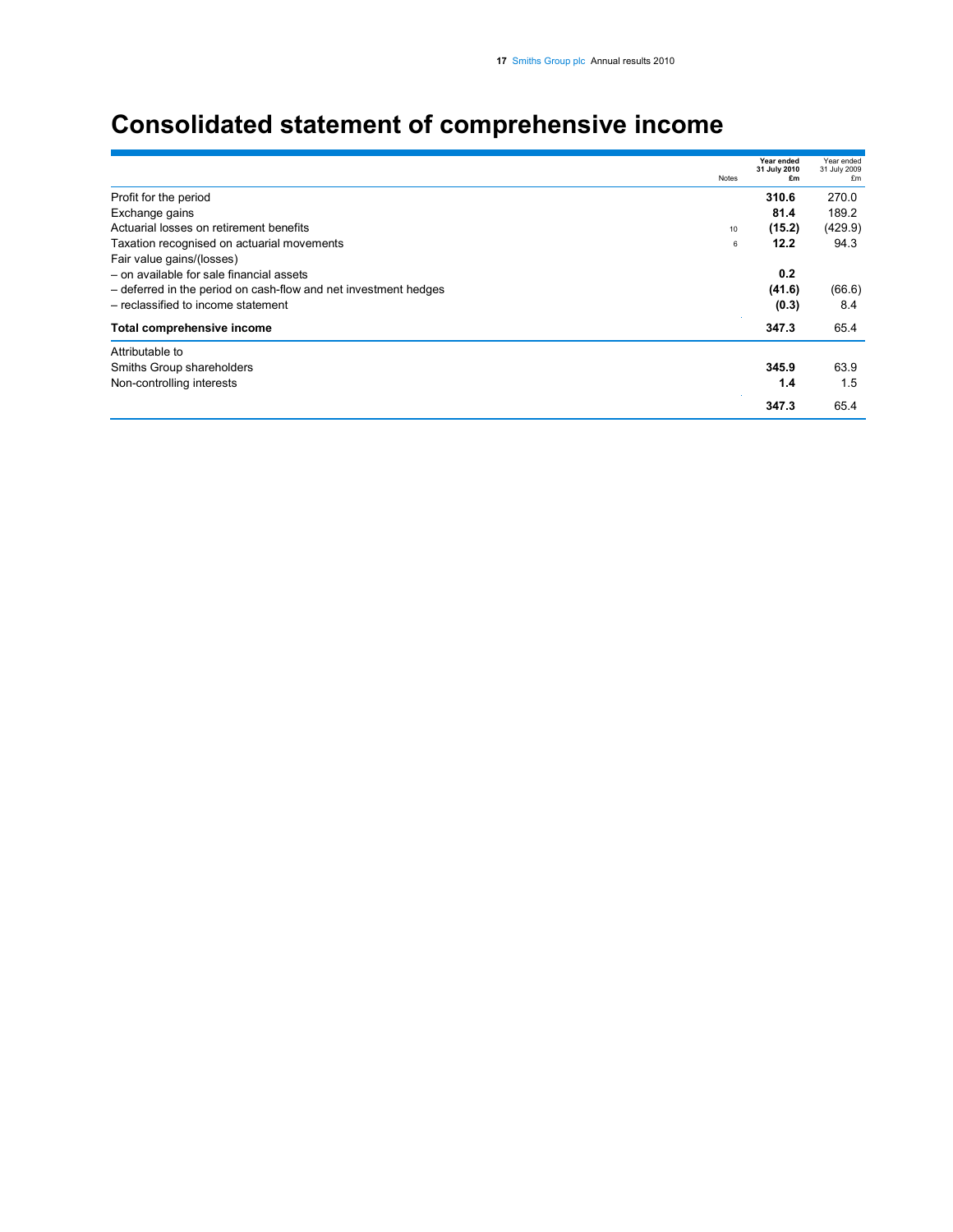# Consolidated statement of comprehensive income

| | Notes | Year ended 31 July 2010 £m | Year ended 31 July 2009 £m |
|---|---|---|---|
| Profit for the period | | **310.6** | 270.0 |
| Exchange gains | | **81.4** | 189.2 |
| Actuarial losses on retirement benefits | 10 | **(15.2)** | (429.9) |
| Taxation recognised on actuarial movements | 6 | **12.2** | 94.3 |
| Fair value gains/(losses) | | | |
| – on available for sale financial assets | | **0.2** | |
| – deferred in the period on cash-flow and net investment hedges | | **(41.6)** | (66.6) |
| – reclassified to income statement | | **(0.3)** | 8.4 |
| **Total comprehensive income** | | **347.3** | 65.4 |
| Attributable to | | | |
| Smiths Group shareholders | | **345.9** | 63.9 |
| Non-controlling interests | | **1.4** | 1.5 |
| | | **347.3** | 65.4 |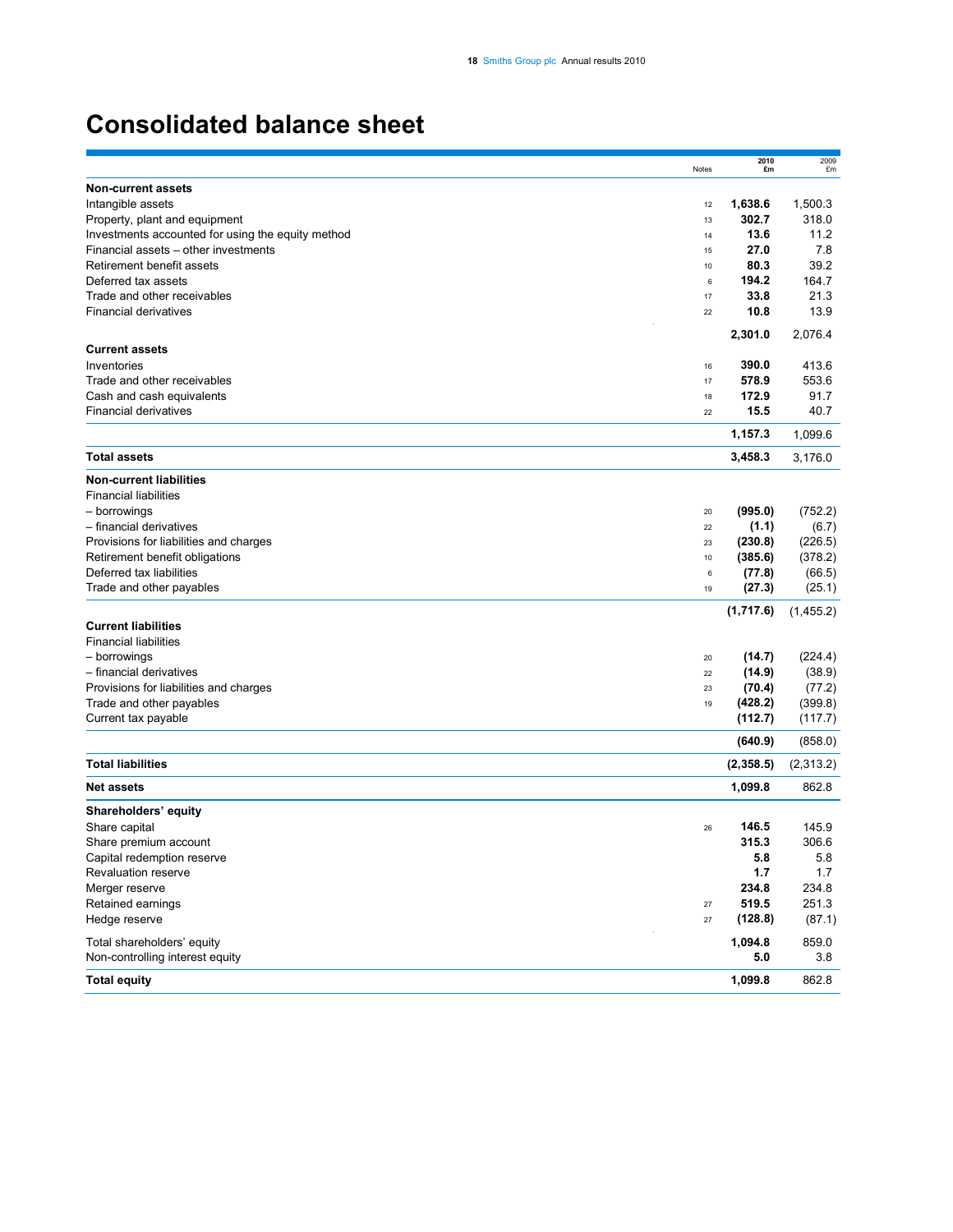# Consolidated balance sheet

| | Notes | 2010 £m | 2009 £m |
|---|---|---|---|
| **Non-current assets** | | | |
| Intangible assets | 12 | **1,638.6** | 1,500.3 |
| Property, plant and equipment | 13 | **302.7** | 318.0 |
| Investments accounted for using the equity method | 14 | **13.6** | 11.2 |
| Financial assets – other investments | 15 | **27.0** | 7.8 |
| Retirement benefit assets | 10 | **80.3** | 39.2 |
| Deferred tax assets | 6 | **194.2** | 164.7 |
| Trade and other receivables | 17 | **33.8** | 21.3 |
| Financial derivatives | 22 | **10.8** | 13.9 |
| | | **2,301.0** | 2,076.4 |
| **Current assets** | | | |
| Inventories | 16 | **390.0** | 413.6 |
| Trade and other receivables | 17 | **578.9** | 553.6 |
| Cash and cash equivalents | 18 | **172.9** | 91.7 |
| Financial derivatives | 22 | **15.5** | 40.7 |
| | | **1,157.3** | 1,099.6 |
| **Total assets** | | **3,458.3** | 3,176.0 |
| **Non-current liabilities** | | | |
| Financial liabilities | | | |
| – borrowings | 20 | **(995.0)** | (752.2) |
| – financial derivatives | 22 | **(1.1)** | (6.7) |
| Provisions for liabilities and charges | 23 | **(230.8)** | (226.5) |
| Retirement benefit obligations | 10 | **(385.6)** | (378.2) |
| Deferred tax liabilities | 6 | **(77.8)** | (66.5) |
| Trade and other payables | 19 | **(27.3)** | (25.1) |
| | | **(1,717.6)** | (1,455.2) |
| **Current liabilities** | | | |
| Financial liabilities | | | |
| – borrowings | 20 | **(14.7)** | (224.4) |
| – financial derivatives | 22 | **(14.9)** | (38.9) |
| Provisions for liabilities and charges | 23 | **(70.4)** | (77.2) |
| Trade and other payables | 19 | **(428.2)** | (399.8) |
| Current tax payable | | **(112.7)** | (117.7) |
| | | **(640.9)** | (858.0) |
| **Total liabilities** | | **(2,358.5)** | (2,313.2) |
| **Net assets** | | **1,099.8** | 862.8 |
| **Shareholders' equity** | | | |
| Share capital | 26 | **146.5** | 145.9 |
| Share premium account | | **315.3** | 306.6 |
| Capital redemption reserve | | **5.8** | 5.8 |
| Revaluation reserve | | **1.7** | 1.7 |
| Merger reserve | | **234.8** | 234.8 |
| Retained earnings | 27 | **519.5** | 251.3 |
| Hedge reserve | 27 | **(128.8)** | (87.1) |
| Total shareholders' equity | | **1,094.8** | 859.0 |
| Non-controlling interest equity | | **5.0** | 3.8 |
| **Total equity** | | **1,099.8** | 862.8 |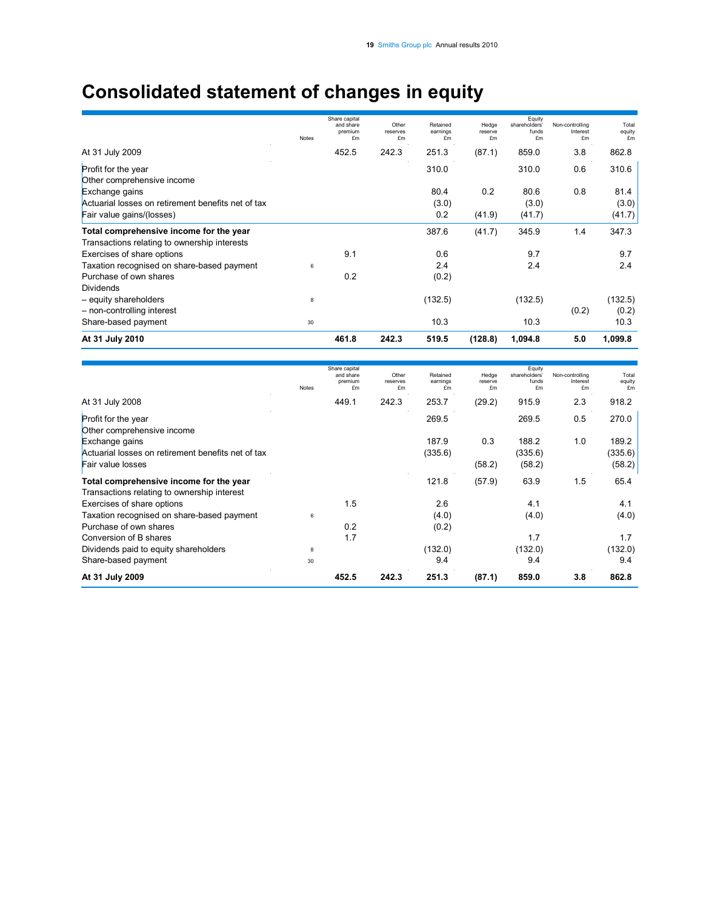# Consolidated statement of changes in equity

| | Notes | Share capital and share premium £m | Other reserves £m | Retained earnings £m | Hedge reserve £m | Equity shareholders' funds £m | Non-controlling Interest £m | Total equity £m |
|---|---|---|---|---|---|---|---|---|
| At 31 July 2009 | | 452.5 | 242.3 | 251.3 | (87.1) | 859.0 | 3.8 | 862.8 |
| Profit for the year | | | | 310.0 | | 310.0 | 0.6 | 310.6 |
| Other comprehensive income | | | | | | | | |
| Exchange gains | | | | 80.4 | 0.2 | 80.6 | 0.8 | 81.4 |
| Actuarial losses on retirement benefits net of tax | | | | (3.0) | | (3.0) | | (3.0) |
| Fair value gains/(losses) | | | | 0.2 | (41.9) | (41.7) | | (41.7) |
| **Total comprehensive income for the year** | | | | 387.6 | (41.7) | 345.9 | 1.4 | 347.3 |
| Transactions relating to ownership interests | | | | | | | | |
| Exercises of share options | | 9.1 | | 0.6 | | 9.7 | | 9.7 |
| Taxation recognised on share-based payment | 6 | | | 2.4 | | 2.4 | | 2.4 |
| Purchase of own shares | | 0.2 | | (0.2) | | | | |
| Dividends | | | | | | | | |
| – equity shareholders | 8 | | | (132.5) | | (132.5) | | (132.5) |
| – non-controlling interest | | | | | | | (0.2) | (0.2) |
| Share-based payment | 30 | | | 10.3 | | 10.3 | | 10.3 |
| **At 31 July 2010** | | **461.8** | **242.3** | **519.5** | **(128.8)** | **1,094.8** | **5.0** | **1,099.8** |

| | Notes | Share capital and share premium £m | Other reserves £m | Retained earnings £m | Hedge reserve £m | Equity shareholders' funds £m | Non-controlling Interest £m | Total equity £m |
|---|---|---|---|---|---|---|---|---|
| At 31 July 2008 | | 449.1 | 242.3 | 253.7 | (29.2) | 915.9 | 2.3 | 918.2 |
| Profit for the year | | | | 269.5 | | 269.5 | 0.5 | 270.0 |
| Other comprehensive income | | | | | | | | |
| Exchange gains | | | | 187.9 | 0.3 | 188.2 | 1.0 | 189.2 |
| Actuarial losses on retirement benefits net of tax | | | | (335.6) | | (335.6) | | (335.6) |
| Fair value losses | | | | | (58.2) | (58.2) | | (58.2) |
| **Total comprehensive income for the year** | | | | 121.8 | (57.9) | 63.9 | 1.5 | 65.4 |
| Transactions relating to ownership interest | | | | | | | | |
| Exercises of share options | | 1.5 | | 2.6 | | 4.1 | | 4.1 |
| Taxation recognised on share-based payment | 6 | | | (4.0) | | (4.0) | | (4.0) |
| Purchase of own shares | | 0.2 | | (0.2) | | | | |
| Conversion of B shares | | 1.7 | | | | 1.7 | | 1.7 |
| Dividends paid to equity shareholders | 8 | | | (132.0) | | (132.0) | | (132.0) |
| Share-based payment | 30 | | | 9.4 | | 9.4 | | 9.4 |
| **At 31 July 2009** | | **452.5** | **242.3** | **251.3** | **(87.1)** | **859.0** | **3.8** | **862.8** |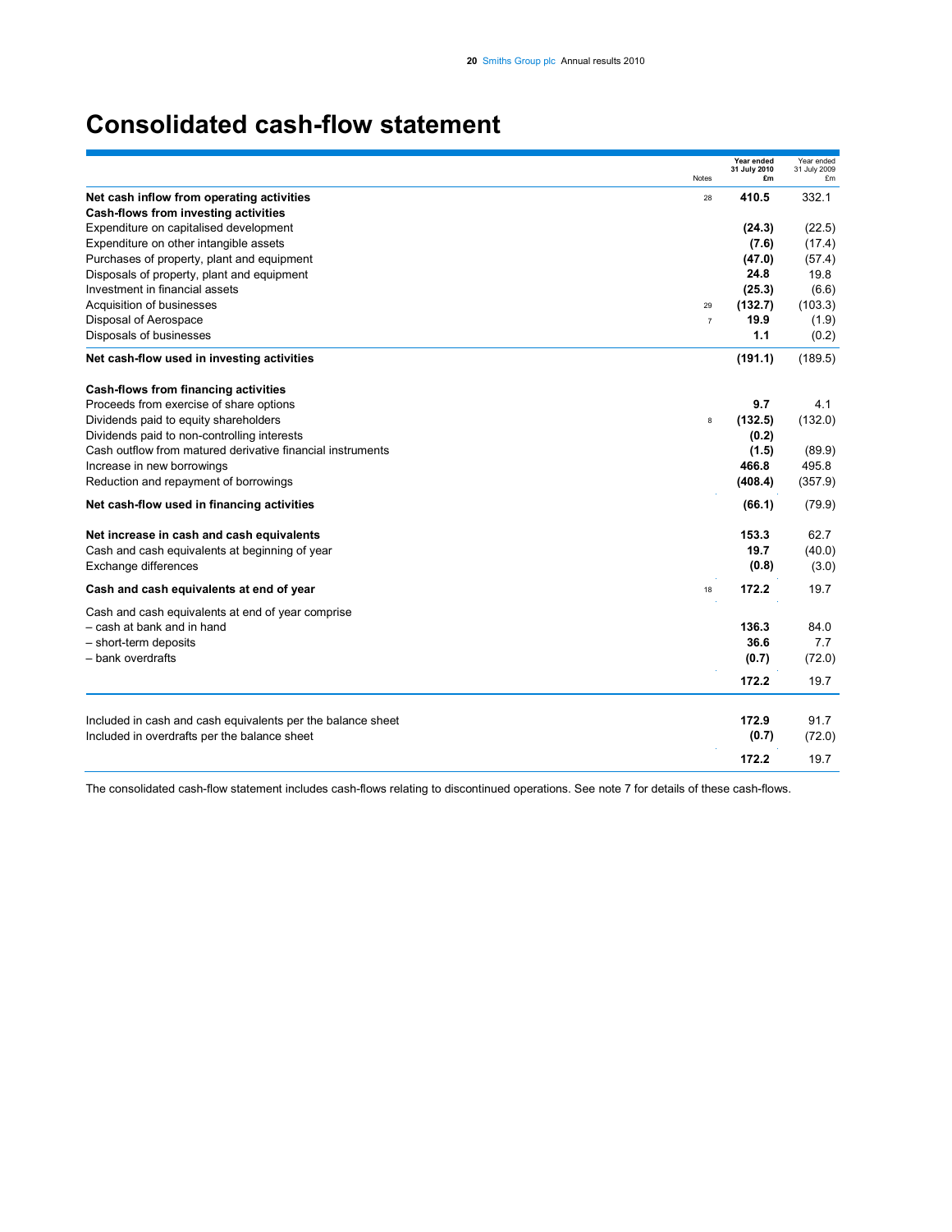# Consolidated cash-flow statement

| | Notes | Year ended 31 July 2010 £m | Year ended 31 July 2009 £m |
|---|---|---|---|
| **Net cash inflow from operating activities** | 28 | **410.5** | 332.1 |
| **Cash-flows from investing activities** | | | |
| Expenditure on capitalised development | | **(24.3)** | (22.5) |
| Expenditure on other intangible assets | | **(7.6)** | (17.4) |
| Purchases of property, plant and equipment | | **(47.0)** | (57.4) |
| Disposals of property, plant and equipment | | **24.8** | 19.8 |
| Investment in financial assets | | **(25.3)** | (6.6) |
| Acquisition of businesses | 29 | **(132.7)** | (103.3) |
| Disposal of Aerospace | 7 | **19.9** | (1.9) |
| Disposals of businesses | | **1.1** | (0.2) |
| **Net cash-flow used in investing activities** | | **(191.1)** | (189.5) |
| **Cash-flows from financing activities** | | | |
| Proceeds from exercise of share options | | **9.7** | 4.1 |
| Dividends paid to equity shareholders | 8 | **(132.5)** | (132.0) |
| Dividends paid to non-controlling interests | | **(0.2)** | |
| Cash outflow from matured derivative financial instruments | | **(1.5)** | (89.9) |
| Increase in new borrowings | | **466.8** | 495.8 |
| Reduction and repayment of borrowings | | **(408.4)** | (357.9) |
| **Net cash-flow used in financing activities** | | **(66.1)** | (79.9) |
| **Net increase in cash and cash equivalents** | | **153.3** | 62.7 |
| Cash and cash equivalents at beginning of year | | **19.7** | (40.0) |
| Exchange differences | | **(0.8)** | (3.0) |
| **Cash and cash equivalents at end of year** | 18 | **172.2** | 19.7 |
| Cash and cash equivalents at end of year comprise | | | |
| – cash at bank and in hand | | **136.3** | 84.0 |
| – short-term deposits | | **36.6** | 7.7 |
| – bank overdrafts | | **(0.7)** | (72.0) |
| | | **172.2** | 19.7 |
| Included in cash and cash equivalents per the balance sheet | | **172.9** | 91.7 |
| Included in overdrafts per the balance sheet | | **(0.7)** | (72.0) |
| | | **172.2** | 19.7 |

The consolidated cash-flow statement includes cash-flows relating to discontinued operations. See note 7 for details of these cash-flows.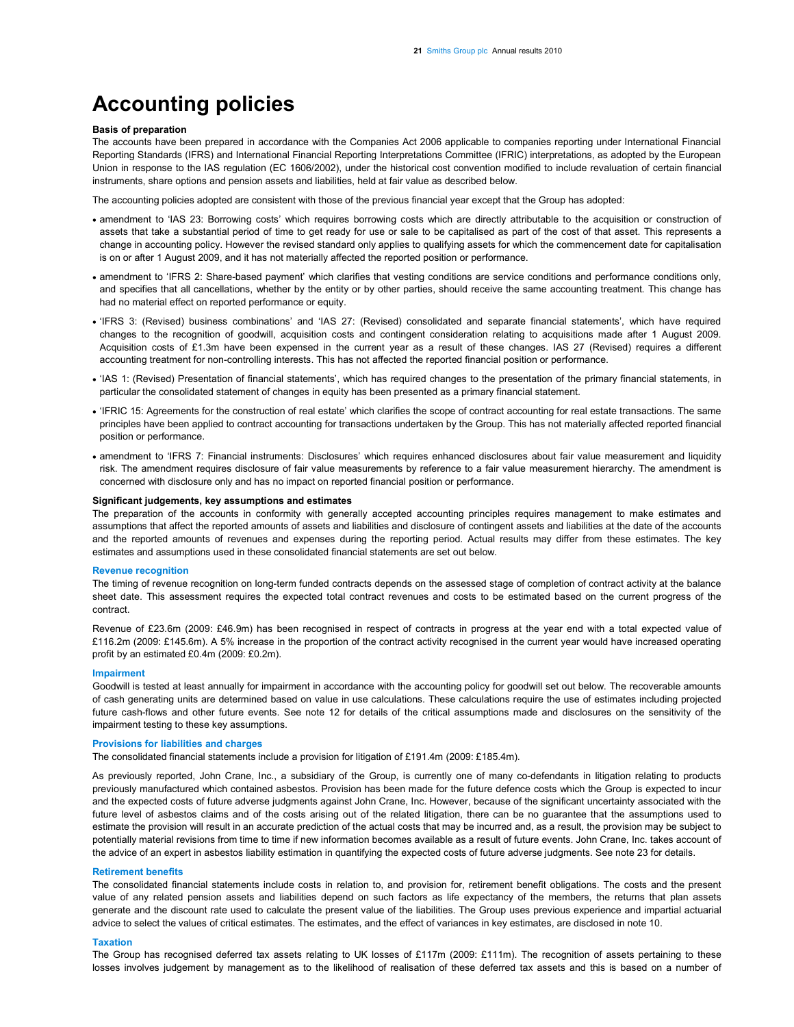# Accounting policies

**Basis of preparation**

The accounts have been prepared in accordance with the Companies Act 2006 applicable to companies reporting under International Financial Reporting Standards (IFRS) and International Financial Reporting Interpretations Committee (IFRIC) interpretations, as adopted by the European Union in response to the IAS regulation (EC 1606/2002), under the historical cost convention modified to include revaluation of certain financial instruments, share options and pension assets and liabilities, held at fair value as described below.

The accounting policies adopted are consistent with those of the previous financial year except that the Group has adopted:

- amendment to 'IAS 23: Borrowing costs' which requires borrowing costs which are directly attributable to the acquisition or construction of assets that take a substantial period of time to get ready for use or sale to be capitalised as part of the cost of that asset. This represents a change in accounting policy. However the revised standard only applies to qualifying assets for which the commencement date for capitalisation is on or after 1 August 2009, and it has not materially affected the reported position or performance.
- amendment to 'IFRS 2: Share-based payment' which clarifies that vesting conditions are service conditions and performance conditions only, and specifies that all cancellations, whether by the entity or by other parties, should receive the same accounting treatment. This change has had no material effect on reported performance or equity.
- 'IFRS 3: (Revised) business combinations' and 'IAS 27: (Revised) consolidated and separate financial statements', which have required changes to the recognition of goodwill, acquisition costs and contingent consideration relating to acquisitions made after 1 August 2009. Acquisition costs of £1.3m have been expensed in the current year as a result of these changes. IAS 27 (Revised) requires a different accounting treatment for non-controlling interests. This has not affected the reported financial position or performance.
- 'IAS 1: (Revised) Presentation of financial statements', which has required changes to the presentation of the primary financial statements, in particular the consolidated statement of changes in equity has been presented as a primary financial statement.
- 'IFRIC 15: Agreements for the construction of real estate' which clarifies the scope of contract accounting for real estate transactions. The same principles have been applied to contract accounting for transactions undertaken by the Group. This has not materially affected reported financial position or performance.
- amendment to 'IFRS 7: Financial instruments: Disclosures' which requires enhanced disclosures about fair value measurement and liquidity risk. The amendment requires disclosure of fair value measurements by reference to a fair value measurement hierarchy. The amendment is concerned with disclosure only and has no impact on reported financial position or performance.

**Significant judgements, key assumptions and estimates**

The preparation of the accounts in conformity with generally accepted accounting principles requires management to make estimates and assumptions that affect the reported amounts of assets and liabilities and disclosure of contingent assets and liabilities at the date of the accounts and the reported amounts of revenues and expenses during the reporting period. Actual results may differ from these estimates. The key estimates and assumptions used in these consolidated financial statements are set out below.

### Revenue recognition

The timing of revenue recognition on long-term funded contracts depends on the assessed stage of completion of contract activity at the balance sheet date. This assessment requires the expected total contract revenues and costs to be estimated based on the current progress of the contract.

Revenue of £23.6m (2009: £46.9m) has been recognised in respect of contracts in progress at the year end with a total expected value of £116.2m (2009: £145.6m). A 5% increase in the proportion of the contract activity recognised in the current year would have increased operating profit by an estimated £0.4m (2009: £0.2m).

### Impairment

Goodwill is tested at least annually for impairment in accordance with the accounting policy for goodwill set out below. The recoverable amounts of cash generating units are determined based on value in use calculations. These calculations require the use of estimates including projected future cash-flows and other future events. See note 12 for details of the critical assumptions made and disclosures on the sensitivity of the impairment testing to these key assumptions.

### Provisions for liabilities and charges

The consolidated financial statements include a provision for litigation of £191.4m (2009: £185.4m).

As previously reported, John Crane, Inc., a subsidiary of the Group, is currently one of many co-defendants in litigation relating to products previously manufactured which contained asbestos. Provision has been made for the future defence costs which the Group is expected to incur and the expected costs of future adverse judgments against John Crane, Inc. However, because of the significant uncertainty associated with the future level of asbestos claims and of the costs arising out of the related litigation, there can be no guarantee that the assumptions used to estimate the provision will result in an accurate prediction of the actual costs that may be incurred and, as a result, the provision may be subject to potentially material revisions from time to time if new information becomes available as a result of future events. John Crane, Inc. takes account of the advice of an expert in asbestos liability estimation in quantifying the expected costs of future adverse judgments. See note 23 for details.

### Retirement benefits

The consolidated financial statements include costs in relation to, and provision for, retirement benefit obligations. The costs and the present value of any related pension assets and liabilities depend on such factors as life expectancy of the members, the returns that plan assets generate and the discount rate used to calculate the present value of the liabilities. The Group uses previous experience and impartial actuarial advice to select the values of critical estimates. The estimates, and the effect of variances in key estimates, are disclosed in note 10.

### Taxation

The Group has recognised deferred tax assets relating to UK losses of £117m (2009: £111m). The recognition of assets pertaining to these losses involves judgement by management as to the likelihood of realisation of these deferred tax assets and this is based on a number of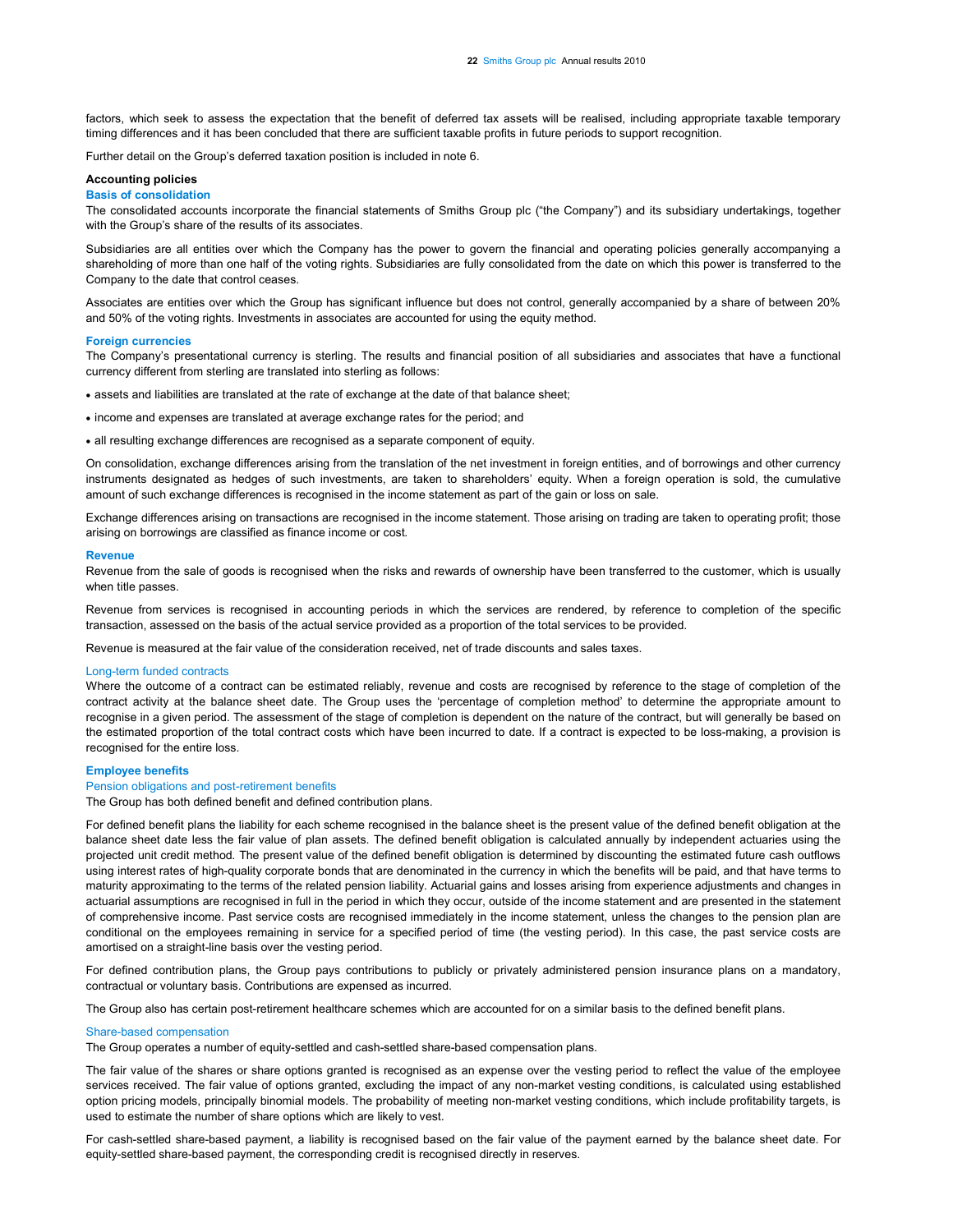factors, which seek to assess the expectation that the benefit of deferred tax assets will be realised, including appropriate taxable temporary timing differences and it has been concluded that there are sufficient taxable profits in future periods to support recognition.

Further detail on the Group's deferred taxation position is included in note 6.

## Accounting policies

### Basis of consolidation

The consolidated accounts incorporate the financial statements of Smiths Group plc ("the Company") and its subsidiary undertakings, together with the Group's share of the results of its associates.

Subsidiaries are all entities over which the Company has the power to govern the financial and operating policies generally accompanying a shareholding of more than one half of the voting rights. Subsidiaries are fully consolidated from the date on which this power is transferred to the Company to the date that control ceases.

Associates are entities over which the Group has significant influence but does not control, generally accompanied by a share of between 20% and 50% of the voting rights. Investments in associates are accounted for using the equity method.

### Foreign currencies

The Company's presentational currency is sterling. The results and financial position of all subsidiaries and associates that have a functional currency different from sterling are translated into sterling as follows:

- assets and liabilities are translated at the rate of exchange at the date of that balance sheet;
- income and expenses are translated at average exchange rates for the period; and
- all resulting exchange differences are recognised as a separate component of equity.

On consolidation, exchange differences arising from the translation of the net investment in foreign entities, and of borrowings and other currency instruments designated as hedges of such investments, are taken to shareholders' equity. When a foreign operation is sold, the cumulative amount of such exchange differences is recognised in the income statement as part of the gain or loss on sale.

Exchange differences arising on transactions are recognised in the income statement. Those arising on trading are taken to operating profit; those arising on borrowings are classified as finance income or cost.

### Revenue

Revenue from the sale of goods is recognised when the risks and rewards of ownership have been transferred to the customer, which is usually when title passes.

Revenue from services is recognised in accounting periods in which the services are rendered, by reference to completion of the specific transaction, assessed on the basis of the actual service provided as a proportion of the total services to be provided.

Revenue is measured at the fair value of the consideration received, net of trade discounts and sales taxes.

#### Long-term funded contracts

Where the outcome of a contract can be estimated reliably, revenue and costs are recognised by reference to the stage of completion of the contract activity at the balance sheet date. The Group uses the 'percentage of completion method' to determine the appropriate amount to recognise in a given period. The assessment of the stage of completion is dependent on the nature of the contract, but will generally be based on the estimated proportion of the total contract costs which have been incurred to date. If a contract is expected to be loss-making, a provision is recognised for the entire loss.

### Employee benefits

#### Pension obligations and post-retirement benefits

The Group has both defined benefit and defined contribution plans.

For defined benefit plans the liability for each scheme recognised in the balance sheet is the present value of the defined benefit obligation at the balance sheet date less the fair value of plan assets. The defined benefit obligation is calculated annually by independent actuaries using the projected unit credit method. The present value of the defined benefit obligation is determined by discounting the estimated future cash outflows using interest rates of high-quality corporate bonds that are denominated in the currency in which the benefits will be paid, and that have terms to maturity approximating to the terms of the related pension liability. Actuarial gains and losses arising from experience adjustments and changes in actuarial assumptions are recognised in full in the period in which they occur, outside of the income statement and are presented in the statement of comprehensive income. Past service costs are recognised immediately in the income statement, unless the changes to the pension plan are conditional on the employees remaining in service for a specified period of time (the vesting period). In this case, the past service costs are amortised on a straight-line basis over the vesting period.

For defined contribution plans, the Group pays contributions to publicly or privately administered pension insurance plans on a mandatory, contractual or voluntary basis. Contributions are expensed as incurred.

The Group also has certain post-retirement healthcare schemes which are accounted for on a similar basis to the defined benefit plans.

#### Share-based compensation

The Group operates a number of equity-settled and cash-settled share-based compensation plans.

The fair value of the shares or share options granted is recognised as an expense over the vesting period to reflect the value of the employee services received. The fair value of options granted, excluding the impact of any non-market vesting conditions, is calculated using established option pricing models, principally binomial models. The probability of meeting non-market vesting conditions, which include profitability targets, is used to estimate the number of share options which are likely to vest.

For cash-settled share-based payment, a liability is recognised based on the fair value of the payment earned by the balance sheet date. For equity-settled share-based payment, the corresponding credit is recognised directly in reserves.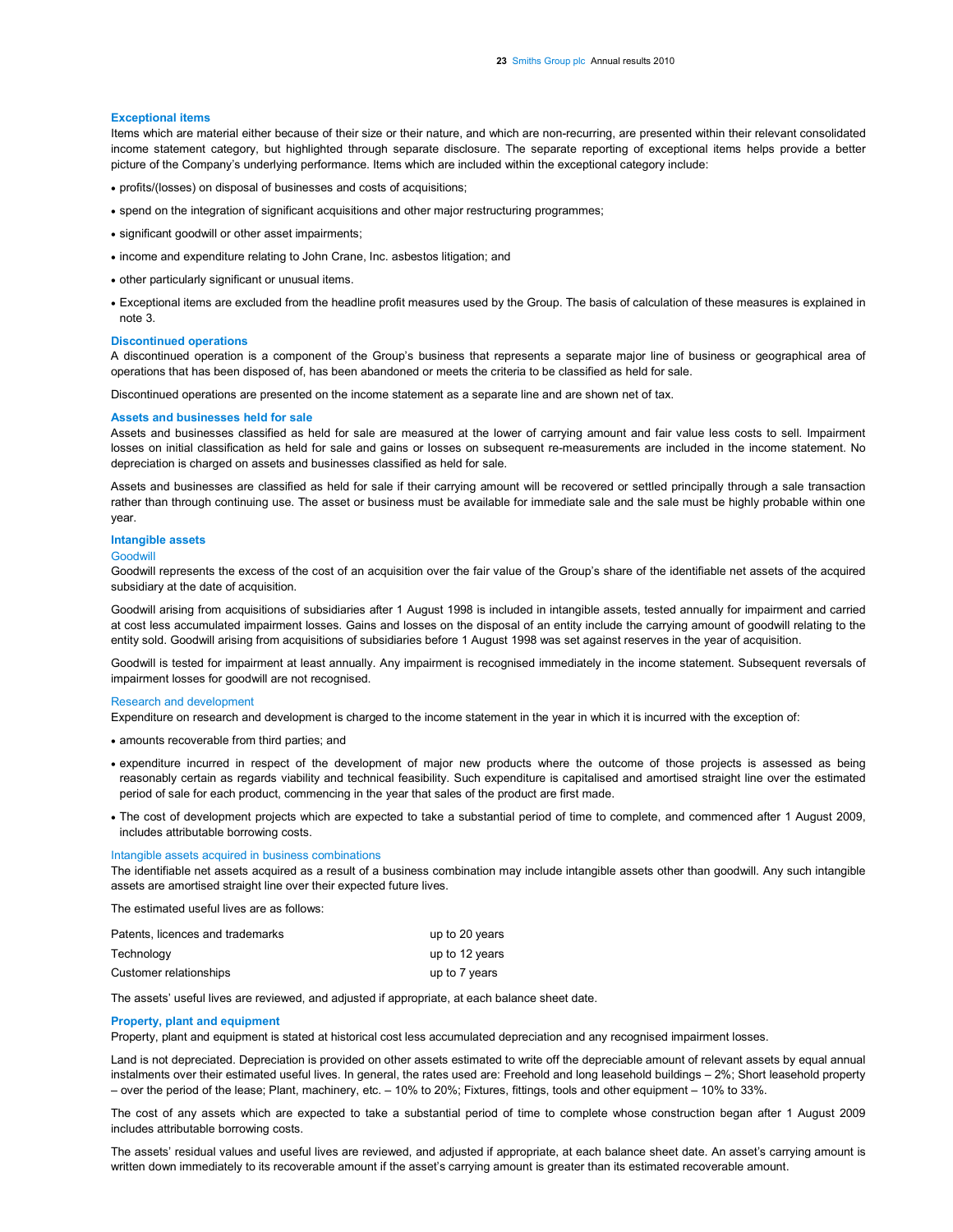### Exceptional items

Items which are material either because of their size or their nature, and which are non-recurring, are presented within their relevant consolidated income statement category, but highlighted through separate disclosure. The separate reporting of exceptional items helps provide a better picture of the Company's underlying performance. Items which are included within the exceptional category include:

- profits/(losses) on disposal of businesses and costs of acquisitions;
- spend on the integration of significant acquisitions and other major restructuring programmes;
- significant goodwill or other asset impairments;
- income and expenditure relating to John Crane, Inc. asbestos litigation; and
- other particularly significant or unusual items.
- Exceptional items are excluded from the headline profit measures used by the Group. The basis of calculation of these measures is explained in note 3.

### Discontinued operations

A discontinued operation is a component of the Group's business that represents a separate major line of business or geographical area of operations that has been disposed of, has been abandoned or meets the criteria to be classified as held for sale.

Discontinued operations are presented on the income statement as a separate line and are shown net of tax.

### Assets and businesses held for sale

Assets and businesses classified as held for sale are measured at the lower of carrying amount and fair value less costs to sell. Impairment losses on initial classification as held for sale and gains or losses on subsequent re-measurements are included in the income statement. No depreciation is charged on assets and businesses classified as held for sale.

Assets and businesses are classified as held for sale if their carrying amount will be recovered or settled principally through a sale transaction rather than through continuing use. The asset or business must be available for immediate sale and the sale must be highly probable within one year.

### Intangible assets

#### Goodwill

Goodwill represents the excess of the cost of an acquisition over the fair value of the Group's share of the identifiable net assets of the acquired subsidiary at the date of acquisition.

Goodwill arising from acquisitions of subsidiaries after 1 August 1998 is included in intangible assets, tested annually for impairment and carried at cost less accumulated impairment losses. Gains and losses on the disposal of an entity include the carrying amount of goodwill relating to the entity sold. Goodwill arising from acquisitions of subsidiaries before 1 August 1998 was set against reserves in the year of acquisition.

Goodwill is tested for impairment at least annually. Any impairment is recognised immediately in the income statement. Subsequent reversals of impairment losses for goodwill are not recognised.

#### Research and development

Expenditure on research and development is charged to the income statement in the year in which it is incurred with the exception of:

- amounts recoverable from third parties; and
- expenditure incurred in respect of the development of major new products where the outcome of those projects is assessed as being reasonably certain as regards viability and technical feasibility. Such expenditure is capitalised and amortised straight line over the estimated period of sale for each product, commencing in the year that sales of the product are first made.
- The cost of development projects which are expected to take a substantial period of time to complete, and commenced after 1 August 2009, includes attributable borrowing costs.

#### Intangible assets acquired in business combinations

The identifiable net assets acquired as a result of a business combination may include intangible assets other than goodwill. Any such intangible assets are amortised straight line over their expected future lives.

The estimated useful lives are as follows:

| | |
|---|---|
| Patents, licences and trademarks | up to 20 years |
| Technology | up to 12 years |
| Customer relationships | up to 7 years |

The assets' useful lives are reviewed, and adjusted if appropriate, at each balance sheet date.

### Property, plant and equipment

Property, plant and equipment is stated at historical cost less accumulated depreciation and any recognised impairment losses.

Land is not depreciated. Depreciation is provided on other assets estimated to write off the depreciable amount of relevant assets by equal annual instalments over their estimated useful lives. In general, the rates used are: Freehold and long leasehold buildings – 2%; Short leasehold property – over the period of the lease; Plant, machinery, etc. – 10% to 20%; Fixtures, fittings, tools and other equipment – 10% to 33%.

The cost of any assets which are expected to take a substantial period of time to complete whose construction began after 1 August 2009 includes attributable borrowing costs.

The assets' residual values and useful lives are reviewed, and adjusted if appropriate, at each balance sheet date. An asset's carrying amount is written down immediately to its recoverable amount if the asset's carrying amount is greater than its estimated recoverable amount.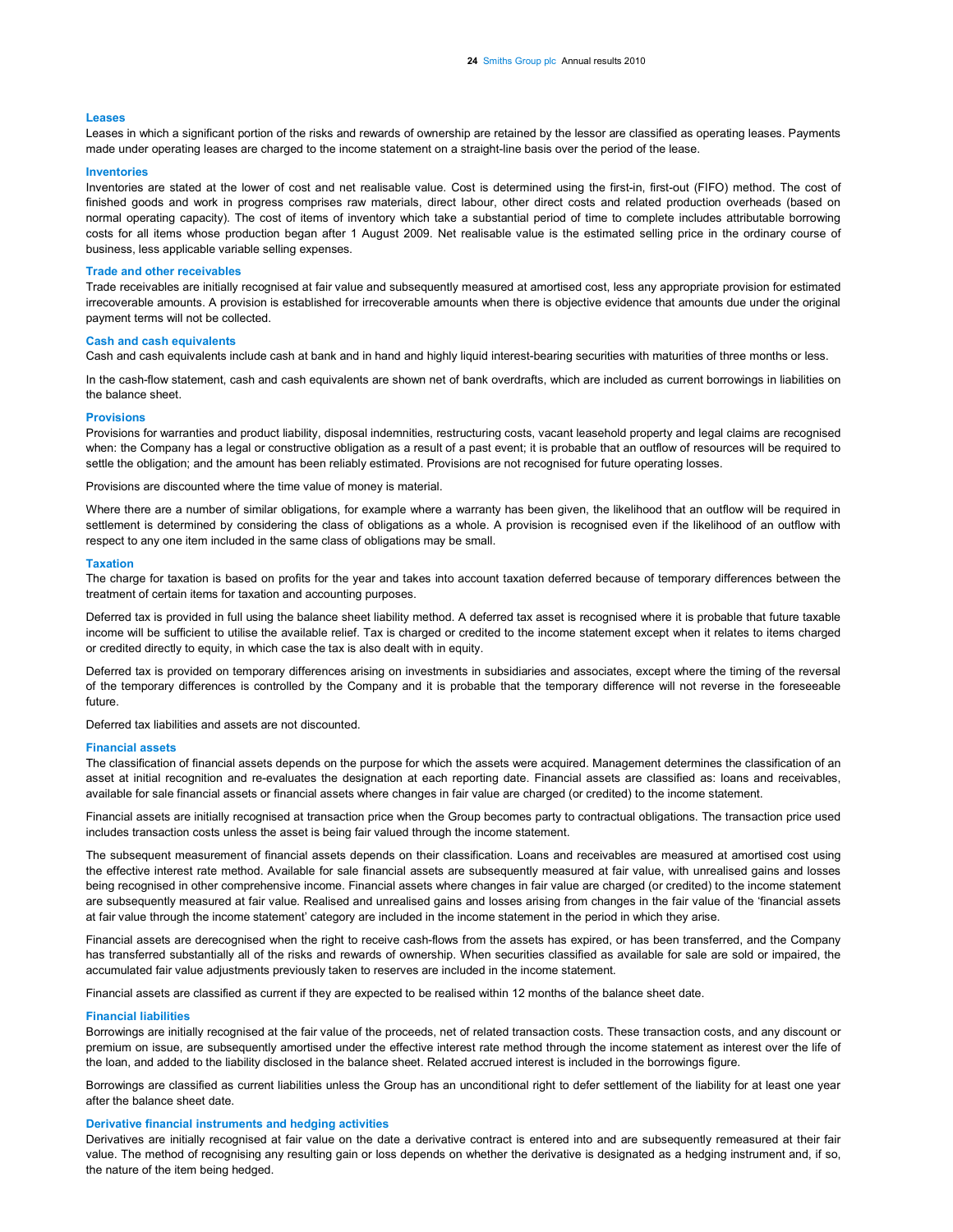### Leases

Leases in which a significant portion of the risks and rewards of ownership are retained by the lessor are classified as operating leases. Payments made under operating leases are charged to the income statement on a straight-line basis over the period of the lease.

### Inventories

Inventories are stated at the lower of cost and net realisable value. Cost is determined using the first-in, first-out (FIFO) method. The cost of finished goods and work in progress comprises raw materials, direct labour, other direct costs and related production overheads (based on normal operating capacity). The cost of items of inventory which take a substantial period of time to complete includes attributable borrowing costs for all items whose production began after 1 August 2009. Net realisable value is the estimated selling price in the ordinary course of business, less applicable variable selling expenses.

### Trade and other receivables

Trade receivables are initially recognised at fair value and subsequently measured at amortised cost, less any appropriate provision for estimated irrecoverable amounts. A provision is established for irrecoverable amounts when there is objective evidence that amounts due under the original payment terms will not be collected.

### Cash and cash equivalents

Cash and cash equivalents include cash at bank and in hand and highly liquid interest-bearing securities with maturities of three months or less.

In the cash-flow statement, cash and cash equivalents are shown net of bank overdrafts, which are included as current borrowings in liabilities on the balance sheet.

### Provisions

Provisions for warranties and product liability, disposal indemnities, restructuring costs, vacant leasehold property and legal claims are recognised when: the Company has a legal or constructive obligation as a result of a past event; it is probable that an outflow of resources will be required to settle the obligation; and the amount has been reliably estimated. Provisions are not recognised for future operating losses.

Provisions are discounted where the time value of money is material.

Where there are a number of similar obligations, for example where a warranty has been given, the likelihood that an outflow will be required in settlement is determined by considering the class of obligations as a whole. A provision is recognised even if the likelihood of an outflow with respect to any one item included in the same class of obligations may be small.

### Taxation

The charge for taxation is based on profits for the year and takes into account taxation deferred because of temporary differences between the treatment of certain items for taxation and accounting purposes.

Deferred tax is provided in full using the balance sheet liability method. A deferred tax asset is recognised where it is probable that future taxable income will be sufficient to utilise the available relief. Tax is charged or credited to the income statement except when it relates to items charged or credited directly to equity, in which case the tax is also dealt with in equity.

Deferred tax is provided on temporary differences arising on investments in subsidiaries and associates, except where the timing of the reversal of the temporary differences is controlled by the Company and it is probable that the temporary difference will not reverse in the foreseeable future.

Deferred tax liabilities and assets are not discounted.

### Financial assets

The classification of financial assets depends on the purpose for which the assets were acquired. Management determines the classification of an asset at initial recognition and re-evaluates the designation at each reporting date. Financial assets are classified as: loans and receivables, available for sale financial assets or financial assets where changes in fair value are charged (or credited) to the income statement.

Financial assets are initially recognised at transaction price when the Group becomes party to contractual obligations. The transaction price used includes transaction costs unless the asset is being fair valued through the income statement.

The subsequent measurement of financial assets depends on their classification. Loans and receivables are measured at amortised cost using the effective interest rate method. Available for sale financial assets are subsequently measured at fair value, with unrealised gains and losses being recognised in other comprehensive income. Financial assets where changes in fair value are charged (or credited) to the income statement are subsequently measured at fair value. Realised and unrealised gains and losses arising from changes in the fair value of the 'financial assets at fair value through the income statement' category are included in the income statement in the period in which they arise.

Financial assets are derecognised when the right to receive cash-flows from the assets has expired, or has been transferred, and the Company has transferred substantially all of the risks and rewards of ownership. When securities classified as available for sale are sold or impaired, the accumulated fair value adjustments previously taken to reserves are included in the income statement.

Financial assets are classified as current if they are expected to be realised within 12 months of the balance sheet date.

### Financial liabilities

Borrowings are initially recognised at the fair value of the proceeds, net of related transaction costs. These transaction costs, and any discount or premium on issue, are subsequently amortised under the effective interest rate method through the income statement as interest over the life of the loan, and added to the liability disclosed in the balance sheet. Related accrued interest is included in the borrowings figure.

Borrowings are classified as current liabilities unless the Group has an unconditional right to defer settlement of the liability for at least one year after the balance sheet date.

### Derivative financial instruments and hedging activities

Derivatives are initially recognised at fair value on the date a derivative contract is entered into and are subsequently remeasured at their fair value. The method of recognising any resulting gain or loss depends on whether the derivative is designated as a hedging instrument and, if so, the nature of the item being hedged.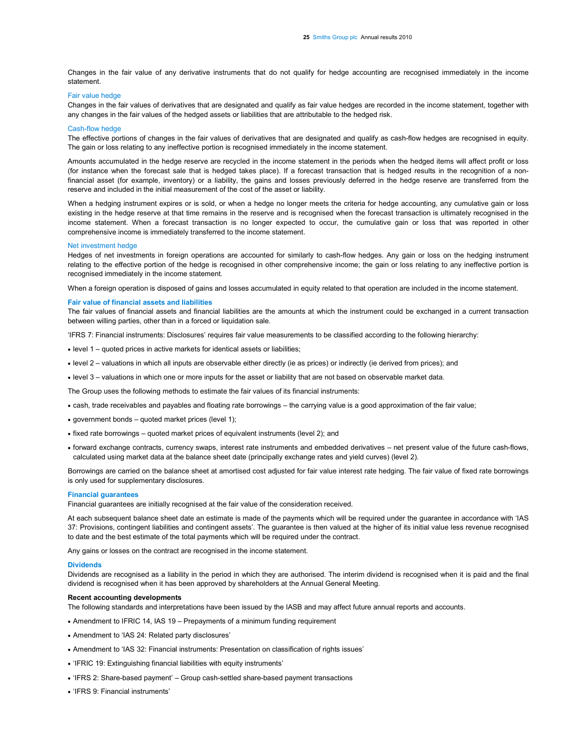Changes in the fair value of any derivative instruments that do not qualify for hedge accounting are recognised immediately in the income statement.

### Fair value hedge

Changes in the fair values of derivatives that are designated and qualify as fair value hedges are recorded in the income statement, together with any changes in the fair values of the hedged assets or liabilities that are attributable to the hedged risk.

### Cash-flow hedge

The effective portions of changes in the fair values of derivatives that are designated and qualify as cash-flow hedges are recognised in equity. The gain or loss relating to any ineffective portion is recognised immediately in the income statement.

Amounts accumulated in the hedge reserve are recycled in the income statement in the periods when the hedged items will affect profit or loss (for instance when the forecast sale that is hedged takes place). If a forecast transaction that is hedged results in the recognition of a non-financial asset (for example, inventory) or a liability, the gains and losses previously deferred in the hedge reserve are transferred from the reserve and included in the initial measurement of the cost of the asset or liability.

When a hedging instrument expires or is sold, or when a hedge no longer meets the criteria for hedge accounting, any cumulative gain or loss existing in the hedge reserve at that time remains in the reserve and is recognised when the forecast transaction is ultimately recognised in the income statement. When a forecast transaction is no longer expected to occur, the cumulative gain or loss that was reported in other comprehensive income is immediately transferred to the income statement.

### Net investment hedge

Hedges of net investments in foreign operations are accounted for similarly to cash-flow hedges. Any gain or loss on the hedging instrument relating to the effective portion of the hedge is recognised in other comprehensive income; the gain or loss relating to any ineffective portion is recognised immediately in the income statement.

When a foreign operation is disposed of gains and losses accumulated in equity related to that operation are included in the income statement.

## Fair value of financial assets and liabilities

The fair values of financial assets and financial liabilities are the amounts at which the instrument could be exchanged in a current transaction between willing parties, other than in a forced or liquidation sale.

'IFRS 7: Financial instruments: Disclosures' requires fair value measurements to be classified according to the following hierarchy:

- level 1 – quoted prices in active markets for identical assets or liabilities;
- level 2 – valuations in which all inputs are observable either directly (ie as prices) or indirectly (ie derived from prices); and
- level 3 – valuations in which one or more inputs for the asset or liability that are not based on observable market data.

The Group uses the following methods to estimate the fair values of its financial instruments:

- cash, trade receivables and payables and floating rate borrowings – the carrying value is a good approximation of the fair value;
- government bonds – quoted market prices (level 1);
- fixed rate borrowings – quoted market prices of equivalent instruments (level 2); and
- forward exchange contracts, currency swaps, interest rate instruments and embedded derivatives – net present value of the future cash-flows, calculated using market data at the balance sheet date (principally exchange rates and yield curves) (level 2).

Borrowings are carried on the balance sheet at amortised cost adjusted for fair value interest rate hedging. The fair value of fixed rate borrowings is only used for supplementary disclosures.

## Financial guarantees

Financial guarantees are initially recognised at the fair value of the consideration received.

At each subsequent balance sheet date an estimate is made of the payments which will be required under the guarantee in accordance with 'IAS 37: Provisions, contingent liabilities and contingent assets'. The guarantee is then valued at the higher of its initial value less revenue recognised to date and the best estimate of the total payments which will be required under the contract.

Any gains or losses on the contract are recognised in the income statement.

## Dividends

Dividends are recognised as a liability in the period in which they are authorised. The interim dividend is recognised when it is paid and the final dividend is recognised when it has been approved by shareholders at the Annual General Meeting.

## Recent accounting developments

The following standards and interpretations have been issued by the IASB and may affect future annual reports and accounts.

- Amendment to IFRIC 14, IAS 19 – Prepayments of a minimum funding requirement
- Amendment to 'IAS 24: Related party disclosures'
- Amendment to 'IAS 32: Financial instruments: Presentation on classification of rights issues'
- 'IFRIC 19: Extinguishing financial liabilities with equity instruments'
- 'IFRS 2: Share-based payment' – Group cash-settled share-based payment transactions
- 'IFRS 9: Financial instruments'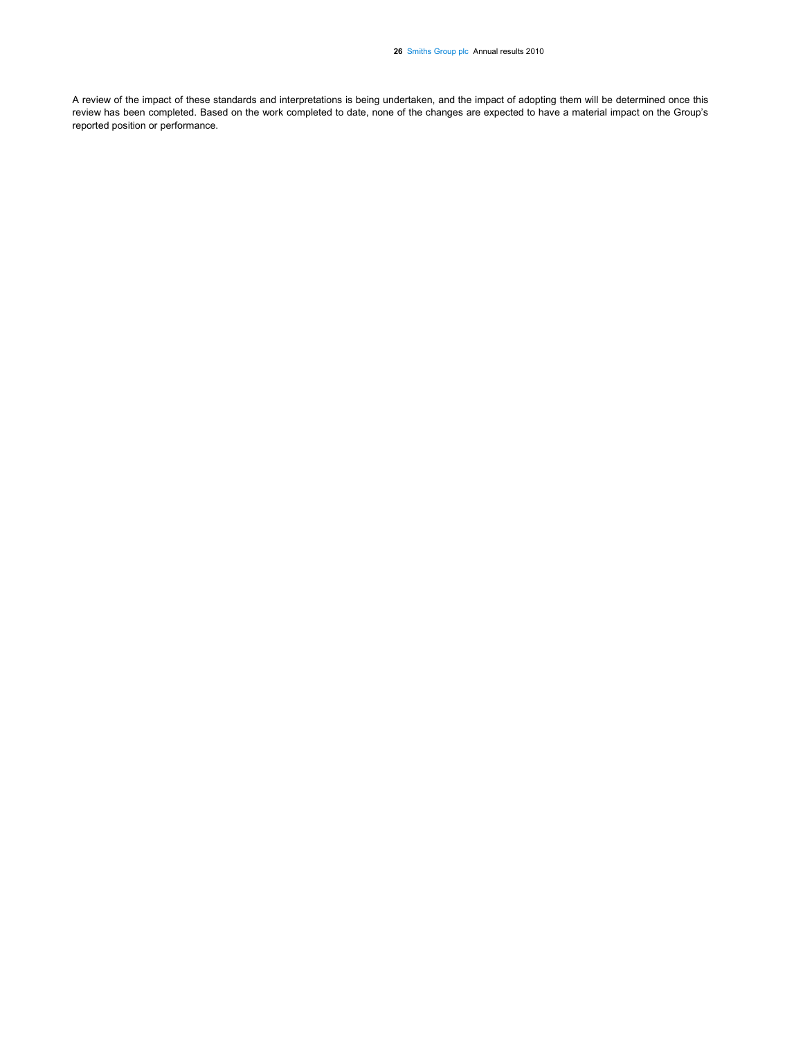A review of the impact of these standards and interpretations is being undertaken, and the impact of adopting them will be determined once this review has been completed. Based on the work completed to date, none of the changes are expected to have a material impact on the Group's reported position or performance.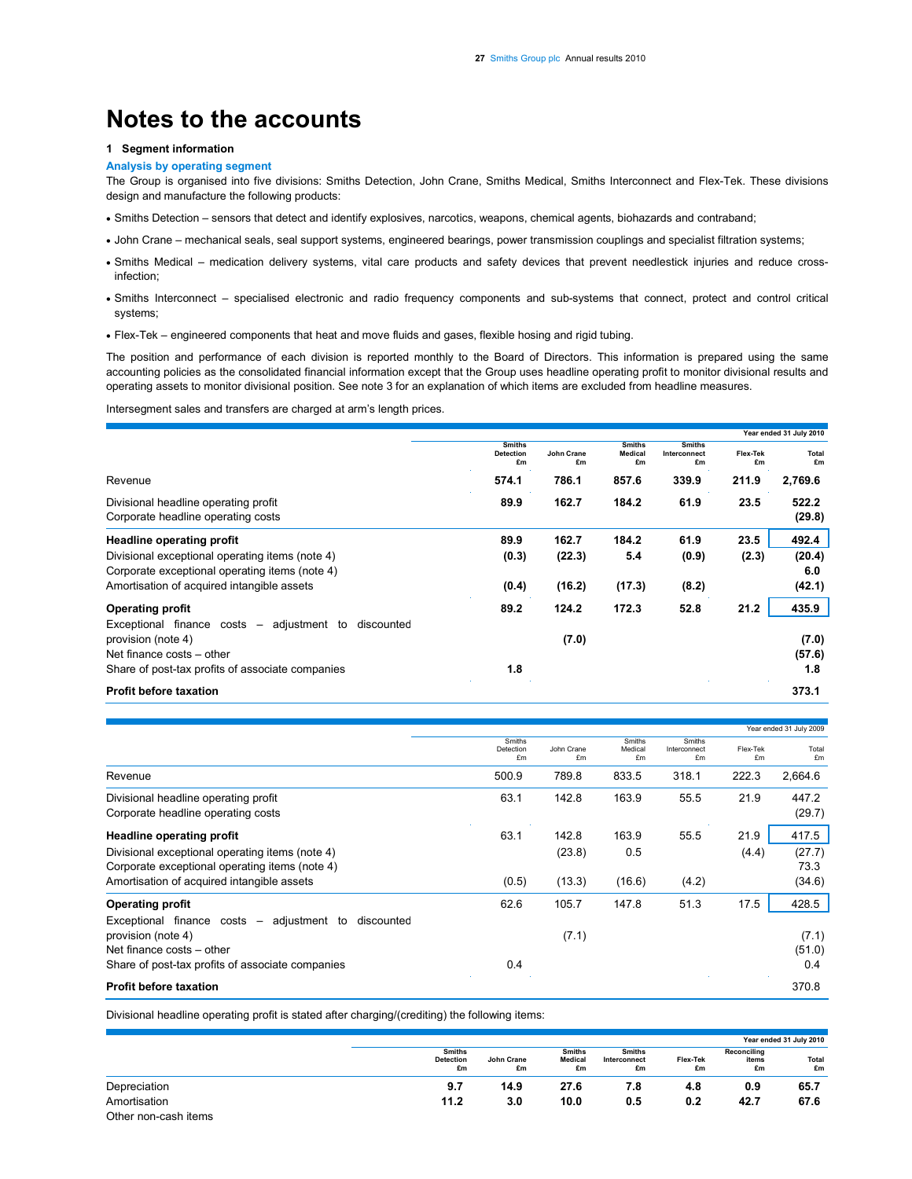# Notes to the accounts

### 1 Segment information

**Analysis by operating segment**

The Group is organised into five divisions: Smiths Detection, John Crane, Smiths Medical, Smiths Interconnect and Flex-Tek. These divisions design and manufacture the following products:

- Smiths Detection – sensors that detect and identify explosives, narcotics, weapons, chemical agents, biohazards and contraband;
- John Crane – mechanical seals, seal support systems, engineered bearings, power transmission couplings and specialist filtration systems;
- Smiths Medical – medication delivery systems, vital care products and safety devices that prevent needlestick injuries and reduce cross-infection;
- Smiths Interconnect – specialised electronic and radio frequency components and sub-systems that connect, protect and control critical systems;
- Flex-Tek – engineered components that heat and move fluids and gases, flexible hosing and rigid tubing.

The position and performance of each division is reported monthly to the Board of Directors. This information is prepared using the same accounting policies as the consolidated financial information except that the Group uses headline operating profit to monitor divisional results and operating assets to monitor divisional position. See note 3 for an explanation of which items are excluded from headline measures.

Intersegment sales and transfers are charged at arm's length prices.

| Year ended 31 July 2010 | Smiths Detection £m | John Crane £m | Smiths Medical £m | Smiths Interconnect £m | Flex-Tek £m | Total £m |
|---|---|---|---|---|---|---|
| Revenue | **574.1** | **786.1** | **857.6** | **339.9** | **211.9** | **2,769.6** |
| Divisional headline operating profit | **89.9** | **162.7** | **184.2** | **61.9** | **23.5** | **522.2** |
| Corporate headline operating costs | | | | | | **(29.8)** |
| **Headline operating profit** | **89.9** | **162.7** | **184.2** | **61.9** | **23.5** | **492.4** |
| Divisional exceptional operating items (note 4) | **(0.3)** | **(22.3)** | **5.4** | **(0.9)** | **(2.3)** | **(20.4)** |
| Corporate exceptional operating items (note 4) | | | | | | **6.0** |
| Amortisation of acquired intangible assets | **(0.4)** | **(16.2)** | **(17.3)** | **(8.2)** | | **(42.1)** |
| **Operating profit** | **89.2** | **124.2** | **172.3** | **52.8** | **21.2** | **435.9** |
| Exceptional finance costs – adjustment to discounted provision (note 4) | | **(7.0)** | | | | **(7.0)** |
| Net finance costs – other | | | | | | **(57.6)** |
| Share of post-tax profits of associate companies | **1.8** | | | | | **1.8** |
| **Profit before taxation** | | | | | | **373.1** |

| Year ended 31 July 2009 | Smiths Detection £m | John Crane £m | Smiths Medical £m | Smiths Interconnect £m | Flex-Tek £m | Total £m |
|---|---|---|---|---|---|---|
| Revenue | 500.9 | 789.8 | 833.5 | 318.1 | 222.3 | 2,664.6 |
| Divisional headline operating profit | 63.1 | 142.8 | 163.9 | 55.5 | 21.9 | 447.2 |
| Corporate headline operating costs | | | | | | (29.7) |
| **Headline operating profit** | 63.1 | 142.8 | 163.9 | 55.5 | 21.9 | 417.5 |
| Divisional exceptional operating items (note 4) | | (23.8) | 0.5 | | (4.4) | (27.7) |
| Corporate exceptional operating items (note 4) | | | | | | 73.3 |
| Amortisation of acquired intangible assets | (0.5) | (13.3) | (16.6) | (4.2) | | (34.6) |
| **Operating profit** | 62.6 | 105.7 | 147.8 | 51.3 | 17.5 | 428.5 |
| Exceptional finance costs – adjustment to discounted provision (note 4) | | (7.1) | | | | (7.1) |
| Net finance costs – other | | | | | | (51.0) |
| Share of post-tax profits of associate companies | 0.4 | | | | | 0.4 |
| **Profit before taxation** | | | | | | 370.8 |

Divisional headline operating profit is stated after charging/(crediting) the following items:

| Year ended 31 July 2010 | Smiths Detection £m | John Crane £m | Smiths Medical £m | Smiths Interconnect £m | Flex-Tek £m | Reconciling items £m | Total £m |
|---|---|---|---|---|---|---|---|
| Depreciation | **9.7** | **14.9** | **27.6** | **7.8** | **4.8** | **0.9** | **65.7** |
| Amortisation | **11.2** | **3.0** | **10.0** | **0.5** | **0.2** | **42.7** | **67.6** |
| Other non-cash items | | | | | | | |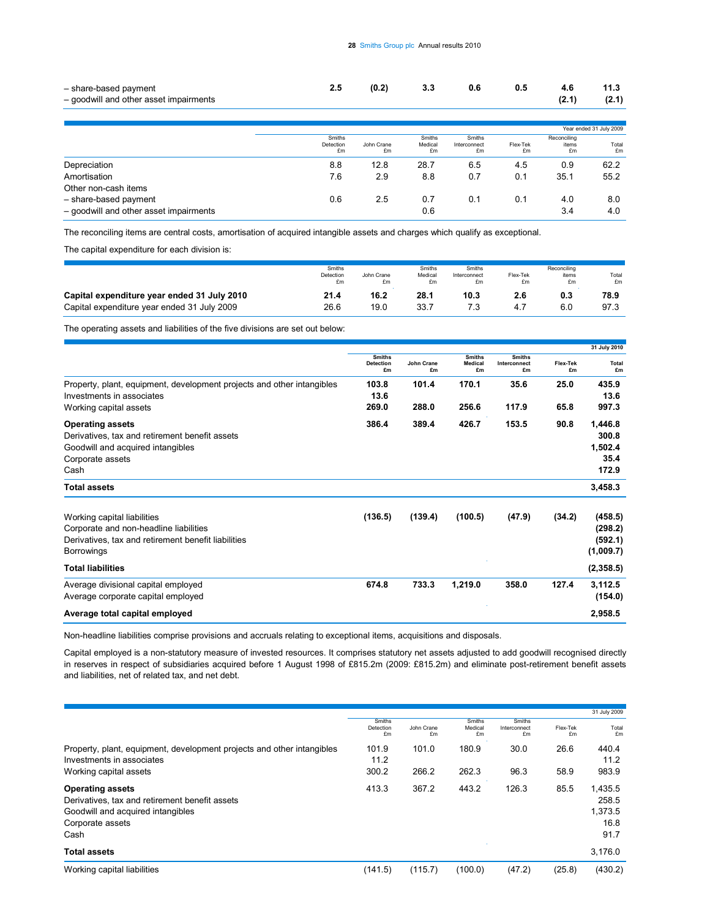| | | | | | | | |
|---|---|---|---|---|---|---|---|
| – share-based payment | **2.5** | **(0.2)** | **3.3** | **0.6** | **0.5** | **4.6** | **11.3** |
| – goodwill and other asset impairments | | | | | | **(2.1)** | **(2.1)** |

| Year ended 31 July 2009 | Smiths Detection £m | John Crane £m | Smiths Medical £m | Smiths Interconnect £m | Flex-Tek £m | Reconciling items £m | Total £m |
|---|---|---|---|---|---|---|---|
| Depreciation | 8.8 | 12.8 | 28.7 | 6.5 | 4.5 | 0.9 | 62.2 |
| Amortisation | 7.6 | 2.9 | 8.8 | 0.7 | 0.1 | 35.1 | 55.2 |
| Other non-cash items | | | | | | | |
| – share-based payment | 0.6 | 2.5 | 0.7 | 0.1 | 0.1 | 4.0 | 8.0 |
| – goodwill and other asset impairments | | | 0.6 | | | 3.4 | 4.0 |

The reconciling items are central costs, amortisation of acquired intangible assets and charges which qualify as exceptional.

The capital expenditure for each division is:

| | Smiths Detection £m | John Crane £m | Smiths Medical £m | Smiths Interconnect £m | Flex-Tek £m | Reconciling items £m | Total £m |
|---|---|---|---|---|---|---|---|
| **Capital expenditure year ended 31 July 2010** | **21.4** | **16.2** | **28.1** | **10.3** | **2.6** | **0.3** | **78.9** |
| Capital expenditure year ended 31 July 2009 | 26.6 | 19.0 | 33.7 | 7.3 | 4.7 | 6.0 | 97.3 |

The operating assets and liabilities of the five divisions are set out below:

| **31 July 2010** | **Smiths Detection £m** | **John Crane £m** | **Smiths Medical £m** | **Smiths Interconnect £m** | **Flex-Tek £m** | **Total £m** |
|---|---|---|---|---|---|---|
| Property, plant, equipment, development projects and other intangibles | **103.8** | **101.4** | **170.1** | **35.6** | **25.0** | **435.9** |
| Investments in associates | **13.6** | | | | | **13.6** |
| Working capital assets | **269.0** | **288.0** | **256.6** | **117.9** | **65.8** | **997.3** |
| **Operating assets** | **386.4** | **389.4** | **426.7** | **153.5** | **90.8** | **1,446.8** |
| Derivatives, tax and retirement benefit assets | | | | | | **300.8** |
| Goodwill and acquired intangibles | | | | | | **1,502.4** |
| Corporate assets | | | | | | **35.4** |
| Cash | | | | | | **172.9** |
| **Total assets** | | | | | | **3,458.3** |
| Working capital liabilities | **(136.5)** | **(139.4)** | **(100.5)** | **(47.9)** | **(34.2)** | **(458.5)** |
| Corporate and non-headline liabilities | | | | | | **(298.2)** |
| Derivatives, tax and retirement benefit liabilities | | | | | | **(592.1)** |
| Borrowings | | | | | | **(1,009.7)** |
| **Total liabilities** | | | | | | **(2,358.5)** |
| Average divisional capital employed | **674.8** | **733.3** | **1,219.0** | **358.0** | **127.4** | **3,112.5** |
| Average corporate capital employed | | | | | | **(154.0)** |
| **Average total capital employed** | | | | | | **2,958.5** |

Non-headline liabilities comprise provisions and accruals relating to exceptional items, acquisitions and disposals.

Capital employed is a non-statutory measure of invested resources. It comprises statutory net assets adjusted to add goodwill recognised directly in reserves in respect of subsidiaries acquired before 1 August 1998 of £815.2m (2009: £815.2m) and eliminate post-retirement benefit assets and liabilities, net of related tax, and net debt.

| 31 July 2009 | Smiths Detection £m | John Crane £m | Smiths Medical £m | Smiths Interconnect £m | Flex-Tek £m | Total £m |
|---|---|---|---|---|---|---|
| Property, plant, equipment, development projects and other intangibles | 101.9 | 101.0 | 180.9 | 30.0 | 26.6 | 440.4 |
| Investments in associates | 11.2 | | | | | 11.2 |
| Working capital assets | 300.2 | 266.2 | 262.3 | 96.3 | 58.9 | 983.9 |
| **Operating assets** | 413.3 | 367.2 | 443.2 | 126.3 | 85.5 | 1,435.5 |
| Derivatives, tax and retirement benefit assets | | | | | | 258.5 |
| Goodwill and acquired intangibles | | | | | | 1,373.5 |
| Corporate assets | | | | | | 16.8 |
| Cash | | | | | | 91.7 |
| **Total assets** | | | | | | 3,176.0 |
| Working capital liabilities | (141.5) | (115.7) | (100.0) | (47.2) | (25.8) | (430.2) |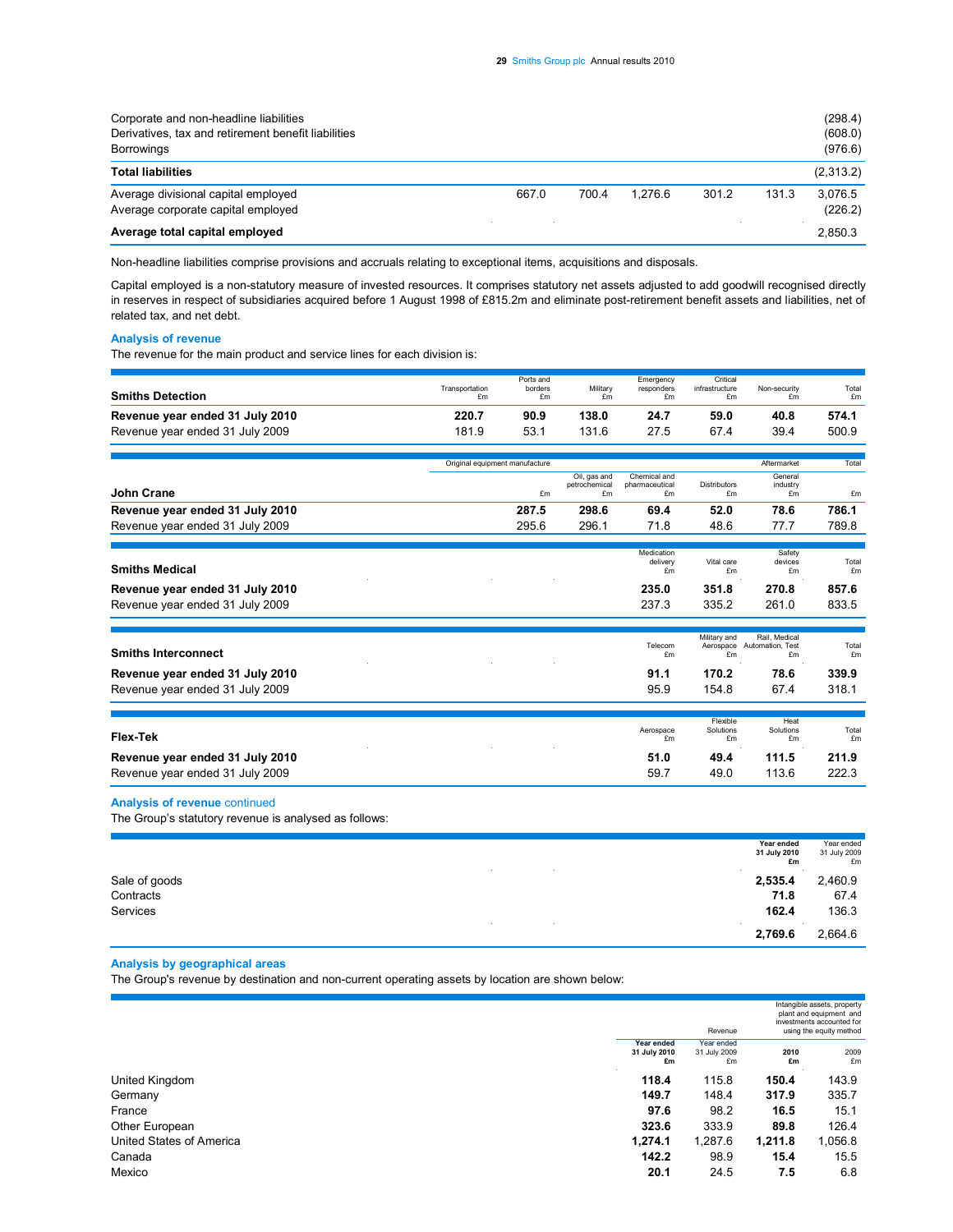| | | | | | | |
|---|---|---|---|---|---|---|
| Corporate and non-headline liabilities | | | | | | (298.4) |
| Derivatives, tax and retirement benefit liabilities | | | | | | (608.0) |
| Borrowings | | | | | | (976.6) |
| **Total liabilities** | | | | | | (2,313.2) |
| Average divisional capital employed | 667.0 | 700.4 | 1,276.6 | 301.2 | 131.3 | 3,076.5 |
| Average corporate capital employed | | | | | | (226.2) |
| **Average total capital employed** | | | | | | 2,850.3 |

Non-headline liabilities comprise provisions and accruals relating to exceptional items, acquisitions and disposals.

Capital employed is a non-statutory measure of invested resources. It comprises statutory net assets adjusted to add goodwill recognised directly in reserves in respect of subsidiaries acquired before 1 August 1998 of £815.2m and eliminate post-retirement benefit assets and liabilities, net of related tax, and net debt.

## Analysis of revenue

The revenue for the main product and service lines for each division is:

| Smiths Detection | Transportation £m | Ports and borders £m | Military £m | Emergency responders £m | Critical infrastructure £m | Non-security £m | Total £m |
|---|---|---|---|---|---|---|---|
| **Revenue year ended 31 July 2010** | **220.7** | **90.9** | **138.0** | **24.7** | **59.0** | **40.8** | **574.1** |
| Revenue year ended 31 July 2009 | 181.9 | 53.1 | 131.6 | 27.5 | 67.4 | 39.4 | 500.9 |

| | Original equipment manufacture | | | | Aftermarket | Total |
|---|---|---|---|---|---|---|
| **John Crane** | £m | Oil, gas and petrochemical £m | Chemical and pharmaceutical £m | Distributors £m | General industry £m | £m |
| **Revenue year ended 31 July 2010** | **287.5** | **298.6** | **69.4** | **52.0** | **78.6** | **786.1** |
| Revenue year ended 31 July 2009 | 295.6 | 296.1 | 71.8 | 48.6 | 77.7 | 789.8 |

| Smiths Medical | Medication delivery £m | Vital care £m | Safety devices £m | Total £m |
|---|---|---|---|---|
| **Revenue year ended 31 July 2010** | **235.0** | **351.8** | **270.8** | **857.6** |
| Revenue year ended 31 July 2009 | 237.3 | 335.2 | 261.0 | 833.5 |

| Smiths Interconnect | Telecom £m | Military and Aerospace £m | Rail, Medical Automation, Test £m | Total £m |
|---|---|---|---|---|
| **Revenue year ended 31 July 2010** | **91.1** | **170.2** | **78.6** | **339.9** |
| Revenue year ended 31 July 2009 | 95.9 | 154.8 | 67.4 | 318.1 |

| Flex-Tek | Aerospace £m | Flexible Solutions £m | Heat Solutions £m | Total £m |
|---|---|---|---|---|
| **Revenue year ended 31 July 2010** | **51.0** | **49.4** | **111.5** | **211.9** |
| Revenue year ended 31 July 2009 | 59.7 | 49.0 | 113.6 | 222.3 |

## Analysis of revenue continued

The Group's statutory revenue is analysed as follows:

| | Year ended 31 July 2010 £m | Year ended 31 July 2009 £m |
|---|---|---|
| Sale of goods | **2,535.4** | 2,460.9 |
| Contracts | **71.8** | 67.4 |
| Services | **162.4** | 136.3 |
| | **2,769.6** | 2,664.6 |

## Analysis by geographical areas

The Group's revenue by destination and non-current operating assets by location are shown below:

| | Revenue | | Intangible assets, property plant and equipment and investments accounted for using the equity method | |
|---|---|---|---|---|
| | Year ended 31 July 2010 £m | Year ended 31 July 2009 £m | 2010 £m | 2009 £m |
| United Kingdom | **118.4** | 115.8 | **150.4** | 143.9 |
| Germany | **149.7** | 148.4 | **317.9** | 335.7 |
| France | **97.6** | 98.2 | **16.5** | 15.1 |
| Other European | **323.6** | 333.9 | **89.8** | 126.4 |
| United States of America | **1,274.1** | 1,287.6 | **1,211.8** | 1,056.8 |
| Canada | **142.2** | 98.9 | **15.4** | 15.5 |
| Mexico | **20.1** | 24.5 | **7.5** | 6.8 |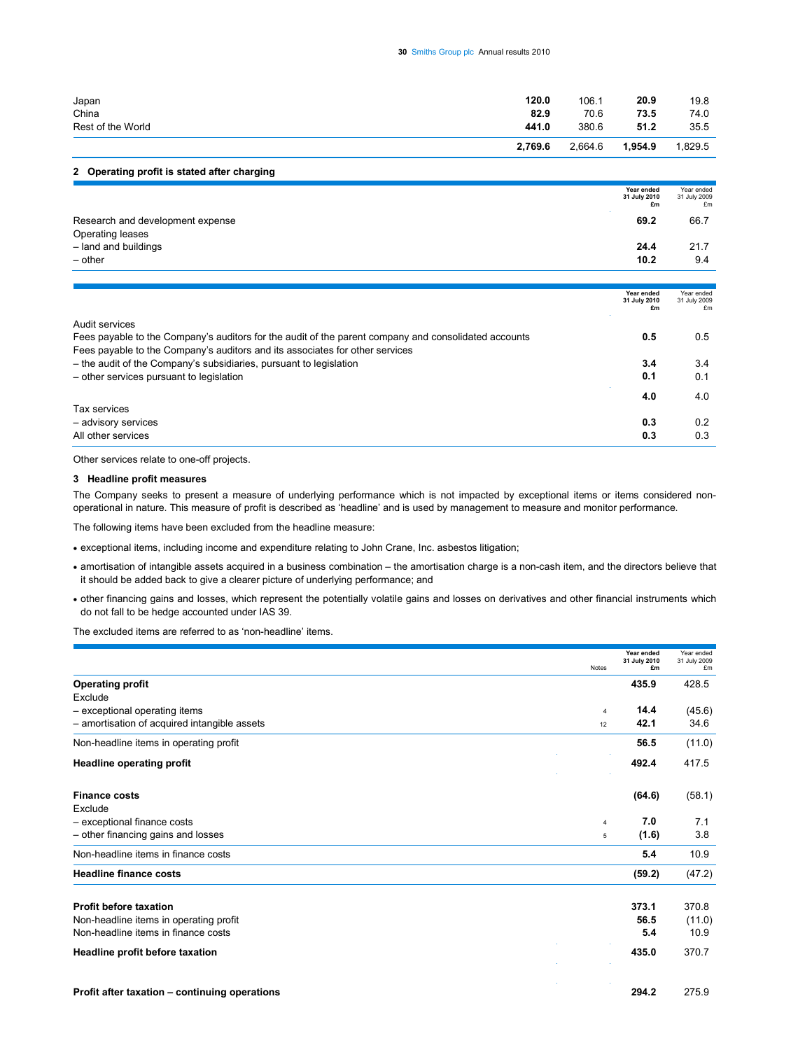| | | | | |
|---|---|---|---|---|
| Japan | **120.0** | 106.1 | **20.9** | 19.8 |
| China | **82.9** | 70.6 | **73.5** | 74.0 |
| Rest of the World | **441.0** | 380.6 | **51.2** | 35.5 |
| | **2,769.6** | 2,664.6 | **1,954.9** | 1,829.5 |

## 2 Operating profit is stated after charging

| | Year ended 31 July 2010 £m | Year ended 31 July 2009 £m |
|---|---|---|
| Research and development expense | **69.2** | 66.7 |
| Operating leases | | |
| – land and buildings | **24.4** | 21.7 |
| – other | **10.2** | 9.4 |

| | Year ended 31 July 2010 £m | Year ended 31 July 2009 £m |
|---|---|---|
| Audit services | | |
| Fees payable to the Company's auditors for the audit of the parent company and consolidated accounts | **0.5** | 0.5 |
| Fees payable to the Company's auditors and its associates for other services | | |
| – the audit of the Company's subsidiaries, pursuant to legislation | **3.4** | 3.4 |
| – other services pursuant to legislation | **0.1** | 0.1 |
| | **4.0** | 4.0 |
| Tax services | | |
| – advisory services | **0.3** | 0.2 |
| All other services | **0.3** | 0.3 |

Other services relate to one-off projects.

## 3 Headline profit measures

The Company seeks to present a measure of underlying performance which is not impacted by exceptional items or items considered non-operational in nature. This measure of profit is described as 'headline' and is used by management to measure and monitor performance.

The following items have been excluded from the headline measure:

- exceptional items, including income and expenditure relating to John Crane, Inc. asbestos litigation;
- amortisation of intangible assets acquired in a business combination – the amortisation charge is a non-cash item, and the directors believe that it should be added back to give a clearer picture of underlying performance; and
- other financing gains and losses, which represent the potentially volatile gains and losses on derivatives and other financial instruments which do not fall to be hedge accounted under IAS 39.

The excluded items are referred to as 'non-headline' items.

| | Notes | Year ended 31 July 2010 £m | Year ended 31 July 2009 £m |
|---|---|---|---|
| **Operating profit** | | **435.9** | 428.5 |
| Exclude | | | |
| – exceptional operating items | 4 | **14.4** | (45.6) |
| – amortisation of acquired intangible assets | 12 | **42.1** | 34.6 |
| Non-headline items in operating profit | | **56.5** | (11.0) |
| **Headline operating profit** | | **492.4** | 417.5 |
| | | | |
| **Finance costs** | | **(64.6)** | (58.1) |
| Exclude | | | |
| – exceptional finance costs | 4 | **7.0** | 7.1 |
| – other financing gains and losses | 5 | **(1.6)** | 3.8 |
| Non-headline items in finance costs | | **5.4** | 10.9 |
| **Headline finance costs** | | **(59.2)** | (47.2) |
| | | | |
| **Profit before taxation** | | **373.1** | 370.8 |
| Non-headline items in operating profit | | **56.5** | (11.0) |
| Non-headline items in finance costs | | **5.4** | 10.9 |
| **Headline profit before taxation** | | **435.0** | 370.7 |
| | | | |
| **Profit after taxation – continuing operations** | | **294.2** | 275.9 |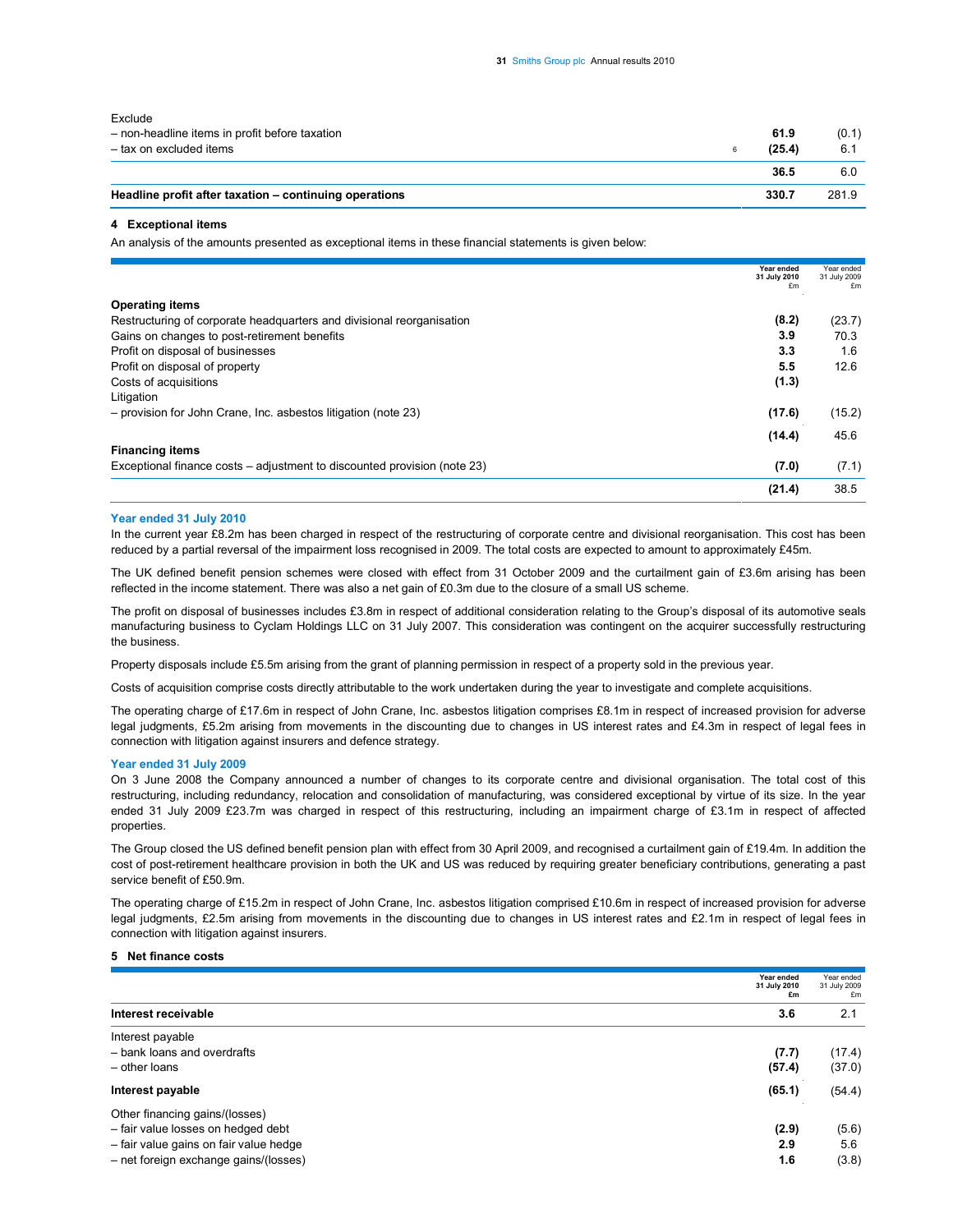| | Notes | | |
|---|---|---|---|
| Exclude | | | |
| – non-headline items in profit before taxation | | **61.9** | (0.1) |
| – tax on excluded items | 6 | **(25.4)** | 6.1 |
| | | **36.5** | 6.0 |
| **Headline profit after taxation – continuing operations** | | **330.7** | 281.9 |

### 4 Exceptional items

An analysis of the amounts presented as exceptional items in these financial statements is given below:

| | Year ended 31 July 2010 £m | Year ended 31 July 2009 £m |
|---|---|---|
| **Operating items** | | |
| Restructuring of corporate headquarters and divisional reorganisation | **(8.2)** | (23.7) |
| Gains on changes to post-retirement benefits | **3.9** | 70.3 |
| Profit on disposal of businesses | **3.3** | 1.6 |
| Profit on disposal of property | **5.5** | 12.6 |
| Costs of acquisitions | **(1.3)** | |
| Litigation | | |
| – provision for John Crane, Inc. asbestos litigation (note 23) | **(17.6)** | (15.2) |
| | **(14.4)** | 45.6 |
| **Financing items** | | |
| Exceptional finance costs – adjustment to discounted provision (note 23) | **(7.0)** | (7.1) |
| | **(21.4)** | 38.5 |

**Year ended 31 July 2010**

In the current year £8.2m has been charged in respect of the restructuring of corporate centre and divisional reorganisation. This cost has been reduced by a partial reversal of the impairment loss recognised in 2009. The total costs are expected to amount to approximately £45m.

The UK defined benefit pension schemes were closed with effect from 31 October 2009 and the curtailment gain of £3.6m arising has been reflected in the income statement. There was also a net gain of £0.3m due to the closure of a small US scheme.

The profit on disposal of businesses includes £3.8m in respect of additional consideration relating to the Group's disposal of its automotive seals manufacturing business to Cyclam Holdings LLC on 31 July 2007. This consideration was contingent on the acquirer successfully restructuring the business.

Property disposals include £5.5m arising from the grant of planning permission in respect of a property sold in the previous year.

Costs of acquisition comprise costs directly attributable to the work undertaken during the year to investigate and complete acquisitions.

The operating charge of £17.6m in respect of John Crane, Inc. asbestos litigation comprises £8.1m in respect of increased provision for adverse legal judgments, £5.2m arising from movements in the discounting due to changes in US interest rates and £4.3m in respect of legal fees in connection with litigation against insurers and defence strategy.

**Year ended 31 July 2009**

On 3 June 2008 the Company announced a number of changes to its corporate centre and divisional organisation. The total cost of this restructuring, including redundancy, relocation and consolidation of manufacturing, was considered exceptional by virtue of its size. In the year ended 31 July 2009 £23.7m was charged in respect of this restructuring, including an impairment charge of £3.1m in respect of affected properties.

The Group closed the US defined benefit pension plan with effect from 30 April 2009, and recognised a curtailment gain of £19.4m. In addition the cost of post-retirement healthcare provision in both the UK and US was reduced by requiring greater beneficiary contributions, generating a past service benefit of £50.9m.

The operating charge of £15.2m in respect of John Crane, Inc. asbestos litigation comprised £10.6m in respect of increased provision for adverse legal judgments, £2.5m arising from movements in the discounting due to changes in US interest rates and £2.1m in respect of legal fees in connection with litigation against insurers.

### 5 Net finance costs

| | Year ended 31 July 2010 £m | Year ended 31 July 2009 £m |
|---|---|---|
| **Interest receivable** | **3.6** | 2.1 |
| Interest payable | | |
| – bank loans and overdrafts | **(7.7)** | (17.4) |
| – other loans | **(57.4)** | (37.0) |
| **Interest payable** | **(65.1)** | (54.4) |
| Other financing gains/(losses) | | |
| – fair value losses on hedged debt | **(2.9)** | (5.6) |
| – fair value gains on fair value hedge | **2.9** | 5.6 |
| – net foreign exchange gains/(losses) | **1.6** | (3.8) |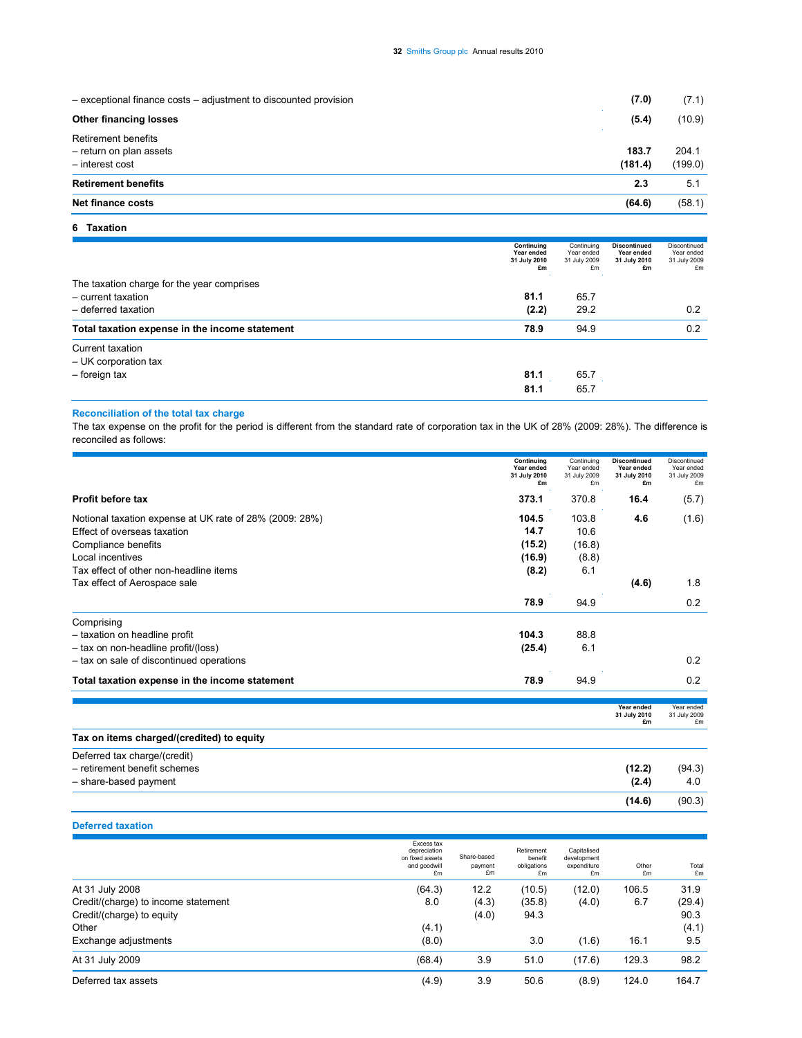| | 2010 | 2009 |
|---|---|---|
| – exceptional finance costs – adjustment to discounted provision | **(7.0)** | (7.1) |
| **Other financing losses** | **(5.4)** | (10.9) |
| Retirement benefits | | |
| – return on plan assets | **183.7** | 204.1 |
| – interest cost | **(181.4)** | (199.0) |
| **Retirement benefits** | **2.3** | 5.1 |
| **Net finance costs** | **(64.6)** | (58.1) |

## 6 Taxation

| | Continuing Year ended 31 July 2010 £m | Continuing Year ended 31 July 2009 £m | Discontinued Year ended 31 July 2010 £m | Discontinued Year ended 31 July 2009 £m |
|---|---|---|---|---|
| The taxation charge for the year comprises | | | | |
| – current taxation | **81.1** | 65.7 | | |
| – deferred taxation | **(2.2)** | 29.2 | | 0.2 |
| **Total taxation expense in the income statement** | **78.9** | 94.9 | | 0.2 |
| Current taxation | | | | |
| – UK corporation tax | | | | |
| – foreign tax | **81.1** | 65.7 | | |
| | **81.1** | 65.7 | | |

### Reconciliation of the total tax charge

The tax expense on the profit for the period is different from the standard rate of corporation tax in the UK of 28% (2009: 28%). The difference is reconciled as follows:

| | Continuing Year ended 31 July 2010 £m | Continuing Year ended 31 July 2009 £m | Discontinued Year ended 31 July 2010 £m | Discontinued Year ended 31 July 2009 £m |
|---|---|---|---|---|
| **Profit before tax** | **373.1** | 370.8 | **16.4** | (5.7) |
| Notional taxation expense at UK rate of 28% (2009: 28%) | **104.5** | 103.8 | **4.6** | (1.6) |
| Effect of overseas taxation | **14.7** | 10.6 | | |
| Compliance benefits | **(15.2)** | (16.8) | | |
| Local incentives | **(16.9)** | (8.8) | | |
| Tax effect of other non-headline items | **(8.2)** | 6.1 | | |
| Tax effect of Aerospace sale | | | **(4.6)** | 1.8 |
| | **78.9** | 94.9 | | 0.2 |
| Comprising | | | | |
| – taxation on headline profit | **104.3** | 88.8 | | |
| – tax on non-headline profit/(loss) | **(25.4)** | 6.1 | | |
| – tax on sale of discontinued operations | | | | 0.2 |
| **Total taxation expense in the income statement** | **78.9** | 94.9 | | 0.2 |

| | Year ended 31 July 2010 £m | Year ended 31 July 2009 £m |
|---|---|---|
| **Tax on items charged/(credited) to equity** | | |
| Deferred tax charge/(credit) | | |
| – retirement benefit schemes | **(12.2)** | (94.3) |
| – share-based payment | **(2.4)** | 4.0 |
| | **(14.6)** | (90.3) |

### Deferred taxation

| | Excess tax depreciation on fixed assets and goodwill £m | Share-based payment £m | Retirement benefit obligations £m | Capitalised development expenditure £m | Other £m | Total £m |
|---|---|---|---|---|---|---|
| At 31 July 2008 | (64.3) | 12.2 | (10.5) | (12.0) | 106.5 | 31.9 |
| Credit/(charge) to income statement | 8.0 | (4.3) | (35.8) | (4.0) | 6.7 | (29.4) |
| Credit/(charge) to equity | | (4.0) | 94.3 | | | 90.3 |
| Other | (4.1) | | | | | (4.1) |
| Exchange adjustments | (8.0) | | 3.0 | (1.6) | 16.1 | 9.5 |
| At 31 July 2009 | (68.4) | 3.9 | 51.0 | (17.6) | 129.3 | 98.2 |
| Deferred tax assets | (4.9) | 3.9 | 50.6 | (8.9) | 124.0 | 164.7 |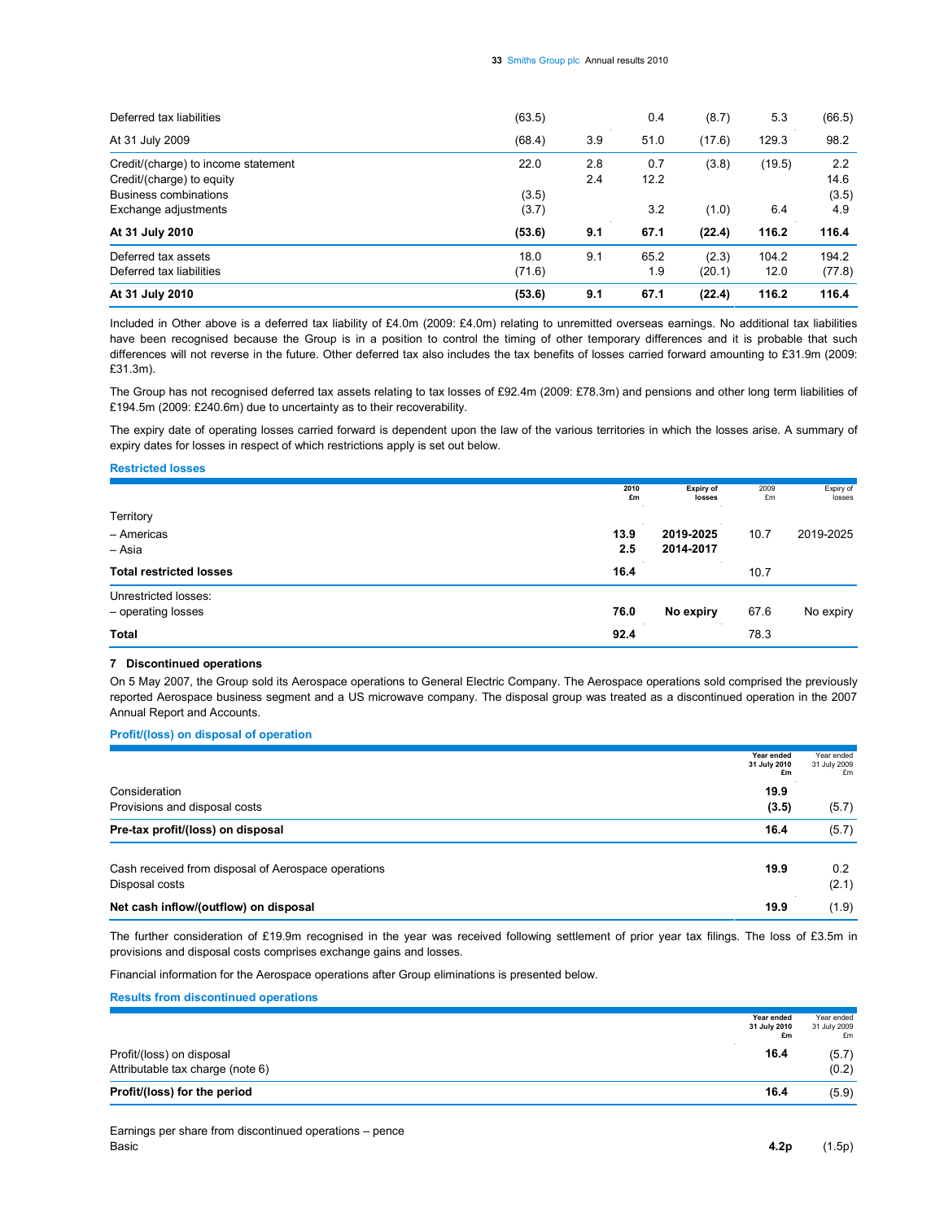| | | | | | | |
|---|---|---|---|---|---|---|
| Deferred tax liabilities | (63.5) | | 0.4 | (8.7) | 5.3 | (66.5) |
| At 31 July 2009 | (68.4) | 3.9 | 51.0 | (17.6) | 129.3 | 98.2 |
| Credit/(charge) to income statement | 22.0 | 2.8 | 0.7 | (3.8) | (19.5) | 2.2 |
| Credit/(charge) to equity | | 2.4 | 12.2 | | | 14.6 |
| Business combinations | (3.5) | | | | | (3.5) |
| Exchange adjustments | (3.7) | | 3.2 | (1.0) | 6.4 | 4.9 |
| **At 31 July 2010** | **(53.6)** | **9.1** | **67.1** | **(22.4)** | **116.2** | **116.4** |
| Deferred tax assets | 18.0 | 9.1 | 65.2 | (2.3) | 104.2 | 194.2 |
| Deferred tax liabilities | (71.6) | | 1.9 | (20.1) | 12.0 | (77.8) |
| **At 31 July 2010** | **(53.6)** | **9.1** | **67.1** | **(22.4)** | **116.2** | **116.4** |

Included in Other above is a deferred tax liability of £4.0m (2009: £4.0m) relating to unremitted overseas earnings. No additional tax liabilities have been recognised because the Group is in a position to control the timing of other temporary differences and it is probable that such differences will not reverse in the future. Other deferred tax also includes the tax benefits of losses carried forward amounting to £31.9m (2009: £31.3m).

The Group has not recognised deferred tax assets relating to tax losses of £92.4m (2009: £78.3m) and pensions and other long term liabilities of £194.5m (2009: £240.6m) due to uncertainty as to their recoverability.

The expiry date of operating losses carried forward is dependent upon the law of the various territories in which the losses arise. A summary of expiry dates for losses in respect of which restrictions apply is set out below.

### Restricted losses

| | 2010 £m | Expiry of losses | 2009 £m | Expiry of losses |
|---|---|---|---|---|
| Territory | | | | |
| – Americas | **13.9** | **2019-2025** | 10.7 | 2019-2025 |
| – Asia | **2.5** | **2014-2017** | | |
| **Total restricted losses** | **16.4** | | 10.7 | |
| Unrestricted losses: | | | | |
| – operating losses | **76.0** | **No expiry** | 67.6 | No expiry |
| **Total** | **92.4** | | 78.3 | |

## 7 Discontinued operations

On 5 May 2007, the Group sold its Aerospace operations to General Electric Company. The Aerospace operations sold comprised the previously reported Aerospace business segment and a US microwave company. The disposal group was treated as a discontinued operation in the 2007 Annual Report and Accounts.

### Profit/(loss) on disposal of operation

| | Year ended 31 July 2010 £m | Year ended 31 July 2009 £m |
|---|---|---|
| Consideration | **19.9** | |
| Provisions and disposal costs | **(3.5)** | (5.7) |
| **Pre-tax profit/(loss) on disposal** | **16.4** | (5.7) |
| Cash received from disposal of Aerospace operations | **19.9** | 0.2 |
| Disposal costs | | (2.1) |
| **Net cash inflow/(outflow) on disposal** | **19.9** | (1.9) |

The further consideration of £19.9m recognised in the year was received following settlement of prior year tax filings. The loss of £3.5m in provisions and disposal costs comprises exchange gains and losses.

Financial information for the Aerospace operations after Group eliminations is presented below.

### Results from discontinued operations

| | Year ended 31 July 2010 £m | Year ended 31 July 2009 £m |
|---|---|---|
| Profit/(loss) on disposal | **16.4** | (5.7) |
| Attributable tax charge (note 6) | | (0.2) |
| **Profit/(loss) for the period** | **16.4** | (5.9) |
| | | |
| Earnings per share from discontinued operations – pence | | |
| Basic | **4.2p** | (1.5p) |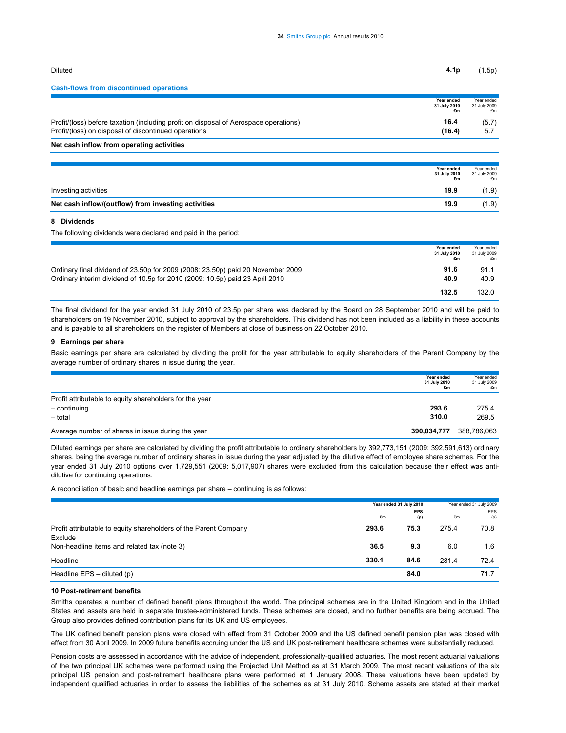| Diluted | 4.1p | (1.5p) |
|---|---|---|

**Cash-flows from discontinued operations**

| | Year ended 31 July 2010 £m | Year ended 31 July 2009 £m |
|---|---|---|
| Profit/(loss) before taxation (including profit on disposal of Aerospace operations) | 16.4 | (5.7) |
| Profit/(loss) on disposal of discontinued operations | (16.4) | 5.7 |
| **Net cash inflow from operating activities** | | |

| | Year ended 31 July 2010 £m | Year ended 31 July 2009 £m |
|---|---|---|
| Investing activities | 19.9 | (1.9) |
| **Net cash inflow/(outflow) from investing activities** | 19.9 | (1.9) |

## 8 Dividends

The following dividends were declared and paid in the period:

| | Year ended 31 July 2010 £m | Year ended 31 July 2009 £m |
|---|---|---|
| Ordinary final dividend of 23.50p for 2009 (2008: 23.50p) paid 20 November 2009 | 91.6 | 91.1 |
| Ordinary interim dividend of 10.5p for 2010 (2009: 10.5p) paid 23 April 2010 | 40.9 | 40.9 |
| | 132.5 | 132.0 |

The final dividend for the year ended 31 July 2010 of 23.5p per share was declared by the Board on 28 September 2010 and will be paid to shareholders on 19 November 2010, subject to approval by the shareholders. This dividend has not been included as a liability in these accounts and is payable to all shareholders on the register of Members at close of business on 22 October 2010.

## 9 Earnings per share

Basic earnings per share are calculated by dividing the profit for the year attributable to equity shareholders of the Parent Company by the average number of ordinary shares in issue during the year.

| | Year ended 31 July 2010 £m | Year ended 31 July 2009 £m |
|---|---|---|
| Profit attributable to equity shareholders for the year | | |
| – continuing | 293.6 | 275.4 |
| – total | 310.0 | 269.5 |
| Average number of shares in issue during the year | 390,034,777 | 388,786,063 |

Diluted earnings per share are calculated by dividing the profit attributable to ordinary shareholders by 392,773,151 (2009: 392,591,613) ordinary shares, being the average number of ordinary shares in issue during the year adjusted by the dilutive effect of employee share schemes. For the year ended 31 July 2010 options over 1,729,551 (2009: 5,017,907) shares were excluded from this calculation because their effect was anti-dilutive for continuing operations.

A reconciliation of basic and headline earnings per share – continuing is as follows:

| | Year ended 31 July 2010 | | Year ended 31 July 2009 | |
|---|---|---|---|---|
| | £m | EPS (p) | £m | EPS (p) |
| Profit attributable to equity shareholders of the Parent Company | 293.6 | 75.3 | 275.4 | 70.8 |
| Exclude | | | | |
| Non-headline items and related tax (note 3) | 36.5 | 9.3 | 6.0 | 1.6 |
| Headline | 330.1 | 84.6 | 281.4 | 72.4 |
| Headline EPS – diluted (p) | | 84.0 | | 71.7 |

## 10 Post-retirement benefits

Smiths operates a number of defined benefit plans throughout the world. The principal schemes are in the United Kingdom and in the United States and assets are held in separate trustee-administered funds. These schemes are closed, and no further benefits are being accrued. The Group also provides defined contribution plans for its UK and US employees.

The UK defined benefit pension plans were closed with effect from 31 October 2009 and the US defined benefit pension plan was closed with effect from 30 April 2009. In 2009 future benefits accruing under the US and UK post-retirement healthcare schemes were substantially reduced.

Pension costs are assessed in accordance with the advice of independent, professionally-qualified actuaries. The most recent actuarial valuations of the two principal UK schemes were performed using the Projected Unit Method as at 31 March 2009. The most recent valuations of the six principal US pension and post-retirement healthcare plans were performed at 1 January 2008. These valuations have been updated by independent qualified actuaries in order to assess the liabilities of the schemes as at 31 July 2010. Scheme assets are stated at their market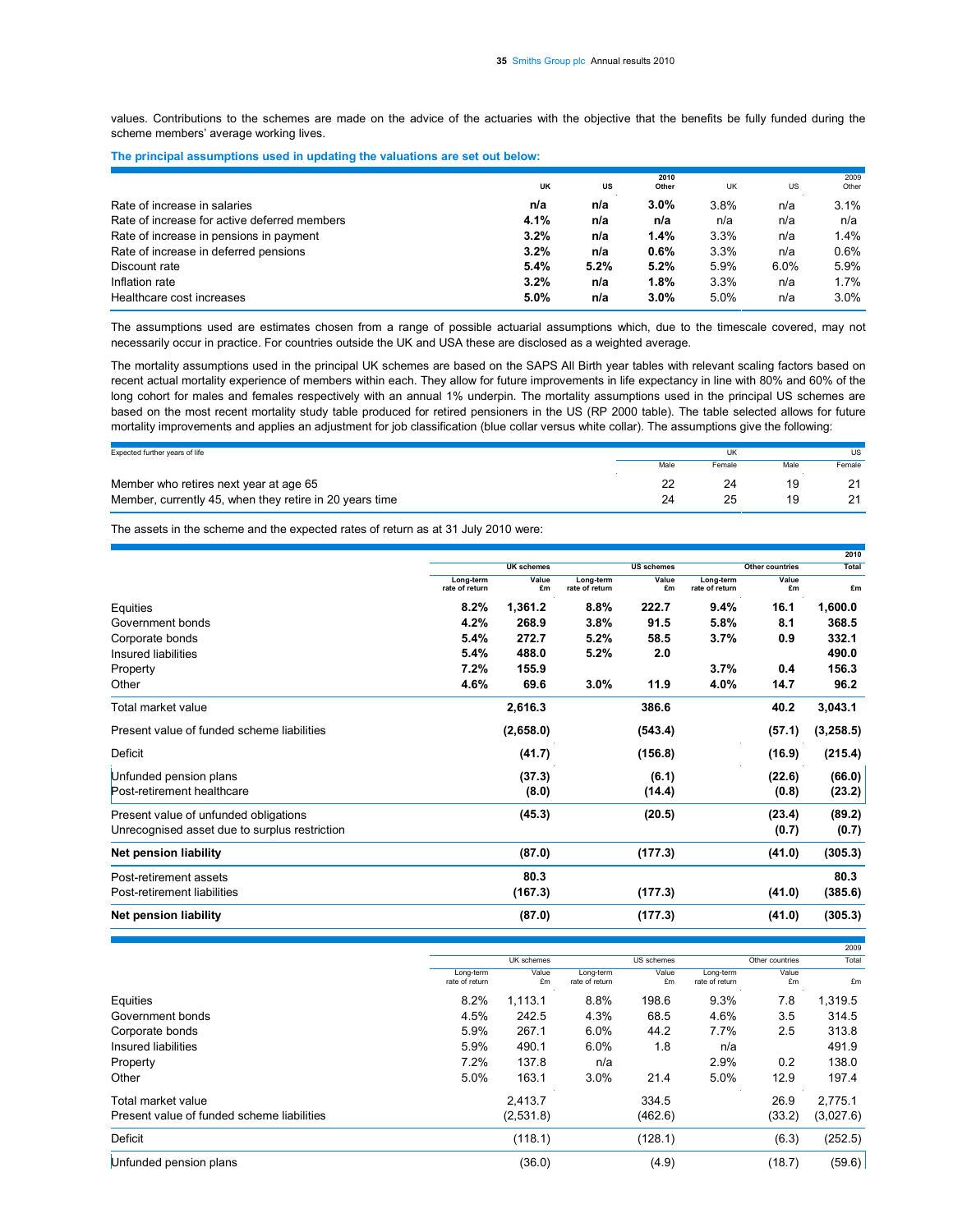values. Contributions to the schemes are made on the advice of the actuaries with the objective that the benefits be fully funded during the scheme members' average working lives.

**The principal assumptions used in updating the valuations are set out below:**

| | 2010 UK | 2010 US | 2010 Other | 2009 UK | 2009 US | 2009 Other |
|---|---|---|---|---|---|---|
| Rate of increase in salaries | **n/a** | **n/a** | **3.0%** | 3.8% | n/a | 3.1% |
| Rate of increase for active deferred members | **4.1%** | **n/a** | **n/a** | n/a | n/a | n/a |
| Rate of increase in pensions in payment | **3.2%** | **n/a** | **1.4%** | 3.3% | n/a | 1.4% |
| Rate of increase in deferred pensions | **3.2%** | **n/a** | **0.6%** | 3.3% | n/a | 0.6% |
| Discount rate | **5.4%** | **5.2%** | **5.2%** | 5.9% | 6.0% | 5.9% |
| Inflation rate | **3.2%** | **n/a** | **1.8%** | 3.3% | n/a | 1.7% |
| Healthcare cost increases | **5.0%** | **n/a** | **3.0%** | 5.0% | n/a | 3.0% |

The assumptions used are estimates chosen from a range of possible actuarial assumptions which, due to the timescale covered, may not necessarily occur in practice. For countries outside the UK and USA these are disclosed as a weighted average.

The mortality assumptions used in the principal UK schemes are based on the SAPS All Birth year tables with relevant scaling factors based on recent actual mortality experience of members within each. They allow for future improvements in life expectancy in line with 80% and 60% of the long cohort for males and females respectively with an annual 1% underpin. The mortality assumptions used in the principal US schemes are based on the most recent mortality study table produced for retired pensioners in the US (RP 2000 table). The table selected allows for future mortality improvements and applies an adjustment for job classification (blue collar versus white collar). The assumptions give the following:

| Expected further years of life | UK Male | UK Female | US Male | US Female |
|---|---|---|---|---|
| Member who retires next year at age 65 | 22 | 24 | 19 | 21 |
| Member, currently 45, when they retire in 20 years time | 24 | 25 | 19 | 21 |

The assets in the scheme and the expected rates of return as at 31 July 2010 were:

| 2010 | UK schemes Long-term rate of return | UK schemes Value £m | US schemes Long-term rate of return | US schemes Value £m | Other countries Long-term rate of return | Other countries Value £m | Total £m |
|---|---|---|---|---|---|---|---|
| Equities | **8.2%** | **1,361.2** | **8.8%** | **222.7** | **9.4%** | **16.1** | **1,600.0** |
| Government bonds | **4.2%** | **268.9** | **3.8%** | **91.5** | **5.8%** | **8.1** | **368.5** |
| Corporate bonds | **5.4%** | **272.7** | **5.2%** | **58.5** | **3.7%** | **0.9** | **332.1** |
| Insured liabilities | **5.4%** | **488.0** | **5.2%** | **2.0** | | | **490.0** |
| Property | **7.2%** | **155.9** | | | **3.7%** | **0.4** | **156.3** |
| Other | **4.6%** | **69.6** | **3.0%** | **11.9** | **4.0%** | **14.7** | **96.2** |
| Total market value | | **2,616.3** | | **386.6** | | **40.2** | **3,043.1** |
| Present value of funded scheme liabilities | | **(2,658.0)** | | **(543.4)** | | **(57.1)** | **(3,258.5)** |
| Deficit | | **(41.7)** | | **(156.8)** | | **(16.9)** | **(215.4)** |
| Unfunded pension plans | | **(37.3)** | | **(6.1)** | | **(22.6)** | **(66.0)** |
| Post-retirement healthcare | | **(8.0)** | | **(14.4)** | | **(0.8)** | **(23.2)** |
| Present value of unfunded obligations | | **(45.3)** | | **(20.5)** | | **(23.4)** | **(89.2)** |
| Unrecognised asset due to surplus restriction | | | | | | **(0.7)** | **(0.7)** |
| **Net pension liability** | | **(87.0)** | | **(177.3)** | | **(41.0)** | **(305.3)** |
| Post-retirement assets | | **80.3** | | | | | **80.3** |
| Post-retirement liabilities | | **(167.3)** | | **(177.3)** | | **(41.0)** | **(385.6)** |
| **Net pension liability** | | **(87.0)** | | **(177.3)** | | **(41.0)** | **(305.3)** |

| 2009 | UK schemes Long-term rate of return | UK schemes Value £m | US schemes Long-term rate of return | US schemes Value £m | Other countries Long-term rate of return | Other countries Value £m | Total £m |
|---|---|---|---|---|---|---|---|
| Equities | 8.2% | 1,113.1 | 8.8% | 198.6 | 9.3% | 7.8 | 1,319.5 |
| Government bonds | 4.5% | 242.5 | 4.3% | 68.5 | 4.6% | 3.5 | 314.5 |
| Corporate bonds | 5.9% | 267.1 | 6.0% | 44.2 | 7.7% | 2.5 | 313.8 |
| Insured liabilities | 5.9% | 490.1 | 6.0% | 1.8 | n/a | | 491.9 |
| Property | 7.2% | 137.8 | n/a | | 2.9% | 0.2 | 138.0 |
| Other | 5.0% | 163.1 | 3.0% | 21.4 | 5.0% | 12.9 | 197.4 |
| Total market value | | 2,413.7 | | 334.5 | | 26.9 | 2,775.1 |
| Present value of funded scheme liabilities | | (2,531.8) | | (462.6) | | (33.2) | (3,027.6) |
| Deficit | | (118.1) | | (128.1) | | (6.3) | (252.5) |
| Unfunded pension plans | | (36.0) | | (4.9) | | (18.7) | (59.6) |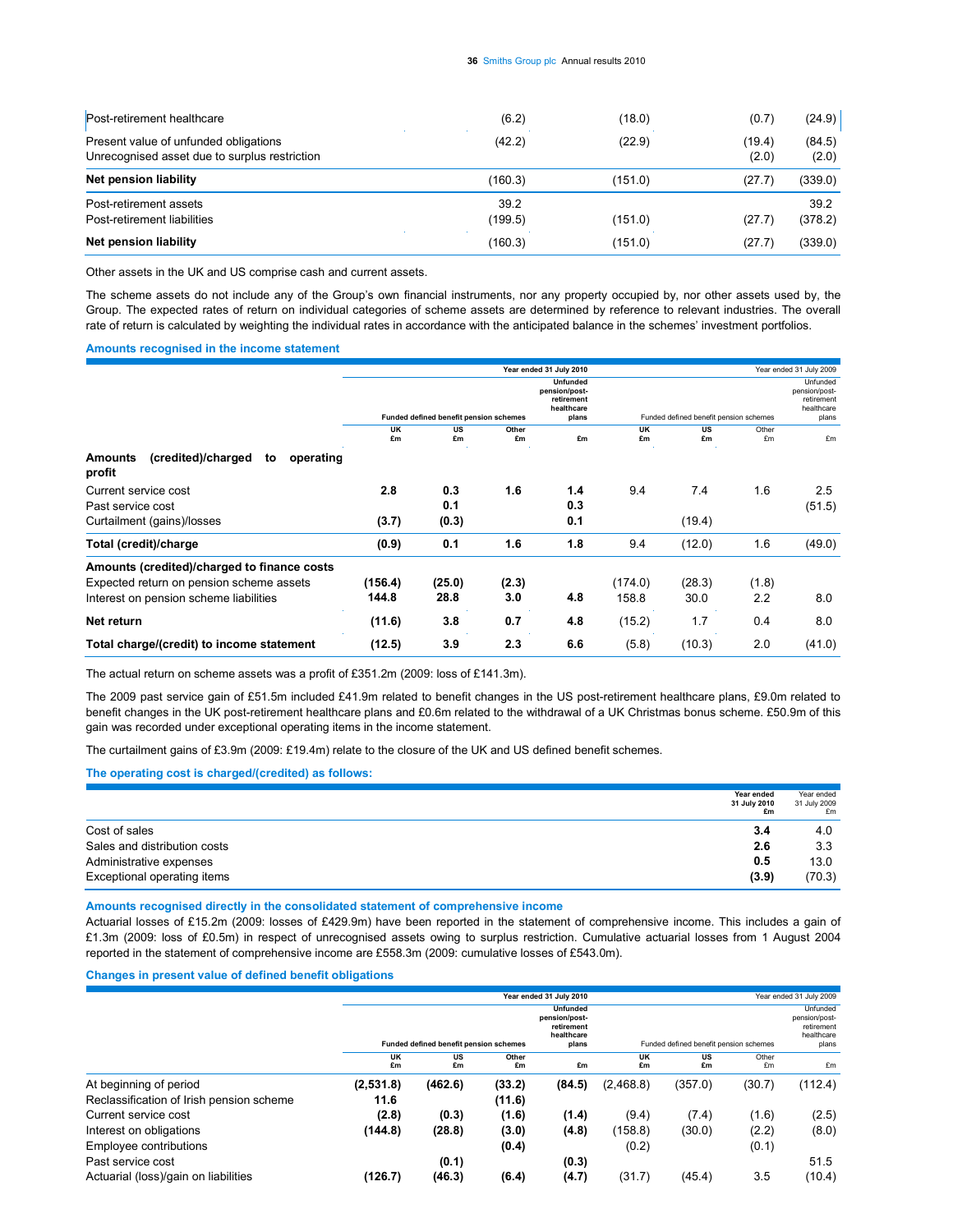| | | | | |
|---|---|---|---|---|
| Post-retirement healthcare | (6.2) | (18.0) | (0.7) | (24.9) |
| Present value of unfunded obligations | (42.2) | (22.9) | (19.4) | (84.5) |
| Unrecognised asset due to surplus restriction | | | (2.0) | (2.0) |
| **Net pension liability** | (160.3) | (151.0) | (27.7) | (339.0) |
| Post-retirement assets | 39.2 | | | 39.2 |
| Post-retirement liabilities | (199.5) | (151.0) | (27.7) | (378.2) |
| **Net pension liability** | (160.3) | (151.0) | (27.7) | (339.0) |

Other assets in the UK and US comprise cash and current assets.

The scheme assets do not include any of the Group's own financial instruments, nor any property occupied by, nor other assets used by, the Group. The expected rates of return on individual categories of scheme assets are determined by reference to relevant industries. The overall rate of return is calculated by weighting the individual rates in accordance with the anticipated balance in the schemes' investment portfolios.

### Amounts recognised in the income statement

| | Year ended 31 July 2010 | | | | Year ended 31 July 2009 | | | |
|---|---|---|---|---|---|---|---|---|
| | Funded defined benefit pension schemes | | | Unfunded pension/post-retirement healthcare plans | Funded defined benefit pension schemes | | | Unfunded pension/post-retirement healthcare plans |
| | UK £m | US £m | Other £m | £m | UK £m | US £m | Other £m | £m |
| **Amounts (credited)/charged to operating profit** | | | | | | | | |
| Current service cost | **2.8** | **0.3** | **1.6** | **1.4** | 9.4 | 7.4 | 1.6 | 2.5 |
| Past service cost | | **0.1** | | **0.3** | | | | (51.5) |
| Curtailment (gains)/losses | **(3.7)** | **(0.3)** | | **0.1** | | (19.4) | | |
| **Total (credit)/charge** | **(0.9)** | **0.1** | **1.6** | **1.8** | 9.4 | (12.0) | 1.6 | (49.0) |
| **Amounts (credited)/charged to finance costs** | | | | | | | | |
| Expected return on pension scheme assets | **(156.4)** | **(25.0)** | **(2.3)** | | (174.0) | (28.3) | (1.8) | |
| Interest on pension scheme liabilities | **144.8** | **28.8** | **3.0** | **4.8** | 158.8 | 30.0 | 2.2 | 8.0 |
| **Net return** | **(11.6)** | **3.8** | **0.7** | **4.8** | (15.2) | 1.7 | 0.4 | 8.0 |
| **Total charge/(credit) to income statement** | **(12.5)** | **3.9** | **2.3** | **6.6** | (5.8) | (10.3) | 2.0 | (41.0) |

The actual return on scheme assets was a profit of £351.2m (2009: loss of £141.3m).

The 2009 past service gain of £51.5m included £41.9m related to benefit changes in the US post-retirement healthcare plans, £9.0m related to benefit changes in the UK post-retirement healthcare plans and £0.6m related to the withdrawal of a UK Christmas bonus scheme. £50.9m of this gain was recorded under exceptional operating items in the income statement.

The curtailment gains of £3.9m (2009: £19.4m) relate to the closure of the UK and US defined benefit schemes.

### The operating cost is charged/(credited) as follows:

| | Year ended 31 July 2010 £m | Year ended 31 July 2009 £m |
|---|---|---|
| Cost of sales | **3.4** | 4.0 |
| Sales and distribution costs | **2.6** | 3.3 |
| Administrative expenses | **0.5** | 13.0 |
| Exceptional operating items | **(3.9)** | (70.3) |

### Amounts recognised directly in the consolidated statement of comprehensive income

Actuarial losses of £15.2m (2009: losses of £429.9m) have been reported in the statement of comprehensive income. This includes a gain of £1.3m (2009: loss of £0.5m) in respect of unrecognised assets owing to surplus restriction. Cumulative actuarial losses from 1 August 2004 reported in the statement of comprehensive income are £558.3m (2009: cumulative losses of £543.0m).

### Changes in present value of defined benefit obligations

| | Year ended 31 July 2010 | | | | Year ended 31 July 2009 | | | |
|---|---|---|---|---|---|---|---|---|
| | Funded defined benefit pension schemes | | | Unfunded pension/post-retirement healthcare plans | Funded defined benefit pension schemes | | | Unfunded pension/post-retirement healthcare plans |
| | UK £m | US £m | Other £m | £m | UK £m | US £m | Other £m | £m |
| At beginning of period | **(2,531.8)** | **(462.6)** | **(33.2)** | **(84.5)** | (2,468.8) | (357.0) | (30.7) | (112.4) |
| Reclassification of Irish pension scheme | **11.6** | | **(11.6)** | | | | | |
| Current service cost | **(2.8)** | **(0.3)** | **(1.6)** | **(1.4)** | (9.4) | (7.4) | (1.6) | (2.5) |
| Interest on obligations | **(144.8)** | **(28.8)** | **(3.0)** | **(4.8)** | (158.8) | (30.0) | (2.2) | (8.0) |
| Employee contributions | | | **(0.4)** | | (0.2) | | (0.1) | |
| Past service cost | | **(0.1)** | | **(0.3)** | | | | 51.5 |
| Actuarial (loss)/gain on liabilities | **(126.7)** | **(46.3)** | **(6.4)** | **(4.7)** | (31.7) | (45.4) | 3.5 | (10.4) |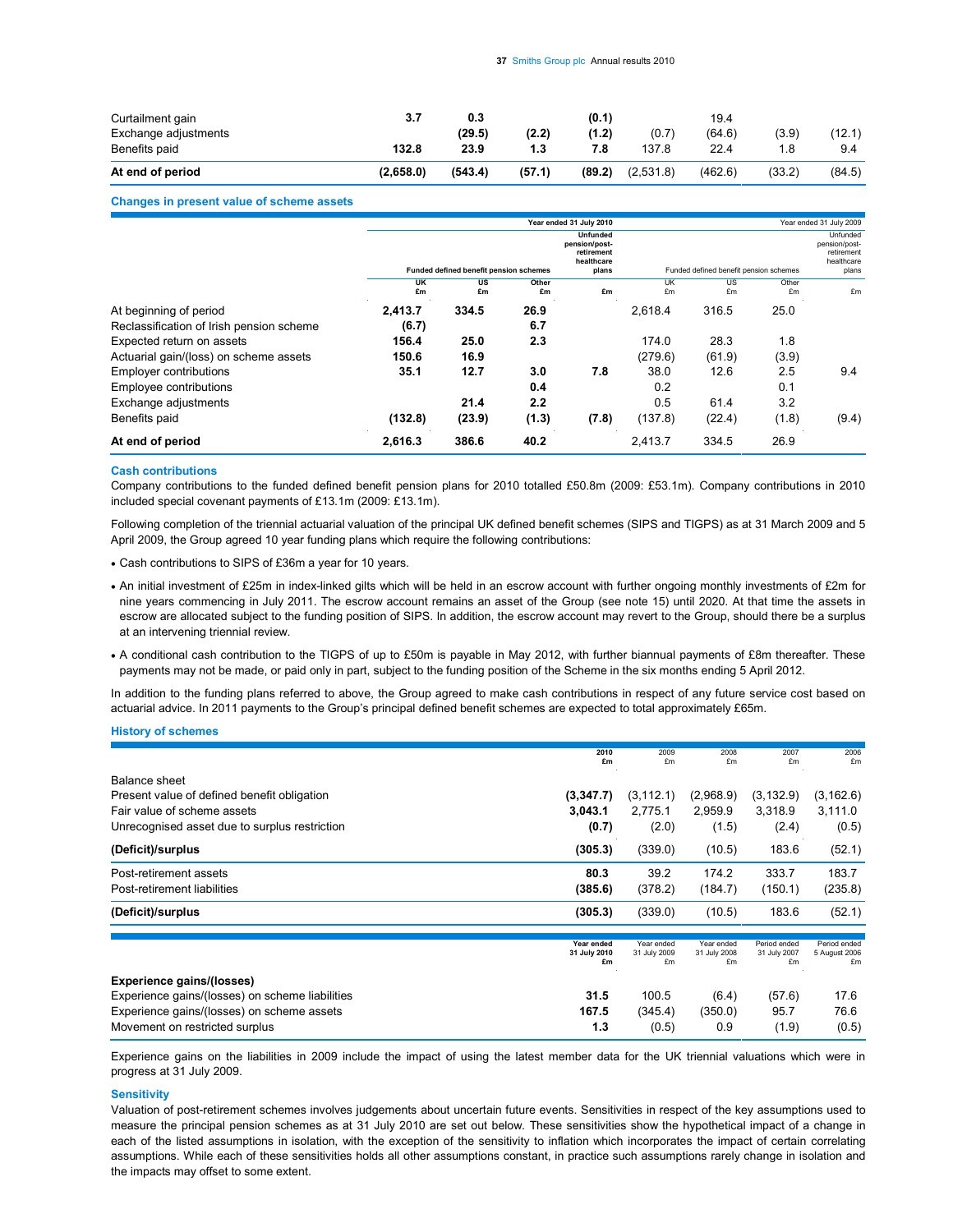| | | | | | | | | |
|---|---|---|---|---|---|---|---|---|
| Curtailment gain | **3.7** | **0.3** | | **(0.1)** | | 19.4 | | |
| Exchange adjustments | | **(29.5)** | **(2.2)** | **(1.2)** | (0.7) | (64.6) | (3.9) | (12.1) |
| Benefits paid | **132.8** | **23.9** | **1.3** | **7.8** | 137.8 | 22.4 | 1.8 | 9.4 |
| **At end of period** | **(2,658.0)** | **(543.4)** | **(57.1)** | **(89.2)** | (2,531.8) | (462.6) | (33.2) | (84.5) |

### Changes in present value of scheme assets

| | Year ended 31 July 2010 | | | | Year ended 31 July 2009 | | | |
|---|---|---|---|---|---|---|---|---|
| | Funded defined benefit pension schemes | | | Unfunded pension/post-retirement healthcare plans | Funded defined benefit pension schemes | | | Unfunded pension/post-retirement healthcare plans |
| | UK £m | US £m | Other £m | £m | UK £m | US £m | Other £m | £m |
| At beginning of period | **2,413.7** | **334.5** | **26.9** | | 2,618.4 | 316.5 | 25.0 | |
| Reclassification of Irish pension scheme | **(6.7)** | | **6.7** | | | | | |
| Expected return on assets | **156.4** | **25.0** | **2.3** | | 174.0 | 28.3 | 1.8 | |
| Actuarial gain/(loss) on scheme assets | **150.6** | **16.9** | | | (279.6) | (61.9) | (3.9) | |
| Employer contributions | **35.1** | **12.7** | **3.0** | **7.8** | 38.0 | 12.6 | 2.5 | 9.4 |
| Employee contributions | | | **0.4** | | 0.2 | | 0.1 | |
| Exchange adjustments | | **21.4** | **2.2** | | 0.5 | 61.4 | 3.2 | |
| Benefits paid | **(132.8)** | **(23.9)** | **(1.3)** | **(7.8)** | (137.8) | (22.4) | (1.8) | (9.4) |
| **At end of period** | **2,616.3** | **386.6** | **40.2** | | 2,413.7 | 334.5 | 26.9 | |

### Cash contributions

Company contributions to the funded defined benefit pension plans for 2010 totalled £50.8m (2009: £53.1m). Company contributions in 2010 included special covenant payments of £13.1m (2009: £13.1m).

Following completion of the triennial actuarial valuation of the principal UK defined benefit schemes (SIPS and TIGPS) as at 31 March 2009 and 5 April 2009, the Group agreed 10 year funding plans which require the following contributions:

- Cash contributions to SIPS of £36m a year for 10 years.
- An initial investment of £25m in index-linked gilts which will be held in an escrow account with further ongoing monthly investments of £2m for nine years commencing in July 2011. The escrow account remains an asset of the Group (see note 15) until 2020. At that time the assets in escrow are allocated subject to the funding position of SIPS. In addition, the escrow account may revert to the Group, should there be a surplus at an intervening triennial review.
- A conditional cash contribution to the TIGPS of up to £50m is payable in May 2012, with further biannual payments of £8m thereafter. These payments may not be made, or paid only in part, subject to the funding position of the Scheme in the six months ending 5 April 2012.

In addition to the funding plans referred to above, the Group agreed to make cash contributions in respect of any future service cost based on actuarial advice. In 2011 payments to the Group's principal defined benefit schemes are expected to total approximately £65m.

### History of schemes

| | 2010 £m | 2009 £m | 2008 £m | 2007 £m | 2006 £m |
|---|---|---|---|---|---|
| Balance sheet | | | | | |
| Present value of defined benefit obligation | **(3,347.7)** | (3,112.1) | (2,968.9) | (3,132.9) | (3,162.6) |
| Fair value of scheme assets | **3,043.1** | 2,775.1 | 2,959.9 | 3,318.9 | 3,111.0 |
| Unrecognised asset due to surplus restriction | **(0.7)** | (2.0) | (1.5) | (2.4) | (0.5) |
| **(Deficit)/surplus** | **(305.3)** | (339.0) | (10.5) | 183.6 | (52.1) |
| Post-retirement assets | **80.3** | 39.2 | 174.2 | 333.7 | 183.7 |
| Post-retirement liabilities | **(385.6)** | (378.2) | (184.7) | (150.1) | (235.8) |
| **(Deficit)/surplus** | **(305.3)** | (339.0) | (10.5) | 183.6 | (52.1) |

| | Year ended 31 July 2010 £m | Year ended 31 July 2009 £m | Year ended 31 July 2008 £m | Period ended 31 July 2007 £m | Period ended 5 August 2006 £m |
|---|---|---|---|---|---|
| **Experience gains/(losses)** | | | | | |
| Experience gains/(losses) on scheme liabilities | **31.5** | 100.5 | (6.4) | (57.6) | 17.6 |
| Experience gains/(losses) on scheme assets | **167.5** | (345.4) | (350.0) | 95.7 | 76.6 |
| Movement on restricted surplus | **1.3** | (0.5) | 0.9 | (1.9) | (0.5) |

Experience gains on the liabilities in 2009 include the impact of using the latest member data for the UK triennial valuations which were in progress at 31 July 2009.

### Sensitivity

Valuation of post-retirement schemes involves judgements about uncertain future events. Sensitivities in respect of the key assumptions used to measure the principal pension schemes as at 31 July 2010 are set out below. These sensitivities show the hypothetical impact of a change in each of the listed assumptions in isolation, with the exception of the sensitivity to inflation which incorporates the impact of certain correlating assumptions. While each of these sensitivities holds all other assumptions constant, in practice such assumptions rarely change in isolation and the impacts may offset to some extent.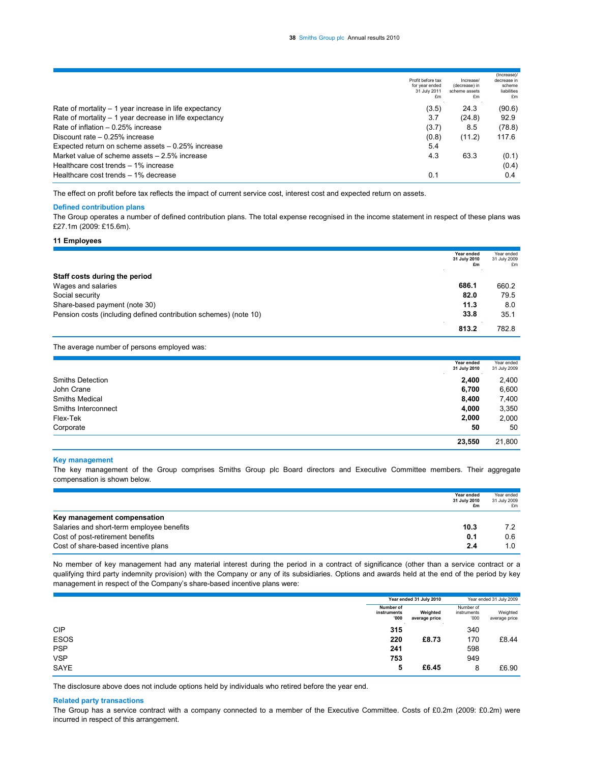| | Profit before tax for year ended 31 July 2011 £m | Increase/ (decrease) in scheme assets £m | (Increase)/ decrease in scheme liabilities £m |
|---|---|---|---|
| Rate of mortality – 1 year increase in life expectancy | (3.5) | 24.3 | (90.6) |
| Rate of mortality – 1 year decrease in life expectancy | 3.7 | (24.8) | 92.9 |
| Rate of inflation – 0.25% increase | (3.7) | 8.5 | (78.8) |
| Discount rate – 0.25% increase | (0.8) | (11.2) | 117.6 |
| Expected return on scheme assets – 0.25% increase | 5.4 | | |
| Market value of scheme assets – 2.5% increase | 4.3 | 63.3 | (0.1) |
| Healthcare cost trends – 1% increase | | | (0.4) |
| Healthcare cost trends – 1% decrease | 0.1 | | 0.4 |

The effect on profit before tax reflects the impact of current service cost, interest cost and expected return on assets.

### Defined contribution plans

The Group operates a number of defined contribution plans. The total expense recognised in the income statement in respect of these plans was £27.1m (2009: £15.6m).

## 11 Employees

| | **Year ended 31 July 2010 £m** | Year ended 31 July 2009 £m |
|---|---|---|
| **Staff costs during the period** | | |
| Wages and salaries | **686.1** | 660.2 |
| Social security | **82.0** | 79.5 |
| Share-based payment (note 30) | **11.3** | 8.0 |
| Pension costs (including defined contribution schemes) (note 10) | **33.8** | 35.1 |
| | **813.2** | 782.8 |

The average number of persons employed was:

| | **Year ended 31 July 2010** | Year ended 31 July 2009 |
|---|---|---|
| Smiths Detection | **2,400** | 2,400 |
| John Crane | **6,700** | 6,600 |
| Smiths Medical | **8,400** | 7,400 |
| Smiths Interconnect | **4,000** | 3,350 |
| Flex-Tek | **2,000** | 2,000 |
| Corporate | **50** | 50 |
| | **23,550** | 21,800 |

### Key management

The key management of the Group comprises Smiths Group plc Board directors and Executive Committee members. Their aggregate compensation is shown below.

| | **Year ended 31 July 2010 £m** | Year ended 31 July 2009 £m |
|---|---|---|
| **Key management compensation** | | |
| Salaries and short-term employee benefits | **10.3** | 7.2 |
| Cost of post-retirement benefits | **0.1** | 0.6 |
| Cost of share-based incentive plans | **2.4** | 1.0 |

No member of key management had any material interest during the period in a contract of significance (other than a service contract or a qualifying third party indemnity provision) with the Company or any of its subsidiaries. Options and awards held at the end of the period by key management in respect of the Company's share-based incentive plans were:

| | **Year ended 31 July 2010** | | Year ended 31 July 2009 | |
|---|---|---|---|---|
| | **Number of instruments '000** | **Weighted average price** | Number of instruments '000 | Weighted average price |
| CIP | **315** | | 340 | |
| ESOS | **220** | **£8.73** | 170 | £8.44 |
| PSP | **241** | | 598 | |
| VSP | **753** | | 949 | |
| SAYE | **5** | **£6.45** | 8 | £6.90 |

The disclosure above does not include options held by individuals who retired before the year end.

### Related party transactions

The Group has a service contract with a company connected to a member of the Executive Committee. Costs of £0.2m (2009: £0.2m) were incurred in respect of this arrangement.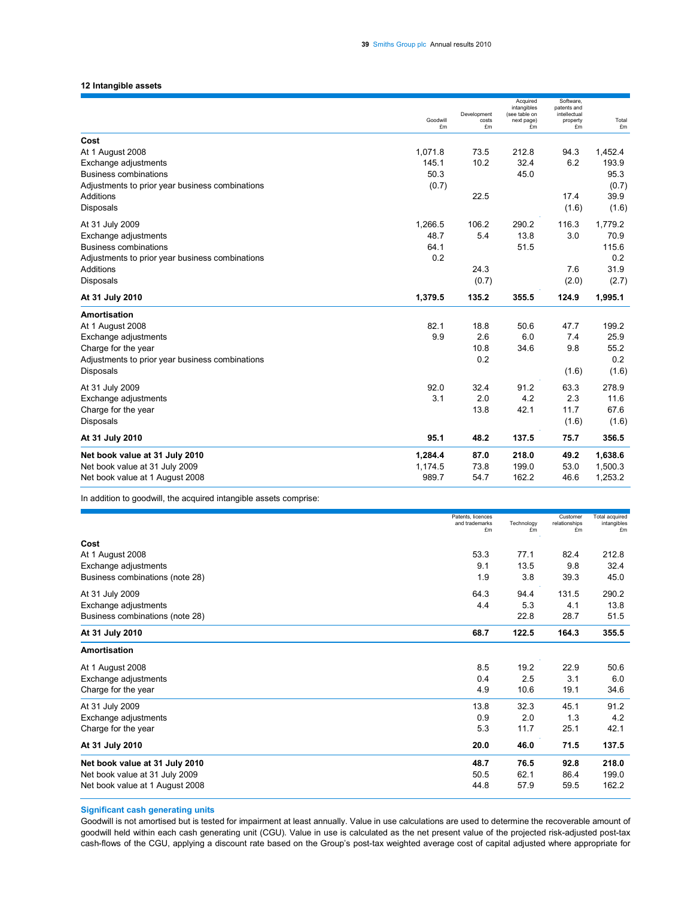### 12 Intangible assets

| | Goodwill £m | Development costs £m | Acquired intangibles (see table on next page) £m | Software, patents and intellectual property £m | Total £m |
|---|---|---|---|---|---|
| **Cost** | | | | | |
| At 1 August 2008 | 1,071.8 | 73.5 | 212.8 | 94.3 | 1,452.4 |
| Exchange adjustments | 145.1 | 10.2 | 32.4 | 6.2 | 193.9 |
| Business combinations | 50.3 | | 45.0 | | 95.3 |
| Adjustments to prior year business combinations | (0.7) | | | | (0.7) |
| Additions | | 22.5 | | 17.4 | 39.9 |
| Disposals | | | | (1.6) | (1.6) |
| At 31 July 2009 | 1,266.5 | 106.2 | 290.2 | 116.3 | 1,779.2 |
| Exchange adjustments | 48.7 | 5.4 | 13.8 | 3.0 | 70.9 |
| Business combinations | 64.1 | | 51.5 | | 115.6 |
| Adjustments to prior year business combinations | 0.2 | | | | 0.2 |
| Additions | | 24.3 | | 7.6 | 31.9 |
| Disposals | | (0.7) | | (2.0) | (2.7) |
| **At 31 July 2010** | **1,379.5** | **135.2** | **355.5** | **124.9** | **1,995.1** |
| **Amortisation** | | | | | |
| At 1 August 2008 | 82.1 | 18.8 | 50.6 | 47.7 | 199.2 |
| Exchange adjustments | 9.9 | 2.6 | 6.0 | 7.4 | 25.9 |
| Charge for the year | | 10.8 | 34.6 | 9.8 | 55.2 |
| Adjustments to prior year business combinations | | 0.2 | | | 0.2 |
| Disposals | | | | (1.6) | (1.6) |
| At 31 July 2009 | 92.0 | 32.4 | 91.2 | 63.3 | 278.9 |
| Exchange adjustments | 3.1 | 2.0 | 4.2 | 2.3 | 11.6 |
| Charge for the year | | 13.8 | 42.1 | 11.7 | 67.6 |
| Disposals | | | | (1.6) | (1.6) |
| **At 31 July 2010** | **95.1** | **48.2** | **137.5** | **75.7** | **356.5** |
| **Net book value at 31 July 2010** | **1,284.4** | **87.0** | **218.0** | **49.2** | **1,638.6** |
| Net book value at 31 July 2009 | 1,174.5 | 73.8 | 199.0 | 53.0 | 1,500.3 |
| Net book value at 1 August 2008 | 989.7 | 54.7 | 162.2 | 46.6 | 1,253.2 |

In addition to goodwill, the acquired intangible assets comprise:

| | Patents, licences and trademarks £m | Technology £m | Customer relationships £m | Total acquired intangibles £m |
|---|---|---|---|---|
| **Cost** | | | | |
| At 1 August 2008 | 53.3 | 77.1 | 82.4 | 212.8 |
| Exchange adjustments | 9.1 | 13.5 | 9.8 | 32.4 |
| Business combinations (note 28) | 1.9 | 3.8 | 39.3 | 45.0 |
| At 31 July 2009 | 64.3 | 94.4 | 131.5 | 290.2 |
| Exchange adjustments | 4.4 | 5.3 | 4.1 | 13.8 |
| Business combinations (note 28) | | 22.8 | 28.7 | 51.5 |
| **At 31 July 2010** | **68.7** | **122.5** | **164.3** | **355.5** |
| **Amortisation** | | | | |
| At 1 August 2008 | 8.5 | 19.2 | 22.9 | 50.6 |
| Exchange adjustments | 0.4 | 2.5 | 3.1 | 6.0 |
| Charge for the year | 4.9 | 10.6 | 19.1 | 34.6 |
| At 31 July 2009 | 13.8 | 32.3 | 45.1 | 91.2 |
| Exchange adjustments | 0.9 | 2.0 | 1.3 | 4.2 |
| Charge for the year | 5.3 | 11.7 | 25.1 | 42.1 |
| **At 31 July 2010** | **20.0** | **46.0** | **71.5** | **137.5** |
| **Net book value at 31 July 2010** | **48.7** | **76.5** | **92.8** | **218.0** |
| Net book value at 31 July 2009 | 50.5 | 62.1 | 86.4 | 199.0 |
| Net book value at 1 August 2008 | 44.8 | 57.9 | 59.5 | 162.2 |

**Significant cash generating units**

Goodwill is not amortised but is tested for impairment at least annually. Value in use calculations are used to determine the recoverable amount of goodwill held within each cash generating unit (CGU). Value in use is calculated as the net present value of the projected risk-adjusted post-tax cash-flows of the CGU, applying a discount rate based on the Group's post-tax weighted average cost of capital adjusted where appropriate for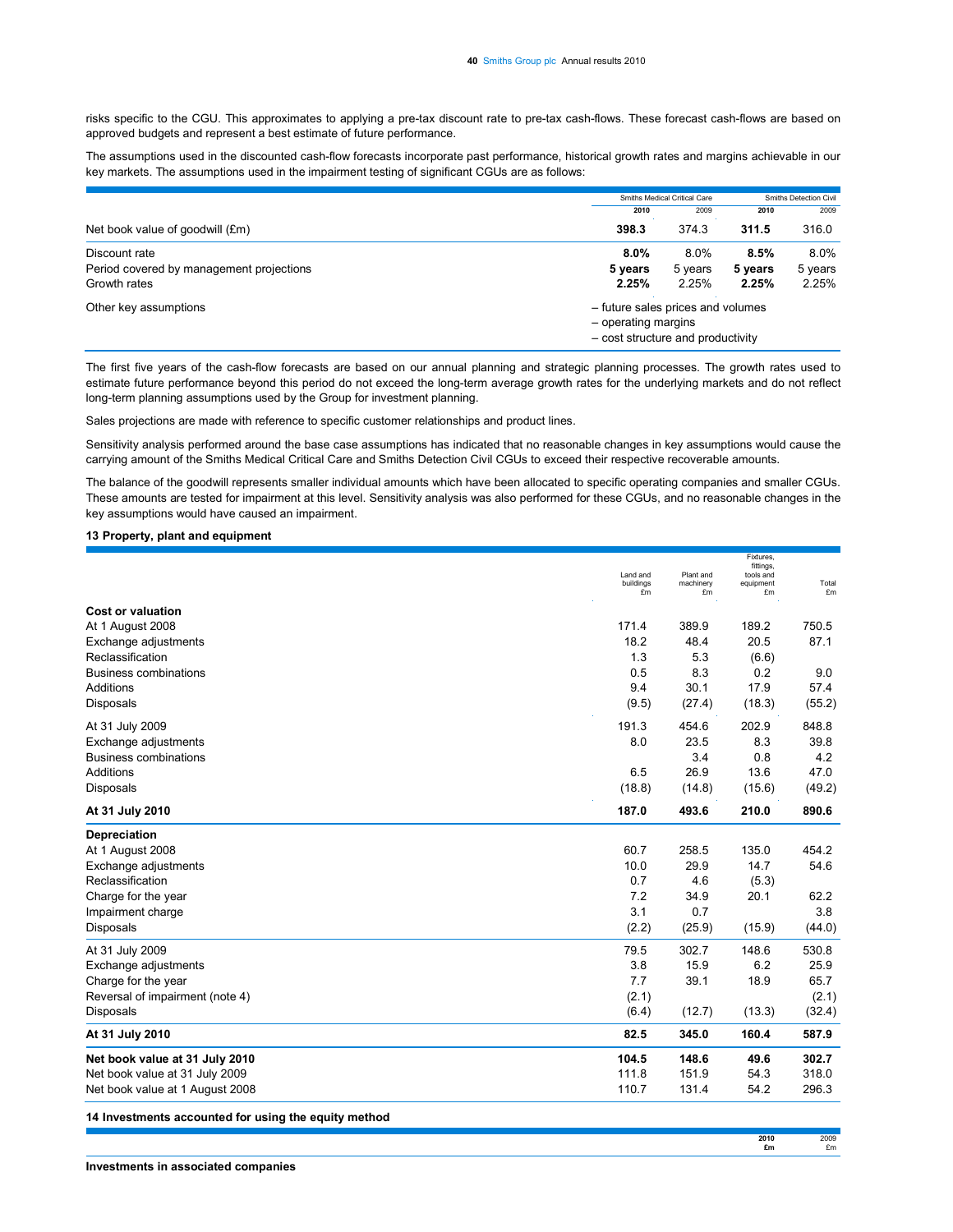risks specific to the CGU. This approximates to applying a pre-tax discount rate to pre-tax cash-flows. These forecast cash-flows are based on approved budgets and represent a best estimate of future performance.

The assumptions used in the discounted cash-flow forecasts incorporate past performance, historical growth rates and margins achievable in our key markets. The assumptions used in the impairment testing of significant CGUs are as follows:

| | Smiths Medical Critical Care | | Smiths Detection Civil | |
|---|---|---|---|---|
| | **2010** | 2009 | **2010** | 2009 |
| Net book value of goodwill (£m) | **398.3** | 374.3 | **311.5** | 316.0 |
| Discount rate | **8.0%** | 8.0% | **8.5%** | 8.0% |
| Period covered by management projections | **5 years** | 5 years | **5 years** | 5 years |
| Growth rates | **2.25%** | 2.25% | **2.25%** | 2.25% |
| Other key assumptions | – future sales prices and volumes<br>– operating margins<br>– cost structure and productivity | | | |

The first five years of the cash-flow forecasts are based on our annual planning and strategic planning processes. The growth rates used to estimate future performance beyond this period do not exceed the long-term average growth rates for the underlying markets and do not reflect long-term planning assumptions used by the Group for investment planning.

Sales projections are made with reference to specific customer relationships and product lines.

Sensitivity analysis performed around the base case assumptions has indicated that no reasonable changes in key assumptions would cause the carrying amount of the Smiths Medical Critical Care and Smiths Detection Civil CGUs to exceed their respective recoverable amounts.

The balance of the goodwill represents smaller individual amounts which have been allocated to specific operating companies and smaller CGUs. These amounts are tested for impairment at this level. Sensitivity analysis was also performed for these CGUs, and no reasonable changes in the key assumptions would have caused an impairment.

**13 Property, plant and equipment**

| | Land and buildings £m | Plant and machinery £m | Fixtures, fittings, tools and equipment £m | Total £m |
|---|---|---|---|---|
| **Cost or valuation** | | | | |
| At 1 August 2008 | 171.4 | 389.9 | 189.2 | 750.5 |
| Exchange adjustments | 18.2 | 48.4 | 20.5 | 87.1 |
| Reclassification | 1.3 | 5.3 | (6.6) | |
| Business combinations | 0.5 | 8.3 | 0.2 | 9.0 |
| Additions | 9.4 | 30.1 | 17.9 | 57.4 |
| Disposals | (9.5) | (27.4) | (18.3) | (55.2) |
| At 31 July 2009 | 191.3 | 454.6 | 202.9 | 848.8 |
| Exchange adjustments | 8.0 | 23.5 | 8.3 | 39.8 |
| Business combinations | | 3.4 | 0.8 | 4.2 |
| Additions | 6.5 | 26.9 | 13.6 | 47.0 |
| Disposals | (18.8) | (14.8) | (15.6) | (49.2) |
| **At 31 July 2010** | **187.0** | **493.6** | **210.0** | **890.6** |
| **Depreciation** | | | | |
| At 1 August 2008 | 60.7 | 258.5 | 135.0 | 454.2 |
| Exchange adjustments | 10.0 | 29.9 | 14.7 | 54.6 |
| Reclassification | 0.7 | 4.6 | (5.3) | |
| Charge for the year | 7.2 | 34.9 | 20.1 | 62.2 |
| Impairment charge | 3.1 | 0.7 | | 3.8 |
| Disposals | (2.2) | (25.9) | (15.9) | (44.0) |
| At 31 July 2009 | 79.5 | 302.7 | 148.6 | 530.8 |
| Exchange adjustments | 3.8 | 15.9 | 6.2 | 25.9 |
| Charge for the year | 7.7 | 39.1 | 18.9 | 65.7 |
| Reversal of impairment (note 4) | (2.1) | | | (2.1) |
| Disposals | (6.4) | (12.7) | (13.3) | (32.4) |
| **At 31 July 2010** | **82.5** | **345.0** | **160.4** | **587.9** |
| **Net book value at 31 July 2010** | **104.5** | **148.6** | **49.6** | **302.7** |
| Net book value at 31 July 2009 | 111.8 | 151.9 | 54.3 | 318.0 |
| Net book value at 1 August 2008 | 110.7 | 131.4 | 54.2 | 296.3 |

**14 Investments accounted for using the equity method**

| | **2010 £m** | 2009 £m |
|---|---|---|
| **Investments in associated companies** | | |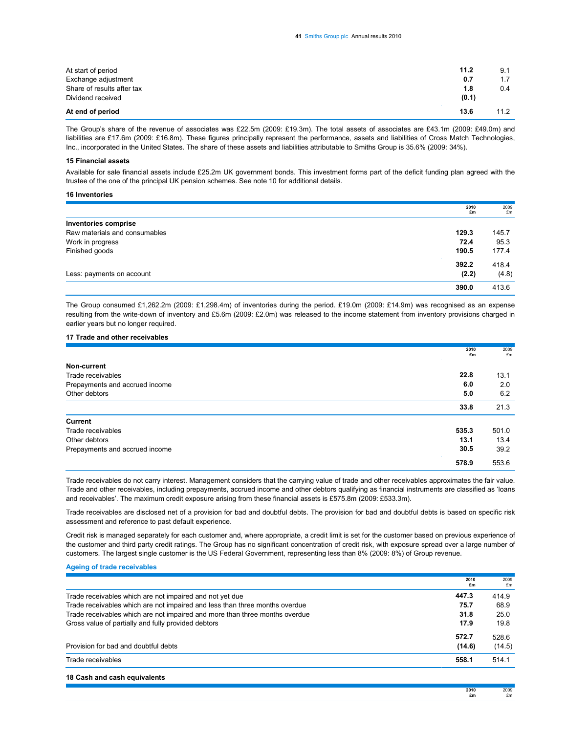| | 2010 | 2009 |
|---|---|---|
| At start of period | **11.2** | 9.1 |
| Exchange adjustment | **0.7** | 1.7 |
| Share of results after tax | **1.8** | 0.4 |
| Dividend received | **(0.1)** | |
| **At end of period** | **13.6** | 11.2 |

The Group's share of the revenue of associates was £22.5m (2009: £19.3m). The total assets of associates are £43.1m (2009: £49.0m) and liabilities are £17.6m (2009: £16.8m). These figures principally represent the performance, assets and liabilities of Cross Match Technologies, Inc., incorporated in the United States. The share of these assets and liabilities attributable to Smiths Group is 35.6% (2009: 34%).

### 15 Financial assets

Available for sale financial assets include £25.2m UK government bonds. This investment forms part of the deficit funding plan agreed with the trustee of the one of the principal UK pension schemes. See note 10 for additional details.

### 16 Inventories

| | 2010 £m | 2009 £m |
|---|---|---|
| **Inventories comprise** | | |
| Raw materials and consumables | **129.3** | 145.7 |
| Work in progress | **72.4** | 95.3 |
| Finished goods | **190.5** | 177.4 |
| | **392.2** | 418.4 |
| Less: payments on account | **(2.2)** | (4.8) |
| | **390.0** | 413.6 |

The Group consumed £1,262.2m (2009: £1,298.4m) of inventories during the period. £19.0m (2009: £14.9m) was recognised as an expense resulting from the write-down of inventory and £5.6m (2009: £2.0m) was released to the income statement from inventory provisions charged in earlier years but no longer required.

### 17 Trade and other receivables

| | 2010 £m | 2009 £m |
|---|---|---|
| **Non-current** | | |
| Trade receivables | **22.8** | 13.1 |
| Prepayments and accrued income | **6.0** | 2.0 |
| Other debtors | **5.0** | 6.2 |
| | **33.8** | 21.3 |
| **Current** | | |
| Trade receivables | **535.3** | 501.0 |
| Other debtors | **13.1** | 13.4 |
| Prepayments and accrued income | **30.5** | 39.2 |
| | **578.9** | 553.6 |

Trade receivables do not carry interest. Management considers that the carrying value of trade and other receivables approximates the fair value. Trade and other receivables, including prepayments, accrued income and other debtors qualifying as financial instruments are classified as 'loans and receivables'. The maximum credit exposure arising from these financial assets is £575.8m (2009: £533.3m).

Trade receivables are disclosed net of a provision for bad and doubtful debts. The provision for bad and doubtful debts is based on specific risk assessment and reference to past default experience.

Credit risk is managed separately for each customer and, where appropriate, a credit limit is set for the customer based on previous experience of the customer and third party credit ratings. The Group has no significant concentration of credit risk, with exposure spread over a large number of customers. The largest single customer is the US Federal Government, representing less than 8% (2009: 8%) of Group revenue.

#### Ageing of trade receivables

| | 2010 £m | 2009 £m |
|---|---|---|
| Trade receivables which are not impaired and not yet due | **447.3** | 414.9 |
| Trade receivables which are not impaired and less than three months overdue | **75.7** | 68.9 |
| Trade receivables which are not impaired and more than three months overdue | **31.8** | 25.0 |
| Gross value of partially and fully provided debtors | **17.9** | 19.8 |
| | **572.7** | 528.6 |
| Provision for bad and doubtful debts | **(14.6)** | (14.5) |
| Trade receivables | **558.1** | 514.1 |

### 18 Cash and cash equivalents

| | 2010 £m | 2009 £m |
|---|---|---|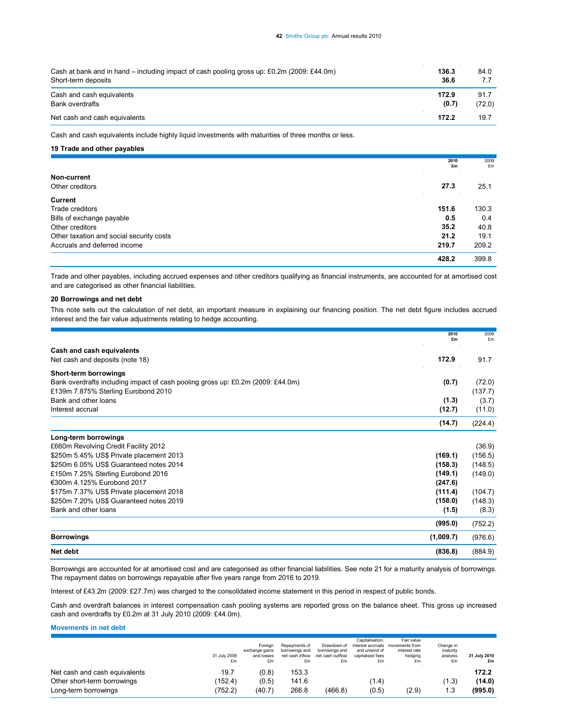| | 2010 £m | 2009 £m |
|---|---|---|
| Cash at bank and in hand – including impact of cash pooling gross up: £0.2m (2009: £44.0m) | **136.3** | 84.0 |
| Short-term deposits | **36.6** | 7.7 |
| Cash and cash equivalents | **172.9** | 91.7 |
| Bank overdrafts | **(0.7)** | (72.0) |
| Net cash and cash equivalents | **172.2** | 19.7 |

Cash and cash equivalents include highly liquid investments with maturities of three months or less.

### 19 Trade and other payables

| | 2010 £m | 2009 £m |
|---|---|---|
| **Non-current** | | |
| Other creditors | **27.3** | 25.1 |
| **Current** | | |
| Trade creditors | **151.6** | 130.3 |
| Bills of exchange payable | **0.5** | 0.4 |
| Other creditors | **35.2** | 40.8 |
| Other taxation and social security costs | **21.2** | 19.1 |
| Accruals and deferred income | **219.7** | 209.2 |
| | **428.2** | 399.8 |

Trade and other payables, including accrued expenses and other creditors qualifying as financial instruments, are accounted for at amortised cost and are categorised as other financial liabilities.

### 20 Borrowings and net debt

This note sets out the calculation of net debt, an important measure in explaining our financing position. The net debt figure includes accrued interest and the fair value adjustments relating to hedge accounting.

| | 2010 £m | 2009 £m |
|---|---|---|
| **Cash and cash equivalents** | | |
| Net cash and deposits (note 18) | **172.9** | 91.7 |
| **Short-term borrowings** | | |
| Bank overdrafts including impact of cash pooling gross up: £0.2m (2009: £44.0m) | **(0.7)** | (72.0) |
| £139m 7.875% Sterling Eurobond 2010 | | (137.7) |
| Bank and other loans | **(1.3)** | (3.7) |
| Interest accrual | **(12.7)** | (11.0) |
| | **(14.7)** | (224.4) |
| **Long-term borrowings** | | |
| £660m Revolving Credit Facility 2012 | | (36.9) |
| $250m 5.45% US$ Private placement 2013 | **(169.1)** | (156.5) |
| $250m 6.05% US$ Guaranteed notes 2014 | **(158.3)** | (148.5) |
| £150m 7.25% Sterling Eurobond 2016 | **(149.1)** | (149.0) |
| €300m 4.125% Eurobond 2017 | **(247.6)** | |
| $175m 7.37% US$ Private placement 2018 | **(111.4)** | (104.7) |
| $250m 7.20% US$ Guaranteed notes 2019 | **(158.0)** | (148.3) |
| Bank and other loans | **(1.5)** | (8.3) |
| | **(995.0)** | (752.2) |
| **Borrowings** | **(1,009.7)** | (976.6) |
| **Net debt** | **(836.8)** | (884.9) |

Borrowings are accounted for at amortised cost and are categorised as other financial liabilities. See note 21 for a maturity analysis of borrowings. The repayment dates on borrowings repayable after five years range from 2016 to 2019.

Interest of £43.2m (2009: £27.7m) was charged to the consolidated income statement in this period in respect of public bonds.

Cash and overdraft balances in interest compensation cash pooling systems are reported gross on the balance sheet. This gross up increased cash and overdrafts by £0.2m at 31 July 2010 (2009: £44.0m).

#### Movements in net debt

| | 31 July 2009 £m | Foreign exchange gains and losses £m | Repayments of borrowings and net cash inflow £m | Drawdown of borrowings and net cash outflow £m | Capitalisation, interest accruals and unwind of capitalised fees £m | Fair value movements from interest rate hedging £m | Change in maturity analysis £m | 31 July 2010 £m |
|---|---|---|---|---|---|---|---|---|
| Net cash and cash equivalents | 19.7 | (0.8) | 153.3 | | | | | **172.2** |
| Other short-term borrowings | (152.4) | (0.5) | 141.6 | | (1.4) | | (1.3) | **(14.0)** |
| Long-term borrowings | (752.2) | (40.7) | 266.8 | (466.8) | (0.5) | (2.9) | 1.3 | **(995.0)** |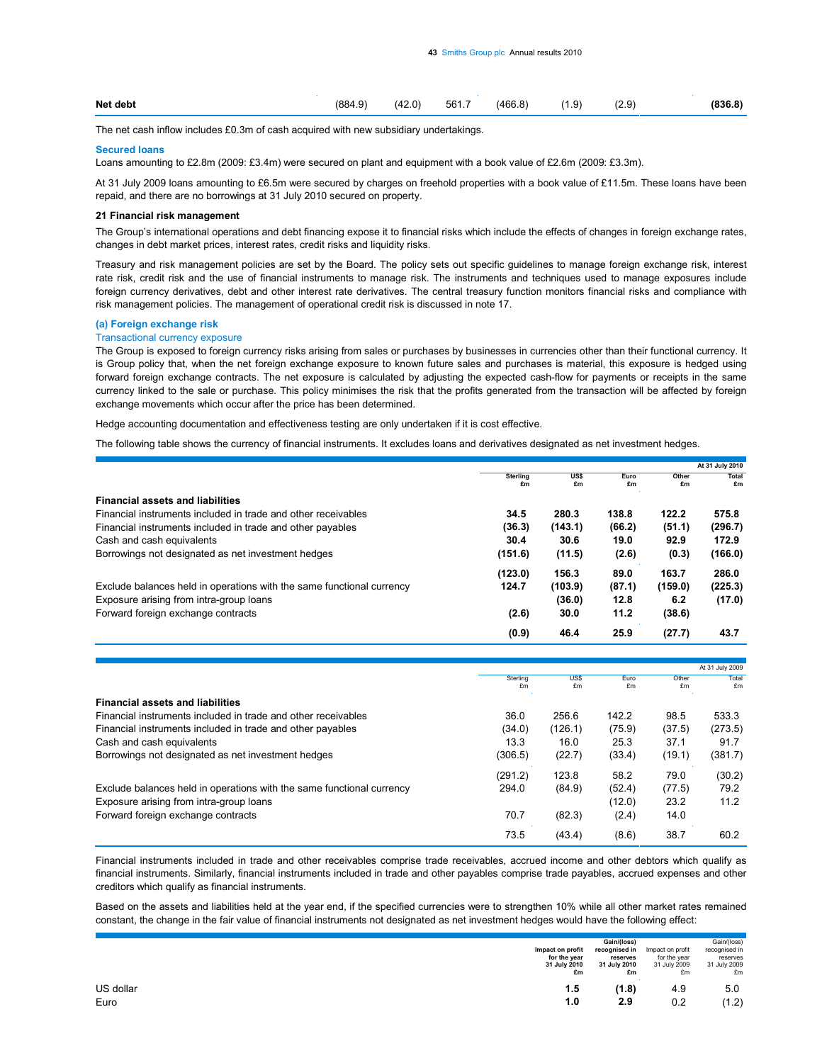| Net debt | (884.9) | (42.0) | 561.7 | (466.8) | (1.9) | (2.9) | (836.8) |
|---|---|---|---|---|---|---|---|

The net cash inflow includes £0.3m of cash acquired with new subsidiary undertakings.

### Secured loans

Loans amounting to £2.8m (2009: £3.4m) were secured on plant and equipment with a book value of £2.6m (2009: £3.3m).

At 31 July 2009 loans amounting to £6.5m were secured by charges on freehold properties with a book value of £11.5m. These loans have been repaid, and there are no borrowings at 31 July 2010 secured on property.

## 21 Financial risk management

The Group's international operations and debt financing expose it to financial risks which include the effects of changes in foreign exchange rates, changes in debt market prices, interest rates, credit risks and liquidity risks.

Treasury and risk management policies are set by the Board. The policy sets out specific guidelines to manage foreign exchange risk, interest rate risk, credit risk and the use of financial instruments to manage risk. The instruments and techniques used to manage exposures include foreign currency derivatives, debt and other interest rate derivatives. The central treasury function monitors financial risks and compliance with risk management policies. The management of operational credit risk is discussed in note 17.

### (a) Foreign exchange risk

#### Transactional currency exposure

The Group is exposed to foreign currency risks arising from sales or purchases by businesses in currencies other than their functional currency. It is Group policy that, when the net foreign exchange exposure to known future sales and purchases is material, this exposure is hedged using forward foreign exchange contracts. The net exposure is calculated by adjusting the expected cash-flow for payments or receipts in the same currency linked to the sale or purchase. This policy minimises the risk that the profits generated from the transaction will be affected by foreign exchange movements which occur after the price has been determined.

Hedge accounting documentation and effectiveness testing are only undertaken if it is cost effective.

The following table shows the currency of financial instruments. It excludes loans and derivatives designated as net investment hedges.

| At 31 July 2010 | Sterling £m | US$ £m | Euro £m | Other £m | Total £m |
|---|---|---|---|---|---|
| **Financial assets and liabilities** | | | | | |
| Financial instruments included in trade and other receivables | **34.5** | **280.3** | **138.8** | **122.2** | **575.8** |
| Financial instruments included in trade and other payables | **(36.3)** | **(143.1)** | **(66.2)** | **(51.1)** | **(296.7)** |
| Cash and cash equivalents | **30.4** | **30.6** | **19.0** | **92.9** | **172.9** |
| Borrowings not designated as net investment hedges | **(151.6)** | **(11.5)** | **(2.6)** | **(0.3)** | **(166.0)** |
| | **(123.0)** | **156.3** | **89.0** | **163.7** | **286.0** |
| Exclude balances held in operations with the same functional currency | **124.7** | **(103.9)** | **(87.1)** | **(159.0)** | **(225.3)** |
| Exposure arising from intra-group loans | | **(36.0)** | **12.8** | **6.2** | **(17.0)** |
| Forward foreign exchange contracts | **(2.6)** | **30.0** | **11.2** | **(38.6)** | |
| | **(0.9)** | **46.4** | **25.9** | **(27.7)** | **43.7** |

| At 31 July 2009 | Sterling £m | US$ £m | Euro £m | Other £m | Total £m |
|---|---|---|---|---|---|
| **Financial assets and liabilities** | | | | | |
| Financial instruments included in trade and other receivables | 36.0 | 256.6 | 142.2 | 98.5 | 533.3 |
| Financial instruments included in trade and other payables | (34.0) | (126.1) | (75.9) | (37.5) | (273.5) |
| Cash and cash equivalents | 13.3 | 16.0 | 25.3 | 37.1 | 91.7 |
| Borrowings not designated as net investment hedges | (306.5) | (22.7) | (33.4) | (19.1) | (381.7) |
| | (291.2) | 123.8 | 58.2 | 79.0 | (30.2) |
| Exclude balances held in operations with the same functional currency | 294.0 | (84.9) | (52.4) | (77.5) | 79.2 |
| Exposure arising from intra-group loans | | | (12.0) | 23.2 | 11.2 |
| Forward foreign exchange contracts | 70.7 | (82.3) | (2.4) | 14.0 | |
| | 73.5 | (43.4) | (8.6) | 38.7 | 60.2 |

Financial instruments included in trade and other receivables comprise trade receivables, accrued income and other debtors which qualify as financial instruments. Similarly, financial instruments included in trade and other payables comprise trade payables, accrued expenses and other creditors which qualify as financial instruments.

Based on the assets and liabilities held at the year end, if the specified currencies were to strengthen 10% while all other market rates remained constant, the change in the fair value of financial instruments not designated as net investment hedges would have the following effect:

| | Impact on profit for the year 31 July 2010 £m | Gain/(loss) recognised in reserves 31 July 2010 £m | Impact on profit for the year 31 July 2009 £m | Gain/(loss) recognised in reserves 31 July 2009 £m |
|---|---|---|---|---|
| US dollar | **1.5** | **(1.8)** | 4.9 | 5.0 |
| Euro | **1.0** | **2.9** | 0.2 | (1.2) |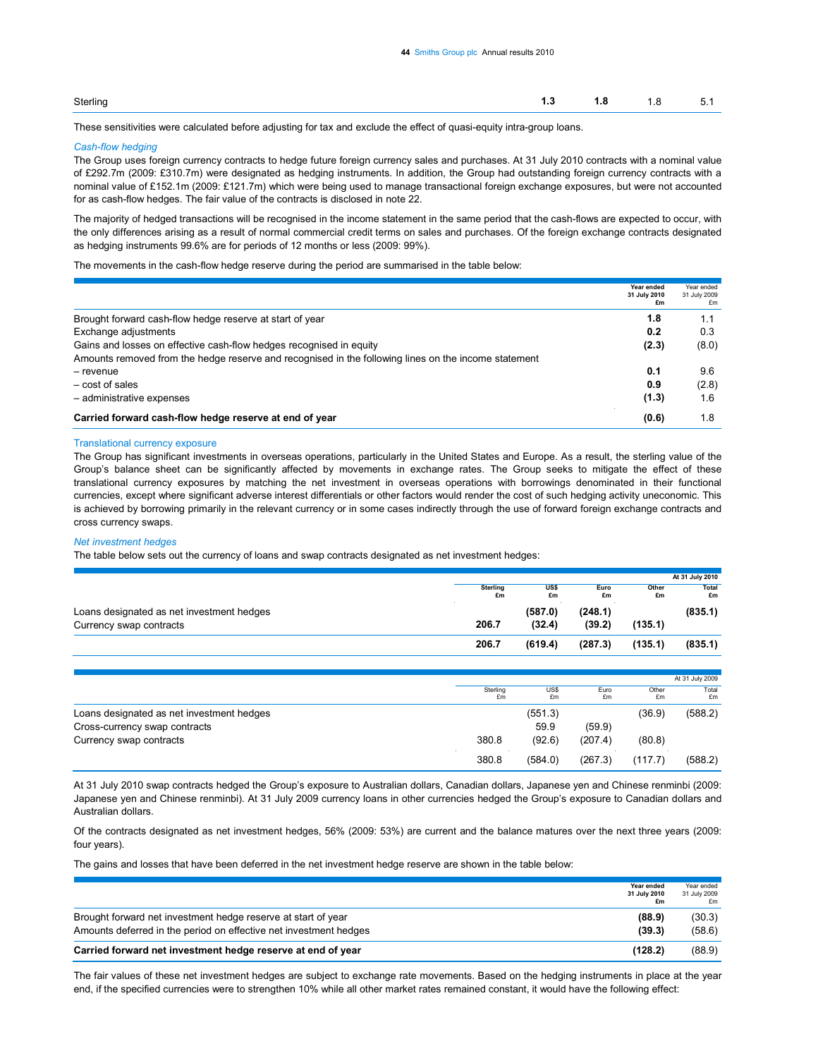| | | | | |
|---|---|---|---|---|
| Sterling | **1.3** | **1.8** | 1.8 | 5.1 |

These sensitivities were calculated before adjusting for tax and exclude the effect of quasi-equity intra-group loans.

*Cash-flow hedging*

The Group uses foreign currency contracts to hedge future foreign currency sales and purchases. At 31 July 2010 contracts with a nominal value of £292.7m (2009: £310.7m) were designated as hedging instruments. In addition, the Group had outstanding foreign currency contracts with a nominal value of £152.1m (2009: £121.7m) which were being used to manage transactional foreign exchange exposures, but were not accounted for as cash-flow hedges. The fair value of the contracts is disclosed in note 22.

The majority of hedged transactions will be recognised in the income statement in the same period that the cash-flows are expected to occur, with the only differences arising as a result of normal commercial credit terms on sales and purchases. Of the foreign exchange contracts designated as hedging instruments 99.6% are for periods of 12 months or less (2009: 99%).

The movements in the cash-flow hedge reserve during the period are summarised in the table below:

| | Year ended 31 July 2010 £m | Year ended 31 July 2009 £m |
|---|---|---|
| Brought forward cash-flow hedge reserve at start of year | **1.8** | 1.1 |
| Exchange adjustments | **0.2** | 0.3 |
| Gains and losses on effective cash-flow hedges recognised in equity | **(2.3)** | (8.0) |
| Amounts removed from the hedge reserve and recognised in the following lines on the income statement | | |
| – revenue | **0.1** | 9.6 |
| – cost of sales | **0.9** | (2.8) |
| – administrative expenses | **(1.3)** | 1.6 |
| **Carried forward cash-flow hedge reserve at end of year** | **(0.6)** | 1.8 |

Translational currency exposure

The Group has significant investments in overseas operations, particularly in the United States and Europe. As a result, the sterling value of the Group's balance sheet can be significantly affected by movements in exchange rates. The Group seeks to mitigate the effect of these translational currency exposures by matching the net investment in overseas operations with borrowings denominated in their functional currencies, except where significant adverse interest differentials or other factors would render the cost of such hedging activity uneconomic. This is achieved by borrowing primarily in the relevant currency or in some cases indirectly through the use of forward foreign exchange contracts and cross currency swaps.

*Net investment hedges*

The table below sets out the currency of loans and swap contracts designated as net investment hedges:

| At 31 July 2010 | Sterling £m | US$ £m | Euro £m | Other £m | Total £m |
|---|---|---|---|---|---|
| Loans designated as net investment hedges | | **(587.0)** | **(248.1)** | | **(835.1)** |
| Currency swap contracts | **206.7** | **(32.4)** | **(39.2)** | **(135.1)** | |
| | **206.7** | **(619.4)** | **(287.3)** | **(135.1)** | **(835.1)** |

| At 31 July 2009 | Sterling £m | US$ £m | Euro £m | Other £m | Total £m |
|---|---|---|---|---|---|
| Loans designated as net investment hedges | | (551.3) | | (36.9) | (588.2) |
| Cross-currency swap contracts | | 59.9 | (59.9) | | |
| Currency swap contracts | 380.8 | (92.6) | (207.4) | (80.8) | |
| | 380.8 | (584.0) | (267.3) | (117.7) | (588.2) |

At 31 July 2010 swap contracts hedged the Group's exposure to Australian dollars, Canadian dollars, Japanese yen and Chinese renminbi (2009: Japanese yen and Chinese renminbi). At 31 July 2009 currency loans in other currencies hedged the Group's exposure to Canadian dollars and Australian dollars.

Of the contracts designated as net investment hedges, 56% (2009: 53%) are current and the balance matures over the next three years (2009: four years).

The gains and losses that have been deferred in the net investment hedge reserve are shown in the table below:

| | Year ended 31 July 2010 £m | Year ended 31 July 2009 £m |
|---|---|---|
| Brought forward net investment hedge reserve at start of year | **(88.9)** | (30.3) |
| Amounts deferred in the period on effective net investment hedges | **(39.3)** | (58.6) |
| **Carried forward net investment hedge reserve at end of year** | **(128.2)** | (88.9) |

The fair values of these net investment hedges are subject to exchange rate movements. Based on the hedging instruments in place at the year end, if the specified currencies were to strengthen 10% while all other market rates remained constant, it would have the following effect: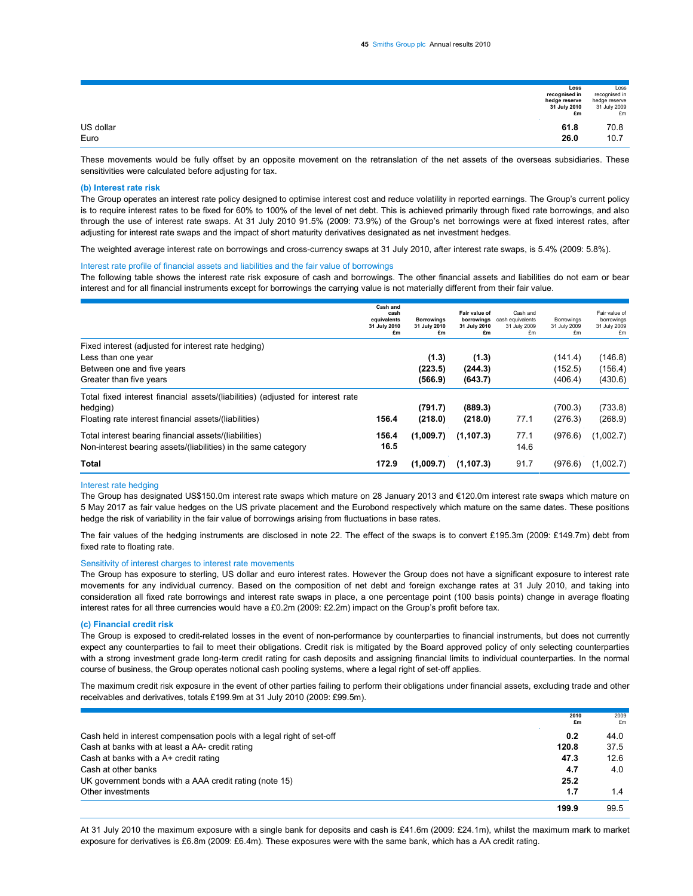| | Loss recognised in hedge reserve 31 July 2010 £m | Loss recognised in hedge reserve 31 July 2009 £m |
|---|---|---|
| US dollar | **61.8** | 70.8 |
| Euro | **26.0** | 10.7 |

These movements would be fully offset by an opposite movement on the retranslation of the net assets of the overseas subsidiaries. These sensitivities were calculated before adjusting for tax.

### (b) Interest rate risk

The Group operates an interest rate policy designed to optimise interest cost and reduce volatility in reported earnings. The Group's current policy is to require interest rates to be fixed for 60% to 100% of the level of net debt. This is achieved primarily through fixed rate borrowings, and also through the use of interest rate swaps. At 31 July 2010 91.5% (2009: 73.9%) of the Group's net borrowings were at fixed interest rates, after adjusting for interest rate swaps and the impact of short maturity derivatives designated as net investment hedges.

The weighted average interest rate on borrowings and cross-currency swaps at 31 July 2010, after interest rate swaps, is 5.4% (2009: 5.8%).

#### Interest rate profile of financial assets and liabilities and the fair value of borrowings

The following table shows the interest rate risk exposure of cash and borrowings. The other financial assets and liabilities do not earn or bear interest and for all financial instruments except for borrowings the carrying value is not materially different from their fair value.

| | Cash and cash equivalents 31 July 2010 £m | Borrowings 31 July 2010 £m | Fair value of borrowings 31 July 2010 £m | Cash and cash equivalents 31 July 2009 £m | Borrowings 31 July 2009 £m | Fair value of borrowings 31 July 2009 £m |
|---|---|---|---|---|---|---|
| Fixed interest (adjusted for interest rate hedging) | | | | | | |
| Less than one year | | **(1.3)** | **(1.3)** | | (141.4) | (146.8) |
| Between one and five years | | **(223.5)** | **(244.3)** | | (152.5) | (156.4) |
| Greater than five years | | **(566.9)** | **(643.7)** | | (406.4) | (430.6) |
| Total fixed interest financial assets/(liabilities) (adjusted for interest rate hedging) | | **(791.7)** | **(889.3)** | | (700.3) | (733.8) |
| Floating rate interest financial assets/(liabilities) | **156.4** | **(218.0)** | **(218.0)** | 77.1 | (276.3) | (268.9) |
| Total interest bearing financial assets/(liabilities) | **156.4** | **(1,009.7)** | **(1,107.3)** | 77.1 | (976.6) | (1,002.7) |
| Non-interest bearing assets/(liabilities) in the same category | **16.5** | | | 14.6 | | |
| **Total** | **172.9** | **(1,009.7)** | **(1,107.3)** | 91.7 | (976.6) | (1,002.7) |

#### Interest rate hedging

The Group has designated US$150.0m interest rate swaps which mature on 28 January 2013 and €120.0m interest rate swaps which mature on 5 May 2017 as fair value hedges on the US private placement and the Eurobond respectively which mature on the same dates. These positions hedge the risk of variability in the fair value of borrowings arising from fluctuations in base rates.

The fair values of the hedging instruments are disclosed in note 22. The effect of the swaps is to convert £195.3m (2009: £149.7m) debt from fixed rate to floating rate.

#### Sensitivity of interest charges to interest rate movements

The Group has exposure to sterling, US dollar and euro interest rates. However the Group does not have a significant exposure to interest rate movements for any individual currency. Based on the composition of net debt and foreign exchange rates at 31 July 2010, and taking into consideration all fixed rate borrowings and interest rate swaps in place, a one percentage point (100 basis points) change in average floating interest rates for all three currencies would have a £0.2m (2009: £2.2m) impact on the Group's profit before tax.

### (c) Financial credit risk

The Group is exposed to credit-related losses in the event of non-performance by counterparties to financial instruments, but does not currently expect any counterparties to fail to meet their obligations. Credit risk is mitigated by the Board approved policy of only selecting counterparties with a strong investment grade long-term credit rating for cash deposits and assigning financial limits to individual counterparties. In the normal course of business, the Group operates notional cash pooling systems, where a legal right of set-off applies.

The maximum credit risk exposure in the event of other parties failing to perform their obligations under financial assets, excluding trade and other receivables and derivatives, totals £199.9m at 31 July 2010 (2009: £99.5m).

| | 2010 £m | 2009 £m |
|---|---|---|
| Cash held in interest compensation pools with a legal right of set-off | **0.2** | 44.0 |
| Cash at banks with at least a AA- credit rating | **120.8** | 37.5 |
| Cash at banks with a A+ credit rating | **47.3** | 12.6 |
| Cash at other banks | **4.7** | 4.0 |
| UK government bonds with a AAA credit rating (note 15) | **25.2** | |
| Other investments | **1.7** | 1.4 |
| | **199.9** | 99.5 |

At 31 July 2010 the maximum exposure with a single bank for deposits and cash is £41.6m (2009: £24.1m), whilst the maximum mark to market exposure for derivatives is £6.8m (2009: £6.4m). These exposures were with the same bank, which has a AA credit rating.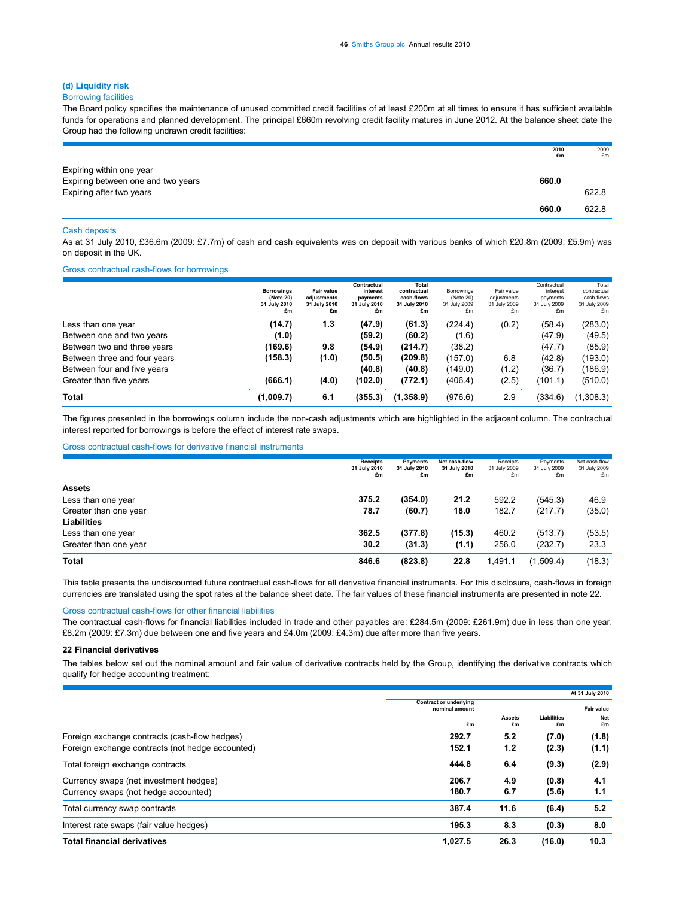### (d) Liquidity risk

#### Borrowing facilities

The Board policy specifies the maintenance of unused committed credit facilities of at least £200m at all times to ensure it has sufficient available funds for operations and planned development. The principal £660m revolving credit facility matures in June 2012. At the balance sheet date the Group had the following undrawn credit facilities:

| | 2010 £m | 2009 £m |
|---|---|---|
| Expiring within one year | | |
| Expiring between one and two years | **660.0** | |
| Expiring after two years | | 622.8 |
| | **660.0** | 622.8 |

#### Cash deposits

As at 31 July 2010, £36.6m (2009: £7.7m) of cash and cash equivalents was on deposit with various banks of which £20.8m (2009: £5.9m) was on deposit in the UK.

#### Gross contractual cash-flows for borrowings

| | Borrowings (Note 20) 31 July 2010 £m | Fair value adjustments 31 July 2010 £m | Contractual interest payments 31 July 2010 £m | Total contractual cash-flows 31 July 2010 £m | Borrowings (Note 20) 31 July 2009 £m | Fair value adjustments 31 July 2009 £m | Contractual interest payments 31 July 2009 £m | Total contractual cash-flows 31 July 2009 £m |
|---|---|---|---|---|---|---|---|---|
| Less than one year | **(14.7)** | **1.3** | **(47.9)** | **(61.3)** | (224.4) | (0.2) | (58.4) | (283.0) |
| Between one and two years | **(1.0)** | | **(59.2)** | **(60.2)** | (1.6) | | (47.9) | (49.5) |
| Between two and three years | **(169.6)** | **9.8** | **(54.9)** | **(214.7)** | (38.2) | | (47.7) | (85.9) |
| Between three and four years | **(158.3)** | **(1.0)** | **(50.5)** | **(209.8)** | (157.0) | 6.8 | (42.8) | (193.0) |
| Between four and five years | | | **(40.8)** | **(40.8)** | (149.0) | (1.2) | (36.7) | (186.9) |
| Greater than five years | **(666.1)** | **(4.0)** | **(102.0)** | **(772.1)** | (406.4) | (2.5) | (101.1) | (510.0) |
| **Total** | **(1,009.7)** | **6.1** | **(355.3)** | **(1,358.9)** | (976.6) | 2.9 | (334.6) | (1,308.3) |

The figures presented in the borrowings column include the non-cash adjustments which are highlighted in the adjacent column. The contractual interest reported for borrowings is before the effect of interest rate swaps.

#### Gross contractual cash-flows for derivative financial instruments

| | Receipts 31 July 2010 £m | Payments 31 July 2010 £m | Net cash-flow 31 July 2010 £m | Receipts 31 July 2009 £m | Payments 31 July 2009 £m | Net cash-flow 31 July 2009 £m |
|---|---|---|---|---|---|---|
| **Assets** | | | | | | |
| Less than one year | **375.2** | **(354.0)** | **21.2** | 592.2 | (545.3) | 46.9 |
| Greater than one year | **78.7** | **(60.7)** | **18.0** | 182.7 | (217.7) | (35.0) |
| **Liabilities** | | | | | | |
| Less than one year | **362.5** | **(377.8)** | **(15.3)** | 460.2 | (513.7) | (53.5) |
| Greater than one year | **30.2** | **(31.3)** | **(1.1)** | 256.0 | (232.7) | 23.3 |
| **Total** | **846.6** | **(823.8)** | **22.8** | 1,491.1 | (1,509.4) | (18.3) |

This table presents the undiscounted future contractual cash-flows for all derivative financial instruments. For this disclosure, cash-flows in foreign currencies are translated using the spot rates at the balance sheet date. The fair values of these financial instruments are presented in note 22.

#### Gross contractual cash-flows for other financial liabilities

The contractual cash-flows for financial liabilities included in trade and other payables are: £284.5m (2009: £261.9m) due in less than one year, £8.2m (2009: £7.3m) due between one and five years and £4.0m (2009: £4.3m) due after more than five years.

### 22 Financial derivatives

The tables below set out the nominal amount and fair value of derivative contracts held by the Group, identifying the derivative contracts which qualify for hedge accounting treatment:

| | At 31 July 2010 | | | |
|---|---|---|---|---|
| | Contract or underlying nominal amount | Fair value | | |
| | £m | Assets £m | Liabilities £m | Net £m |
| Foreign exchange contracts (cash-flow hedges) | **292.7** | **5.2** | **(7.0)** | **(1.8)** |
| Foreign exchange contracts (not hedge accounted) | **152.1** | **1.2** | **(2.3)** | **(1.1)** |
| Total foreign exchange contracts | **444.8** | **6.4** | **(9.3)** | **(2.9)** |
| Currency swaps (net investment hedges) | **206.7** | **4.9** | **(0.8)** | **4.1** |
| Currency swaps (not hedge accounted) | **180.7** | **6.7** | **(5.6)** | **1.1** |
| Total currency swap contracts | **387.4** | **11.6** | **(6.4)** | **5.2** |
| Interest rate swaps (fair value hedges) | **195.3** | **8.3** | **(0.3)** | **8.0** |
| **Total financial derivatives** | **1,027.5** | **26.3** | **(16.0)** | **10.3** |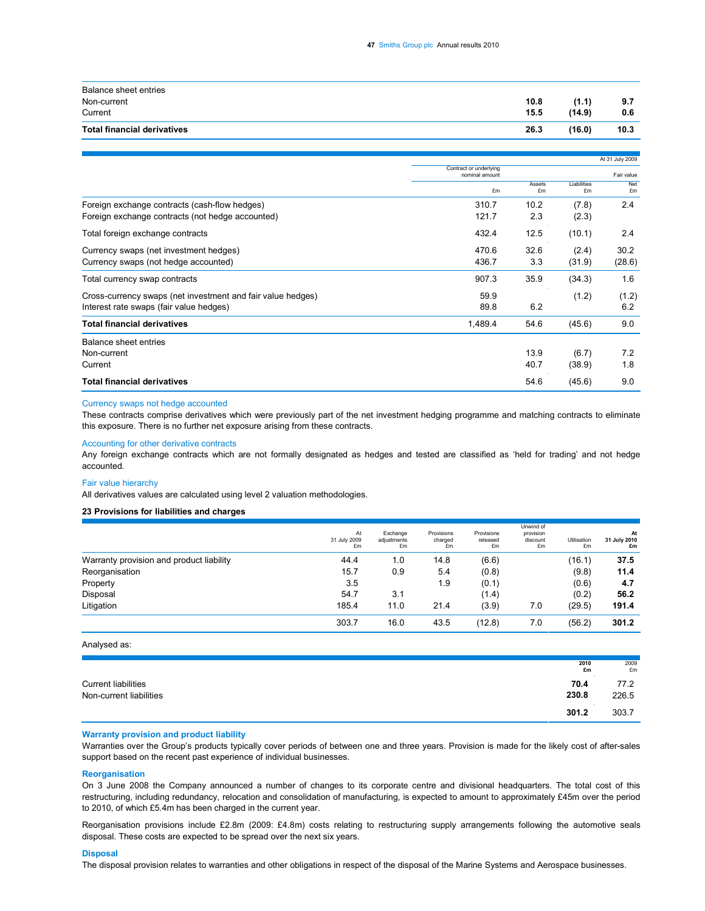| | | | | |
|---|---|---|---|---|
| Balance sheet entries | | | | |
| Non-current | | **10.8** | **(1.1)** | **9.7** |
| Current | | **15.5** | **(14.9)** | **0.6** |
| **Total financial derivatives** | | **26.3** | **(16.0)** | **10.3** |

| | | | | At 31 July 2009 |
|---|---|---|---|---|
| | Contract or underlying nominal amount | | | Fair value |
| | £m | Assets £m | Liabilities £m | Net £m |
| Foreign exchange contracts (cash-flow hedges) | 310.7 | 10.2 | (7.8) | 2.4 |
| Foreign exchange contracts (not hedge accounted) | 121.7 | 2.3 | (2.3) | |
| Total foreign exchange contracts | 432.4 | 12.5 | (10.1) | 2.4 |
| Currency swaps (net investment hedges) | 470.6 | 32.6 | (2.4) | 30.2 |
| Currency swaps (not hedge accounted) | 436.7 | 3.3 | (31.9) | (28.6) |
| Total currency swap contracts | 907.3 | 35.9 | (34.3) | 1.6 |
| Cross-currency swaps (net investment and fair value hedges) | 59.9 | | (1.2) | (1.2) |
| Interest rate swaps (fair value hedges) | 89.8 | 6.2 | | 6.2 |
| **Total financial derivatives** | 1,489.4 | 54.6 | (45.6) | 9.0 |
| Balance sheet entries | | | | |
| Non-current | | 13.9 | (6.7) | 7.2 |
| Current | | 40.7 | (38.9) | 1.8 |
| **Total financial derivatives** | | 54.6 | (45.6) | 9.0 |

Currency swaps not hedge accounted

These contracts comprise derivatives which were previously part of the net investment hedging programme and matching contracts to eliminate this exposure. There is no further net exposure arising from these contracts.

Accounting for other derivative contracts

Any foreign exchange contracts which are not formally designated as hedges and tested are classified as 'held for trading' and not hedge accounted.

Fair value hierarchy

All derivatives values are calculated using level 2 valuation methodologies.

**23 Provisions for liabilities and charges**

| | At 31 July 2009 £m | Exchange adjustments £m | Provisions charged £m | Provisions released £m | Unwind of provision discount £m | Utilisation £m | **At 31 July 2010 £m** |
|---|---|---|---|---|---|---|---|
| Warranty provision and product liability | 44.4 | 1.0 | 14.8 | (6.6) | | (16.1) | **37.5** |
| Reorganisation | 15.7 | 0.9 | 5.4 | (0.8) | | (9.8) | **11.4** |
| Property | 3.5 | | 1.9 | (0.1) | | (0.6) | **4.7** |
| Disposal | 54.7 | 3.1 | | (1.4) | | (0.2) | **56.2** |
| Litigation | 185.4 | 11.0 | 21.4 | (3.9) | 7.0 | (29.5) | **191.4** |
| | 303.7 | 16.0 | 43.5 | (12.8) | 7.0 | (56.2) | **301.2** |

Analysed as:

| | **2010 £m** | 2009 £m |
|---|---|---|
| Current liabilities | **70.4** | 77.2 |
| Non-current liabilities | **230.8** | 226.5 |
| | **301.2** | 303.7 |

**Warranty provision and product liability**

Warranties over the Group's products typically cover periods of between one and three years. Provision is made for the likely cost of after-sales support based on the recent past experience of individual businesses.

**Reorganisation**

On 3 June 2008 the Company announced a number of changes to its corporate centre and divisional headquarters. The total cost of this restructuring, including redundancy, relocation and consolidation of manufacturing, is expected to amount to approximately £45m over the period to 2010, of which £5.4m has been charged in the current year.

Reorganisation provisions include £2.8m (2009: £4.8m) costs relating to restructuring supply arrangements following the automotive seals disposal. These costs are expected to be spread over the next six years.

**Disposal**

The disposal provision relates to warranties and other obligations in respect of the disposal of the Marine Systems and Aerospace businesses.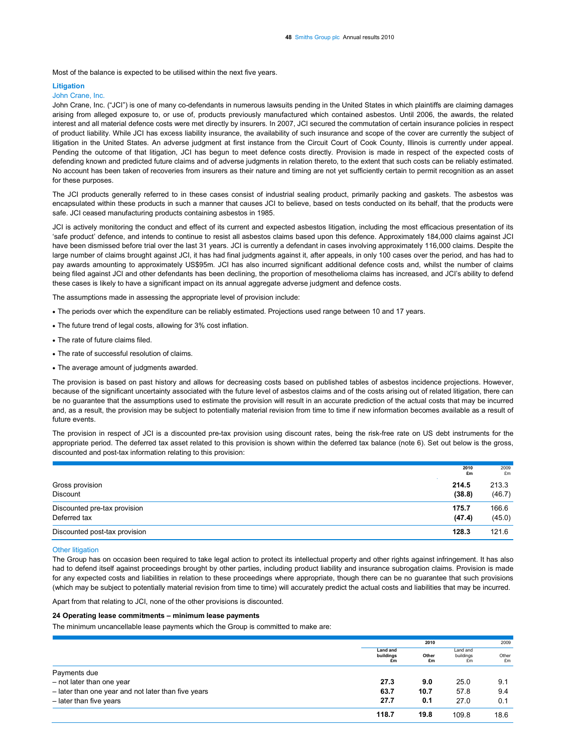Most of the balance is expected to be utilised within the next five years.

## Litigation

### John Crane, Inc.

John Crane, Inc. ("JCI") is one of many co-defendants in numerous lawsuits pending in the United States in which plaintiffs are claiming damages arising from alleged exposure to, or use of, products previously manufactured which contained asbestos. Until 2006, the awards, the related interest and all material defence costs were met directly by insurers. In 2007, JCI secured the commutation of certain insurance policies in respect of product liability. While JCI has excess liability insurance, the availability of such insurance and scope of the cover are currently the subject of litigation in the United States. An adverse judgment at first instance from the Circuit Court of Cook County, Illinois is currently under appeal. Pending the outcome of that litigation, JCI has begun to meet defence costs directly. Provision is made in respect of the expected costs of defending known and predicted future claims and of adverse judgments in relation thereto, to the extent that such costs can be reliably estimated. No account has been taken of recoveries from insurers as their nature and timing are not yet sufficiently certain to permit recognition as an asset for these purposes.

The JCI products generally referred to in these cases consist of industrial sealing product, primarily packing and gaskets. The asbestos was encapsulated within these products in such a manner that causes JCI to believe, based on tests conducted on its behalf, that the products were safe. JCI ceased manufacturing products containing asbestos in 1985.

JCI is actively monitoring the conduct and effect of its current and expected asbestos litigation, including the most efficacious presentation of its 'safe product' defence, and intends to continue to resist all asbestos claims based upon this defence. Approximately 184,000 claims against JCI have been dismissed before trial over the last 31 years. JCI is currently a defendant in cases involving approximately 116,000 claims. Despite the large number of claims brought against JCI, it has had final judgments against it, after appeals, in only 100 cases over the period, and has had to pay awards amounting to approximately US$95m. JCI has also incurred significant additional defence costs and, whilst the number of claims being filed against JCI and other defendants has been declining, the proportion of mesothelioma claims has increased, and JCI's ability to defend these cases is likely to have a significant impact on its annual aggregate adverse judgment and defence costs.

The assumptions made in assessing the appropriate level of provision include:

- The periods over which the expenditure can be reliably estimated. Projections used range between 10 and 17 years.
- The future trend of legal costs, allowing for 3% cost inflation.
- The rate of future claims filed.
- The rate of successful resolution of claims.
- The average amount of judgments awarded.

The provision is based on past history and allows for decreasing costs based on published tables of asbestos incidence projections. However, because of the significant uncertainty associated with the future level of asbestos claims and of the costs arising out of related litigation, there can be no guarantee that the assumptions used to estimate the provision will result in an accurate prediction of the actual costs that may be incurred and, as a result, the provision may be subject to potentially material revision from time to time if new information becomes available as a result of future events.

The provision in respect of JCI is a discounted pre-tax provision using discount rates, being the risk-free rate on US debt instruments for the appropriate period. The deferred tax asset related to this provision is shown within the deferred tax balance (note 6). Set out below is the gross, discounted and post-tax information relating to this provision:

| | **2010 £m** | 2009 £m |
|---|---|---|
| Gross provision | **214.5** | 213.3 |
| Discount | **(38.8)** | (46.7) |
| Discounted pre-tax provision | **175.7** | 166.6 |
| Deferred tax | **(47.4)** | (45.0) |
| Discounted post-tax provision | **128.3** | 121.6 |

### Other litigation

The Group has on occasion been required to take legal action to protect its intellectual property and other rights against infringement. It has also had to defend itself against proceedings brought by other parties, including product liability and insurance subrogation claims. Provision is made for any expected costs and liabilities in relation to these proceedings where appropriate, though there can be no guarantee that such provisions (which may be subject to potentially material revision from time to time) will accurately predict the actual costs and liabilities that may be incurred.

Apart from that relating to JCI, none of the other provisions is discounted.

## 24 Operating lease commitments – minimum lease payments

The minimum uncancellable lease payments which the Group is committed to make are:

| | **2010** | | 2009 | |
|---|---|---|---|---|
| | **Land and buildings £m** | **Other £m** | Land and buildings £m | Other £m |
| Payments due | | | | |
| – not later than one year | **27.3** | **9.0** | 25.0 | 9.1 |
| – later than one year and not later than five years | **63.7** | **10.7** | 57.8 | 9.4 |
| – later than five years | **27.7** | **0.1** | 27.0 | 0.1 |
| | **118.7** | **19.8** | 109.8 | 18.6 |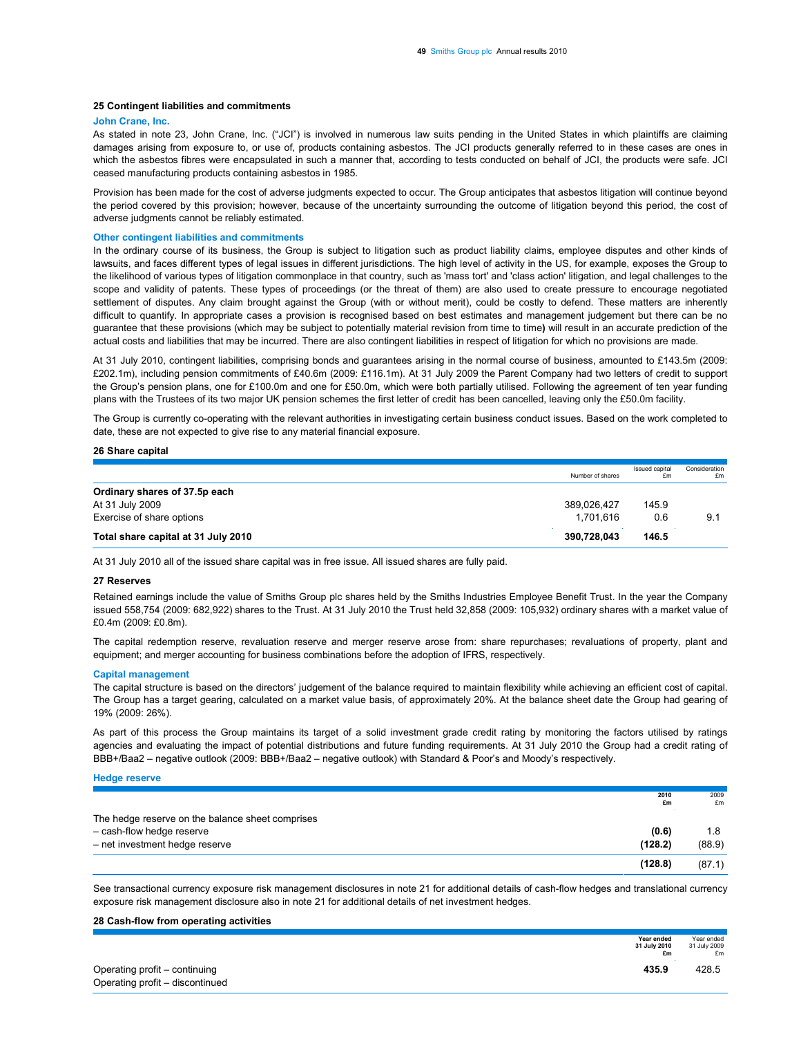### 25 Contingent liabilities and commitments

**John Crane, Inc.**

As stated in note 23, John Crane, Inc. ("JCI") is involved in numerous law suits pending in the United States in which plaintiffs are claiming damages arising from exposure to, or use of, products containing asbestos. The JCI products generally referred to in these cases are ones in which the asbestos fibres were encapsulated in such a manner that, according to tests conducted on behalf of JCI, the products were safe. JCI ceased manufacturing products containing asbestos in 1985.

Provision has been made for the cost of adverse judgments expected to occur. The Group anticipates that asbestos litigation will continue beyond the period covered by this provision; however, because of the uncertainty surrounding the outcome of litigation beyond this period, the cost of adverse judgments cannot be reliably estimated.

**Other contingent liabilities and commitments**

In the ordinary course of its business, the Group is subject to litigation such as product liability claims, employee disputes and other kinds of lawsuits, and faces different types of legal issues in different jurisdictions. The high level of activity in the US, for example, exposes the Group to the likelihood of various types of litigation commonplace in that country, such as 'mass tort' and 'class action' litigation, and legal challenges to the scope and validity of patents. These types of proceedings (or the threat of them) are also used to create pressure to encourage negotiated settlement of disputes. Any claim brought against the Group (with or without merit), could be costly to defend. These matters are inherently difficult to quantify. In appropriate cases a provision is recognised based on best estimates and management judgement but there can be no guarantee that these provisions (which may be subject to potentially material revision from time to time) will result in an accurate prediction of the actual costs and liabilities that may be incurred. There are also contingent liabilities in respect of litigation for which no provisions are made.

At 31 July 2010, contingent liabilities, comprising bonds and guarantees arising in the normal course of business, amounted to £143.5m (2009: £202.1m), including pension commitments of £40.6m (2009: £116.1m). At 31 July 2009 the Parent Company had two letters of credit to support the Group's pension plans, one for £100.0m and one for £50.0m, which were both partially utilised. Following the agreement of ten year funding plans with the Trustees of its two major UK pension schemes the first letter of credit has been cancelled, leaving only the £50.0m facility.

The Group is currently co-operating with the relevant authorities in investigating certain business conduct issues. Based on the work completed to date, these are not expected to give rise to any material financial exposure.

### 26 Share capital

| | Number of shares | Issued capital £m | Consideration £m |
|---|---|---|---|
| **Ordinary shares of 37.5p each** | | | |
| At 31 July 2009 | 389,026,427 | 145.9 | |
| Exercise of share options | 1,701,616 | 0.6 | 9.1 |
| **Total share capital at 31 July 2010** | **390,728,043** | **146.5** | |

At 31 July 2010 all of the issued share capital was in free issue. All issued shares are fully paid.

### 27 Reserves

Retained earnings include the value of Smiths Group plc shares held by the Smiths Industries Employee Benefit Trust. In the year the Company issued 558,754 (2009: 682,922) shares to the Trust. At 31 July 2010 the Trust held 32,858 (2009: 105,932) ordinary shares with a market value of £0.4m (2009: £0.8m).

The capital redemption reserve, revaluation reserve and merger reserve arose from: share repurchases; revaluations of property, plant and equipment; and merger accounting for business combinations before the adoption of IFRS, respectively.

**Capital management**

The capital structure is based on the directors' judgement of the balance required to maintain flexibility while achieving an efficient cost of capital. The Group has a target gearing, calculated on a market value basis, of approximately 20%. At the balance sheet date the Group had gearing of 19% (2009: 26%).

As part of this process the Group maintains its target of a solid investment grade credit rating by monitoring the factors utilised by ratings agencies and evaluating the impact of potential distributions and future funding requirements. At 31 July 2010 the Group had a credit rating of BBB+/Baa2 – negative outlook (2009: BBB+/Baa2 – negative outlook) with Standard & Poor's and Moody's respectively.

**Hedge reserve**

| | **2010 £m** | 2009 £m |
|---|---|---|
| The hedge reserve on the balance sheet comprises | | |
| – cash-flow hedge reserve | **(0.6)** | 1.8 |
| – net investment hedge reserve | **(128.2)** | (88.9) |
| | **(128.8)** | (87.1) |

See transactional currency exposure risk management disclosures in note 21 for additional details of cash-flow hedges and translational currency exposure risk management disclosure also in note 21 for additional details of net investment hedges.

### 28 Cash-flow from operating activities

| | **Year ended 31 July 2010 £m** | Year ended 31 July 2009 £m |
|---|---|---|
| Operating profit – continuing | **435.9** | 428.5 |
| Operating profit – discontinued | | |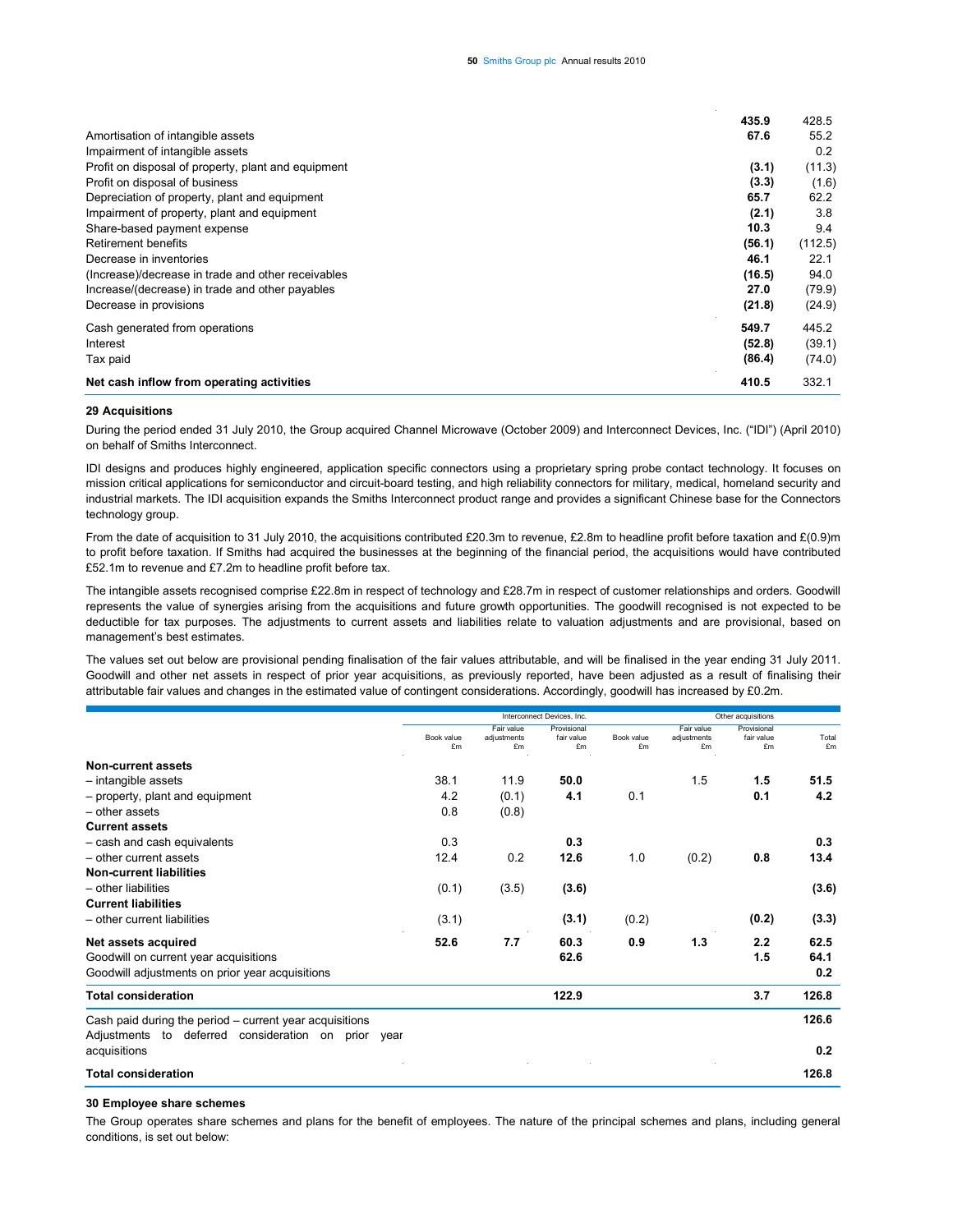| | | |
|---|---|---|
| | **435.9** | 428.5 |
| Amortisation of intangible assets | **67.6** | 55.2 |
| Impairment of intangible assets | | 0.2 |
| Profit on disposal of property, plant and equipment | **(3.1)** | (11.3) |
| Profit on disposal of business | **(3.3)** | (1.6) |
| Depreciation of property, plant and equipment | **65.7** | 62.2 |
| Impairment of property, plant and equipment | **(2.1)** | 3.8 |
| Share-based payment expense | **10.3** | 9.4 |
| Retirement benefits | **(56.1)** | (112.5) |
| Decrease in inventories | **46.1** | 22.1 |
| (Increase)/decrease in trade and other receivables | **(16.5)** | 94.0 |
| Increase/(decrease) in trade and other payables | **27.0** | (79.9) |
| Decrease in provisions | **(21.8)** | (24.9) |
| Cash generated from operations | **549.7** | 445.2 |
| Interest | **(52.8)** | (39.1) |
| Tax paid | **(86.4)** | (74.0) |
| **Net cash inflow from operating activities** | **410.5** | 332.1 |

**29 Acquisitions**

During the period ended 31 July 2010, the Group acquired Channel Microwave (October 2009) and Interconnect Devices, Inc. ("IDI") (April 2010) on behalf of Smiths Interconnect.

IDI designs and produces highly engineered, application specific connectors using a proprietary spring probe contact technology. It focuses on mission critical applications for semiconductor and circuit-board testing, and high reliability connectors for military, medical, homeland security and industrial markets. The IDI acquisition expands the Smiths Interconnect product range and provides a significant Chinese base for the Connectors technology group.

From the date of acquisition to 31 July 2010, the acquisitions contributed £20.3m to revenue, £2.8m to headline profit before taxation and £(0.9)m to profit before taxation. If Smiths had acquired the businesses at the beginning of the financial period, the acquisitions would have contributed £52.1m to revenue and £7.2m to headline profit before tax.

The intangible assets recognised comprise £22.8m in respect of technology and £28.7m in respect of customer relationships and orders. Goodwill represents the value of synergies arising from the acquisitions and future growth opportunities. The goodwill recognised is not expected to be deductible for tax purposes. The adjustments to current assets and liabilities relate to valuation adjustments and are provisional, based on management's best estimates.

The values set out below are provisional pending finalisation of the fair values attributable, and will be finalised in the year ending 31 July 2011. Goodwill and other net assets in respect of prior year acquisitions, as previously reported, have been adjusted as a result of finalising their attributable fair values and changes in the estimated value of contingent considerations. Accordingly, goodwill has increased by £0.2m.

| | Interconnect Devices, Inc. | | | Other acquisitions | | | |
|---|---|---|---|---|---|---|---|
| | Book value £m | Fair value adjustments £m | Provisional fair value £m | Book value £m | Fair value adjustments £m | Provisional fair value £m | Total £m |
| **Non-current assets** | | | | | | | |
| – intangible assets | 38.1 | 11.9 | **50.0** | | 1.5 | **1.5** | **51.5** |
| – property, plant and equipment | 4.2 | (0.1) | **4.1** | 0.1 | | **0.1** | **4.2** |
| – other assets | 0.8 | (0.8) | | | | | |
| **Current assets** | | | | | | | |
| – cash and cash equivalents | 0.3 | | **0.3** | | | | **0.3** |
| – other current assets | 12.4 | 0.2 | **12.6** | 1.0 | (0.2) | **0.8** | **13.4** |
| **Non-current liabilities** | | | | | | | |
| – other liabilities | (0.1) | (3.5) | **(3.6)** | | | | **(3.6)** |
| **Current liabilities** | | | | | | | |
| – other current liabilities | (3.1) | | **(3.1)** | (0.2) | | **(0.2)** | **(3.3)** |
| **Net assets acquired** | **52.6** | **7.7** | **60.3** | **0.9** | **1.3** | **2.2** | **62.5** |
| Goodwill on current year acquisitions | | | **62.6** | | | **1.5** | **64.1** |
| Goodwill adjustments on prior year acquisitions | | | | | | | **0.2** |
| **Total consideration** | | | **122.9** | | | **3.7** | **126.8** |
| Cash paid during the period – current year acquisitions | | | | | | | **126.6** |
| Adjustments to deferred consideration on prior year acquisitions | | | | | | | **0.2** |
| **Total consideration** | | | | | | | **126.8** |

**30 Employee share schemes**

The Group operates share schemes and plans for the benefit of employees. The nature of the principal schemes and plans, including general conditions, is set out below: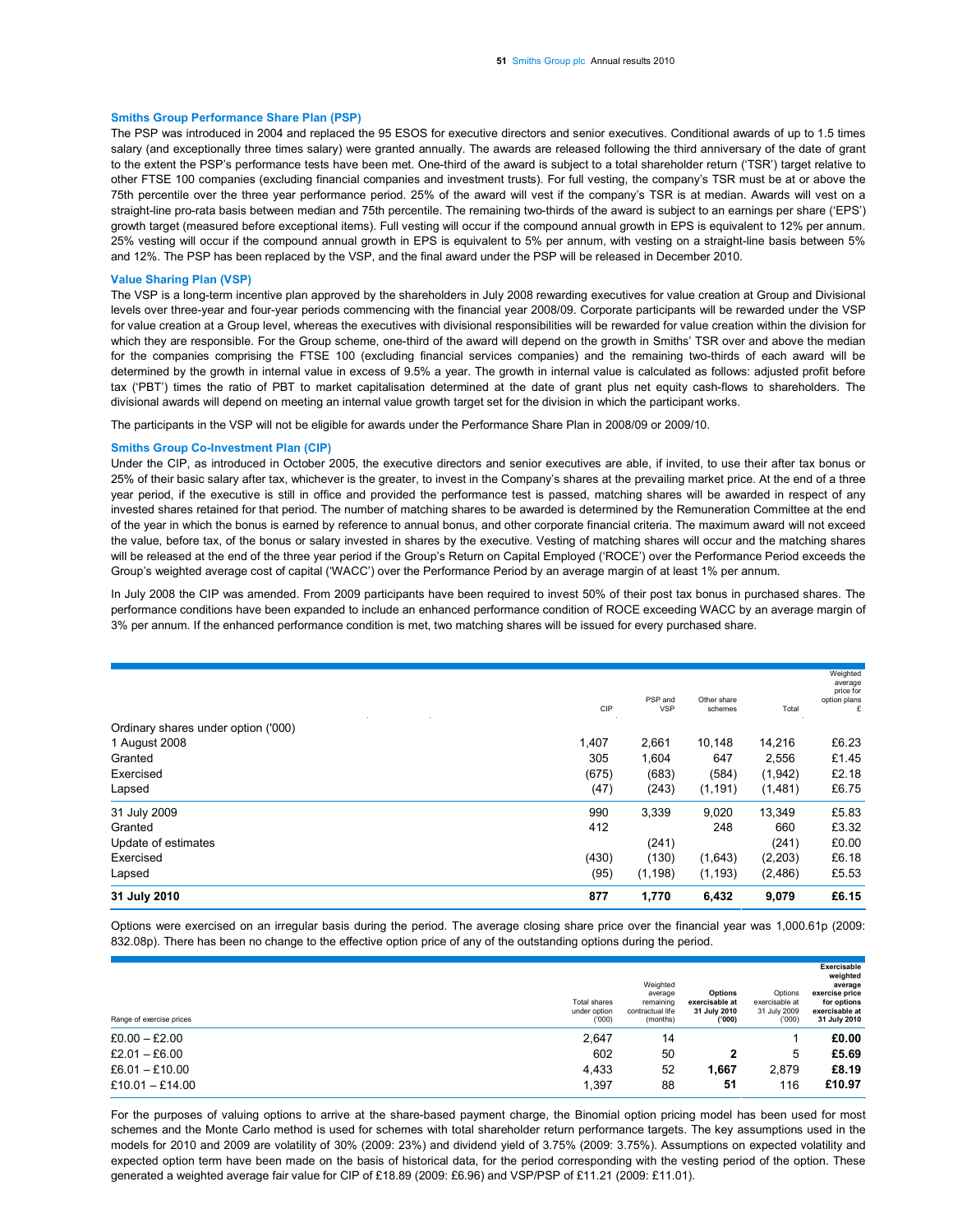### Smiths Group Performance Share Plan (PSP)

The PSP was introduced in 2004 and replaced the 95 ESOS for executive directors and senior executives. Conditional awards of up to 1.5 times salary (and exceptionally three times salary) were granted annually. The awards are released following the third anniversary of the date of grant to the extent the PSP's performance tests have been met. One-third of the award is subject to a total shareholder return ('TSR') target relative to other FTSE 100 companies (excluding financial companies and investment trusts). For full vesting, the company's TSR must be at or above the 75th percentile over the three year performance period. 25% of the award will vest if the company's TSR is at median. Awards will vest on a straight-line pro-rata basis between median and 75th percentile. The remaining two-thirds of the award is subject to an earnings per share ('EPS') growth target (measured before exceptional items). Full vesting will occur if the compound annual growth in EPS is equivalent to 12% per annum. 25% vesting will occur if the compound annual growth in EPS is equivalent to 5% per annum, with vesting on a straight-line basis between 5% and 12%. The PSP has been replaced by the VSP, and the final award under the PSP will be released in December 2010.

### Value Sharing Plan (VSP)

The VSP is a long-term incentive plan approved by the shareholders in July 2008 rewarding executives for value creation at Group and Divisional levels over three-year and four-year periods commencing with the financial year 2008/09. Corporate participants will be rewarded under the VSP for value creation at a Group level, whereas the executives with divisional responsibilities will be rewarded for value creation within the division for which they are responsible. For the Group scheme, one-third of the award will depend on the growth in Smiths' TSR over and above the median for the companies comprising the FTSE 100 (excluding financial services companies) and the remaining two-thirds of each award will be determined by the growth in internal value in excess of 9.5% a year. The growth in internal value is calculated as follows: adjusted profit before tax ('PBT') times the ratio of PBT to market capitalisation determined at the date of grant plus net equity cash-flows to shareholders. The divisional awards will depend on meeting an internal value growth target set for the division in which the participant works.

The participants in the VSP will not be eligible for awards under the Performance Share Plan in 2008/09 or 2009/10.

### Smiths Group Co-Investment Plan (CIP)

Under the CIP, as introduced in October 2005, the executive directors and senior executives are able, if invited, to use their after tax bonus or 25% of their basic salary after tax, whichever is the greater, to invest in the Company's shares at the prevailing market price. At the end of a three year period, if the executive is still in office and provided the performance test is passed, matching shares will be awarded in respect of any invested shares retained for that period. The number of matching shares to be awarded is determined by the Remuneration Committee at the end of the year in which the bonus is earned by reference to annual bonus, and other corporate financial criteria. The maximum award will not exceed the value, before tax, of the bonus or salary invested in shares by the executive. Vesting of matching shares will occur and the matching shares will be released at the end of the three year period if the Group's Return on Capital Employed ('ROCE') over the Performance Period exceeds the Group's weighted average cost of capital ('WACC') over the Performance Period by an average margin of at least 1% per annum.

In July 2008 the CIP was amended. From 2009 participants have been required to invest 50% of their post tax bonus in purchased shares. The performance conditions have been expanded to include an enhanced performance condition of ROCE exceeding WACC by an average margin of 3% per annum. If the enhanced performance condition is met, two matching shares will be issued for every purchased share.

| | CIP | PSP and VSP | Other share schemes | Total | Weighted average price for option plans £ |
|---|---|---|---|---|---|
| Ordinary shares under option ('000) | | | | | |
| 1 August 2008 | 1,407 | 2,661 | 10,148 | 14,216 | £6.23 |
| Granted | 305 | 1,604 | 647 | 2,556 | £1.45 |
| Exercised | (675) | (683) | (584) | (1,942) | £2.18 |
| Lapsed | (47) | (243) | (1,191) | (1,481) | £6.75 |
| 31 July 2009 | 990 | 3,339 | 9,020 | 13,349 | £5.83 |
| Granted | 412 | | 248 | 660 | £3.32 |
| Update of estimates | | (241) | | (241) | £0.00 |
| Exercised | (430) | (130) | (1,643) | (2,203) | £6.18 |
| Lapsed | (95) | (1,198) | (1,193) | (2,486) | £5.53 |
| **31 July 2010** | **877** | **1,770** | **6,432** | **9,079** | **£6.15** |

Options were exercised on an irregular basis during the period. The average closing share price over the financial year was 1,000.61p (2009: 832.08p). There has been no change to the effective option price of any of the outstanding options during the period.

| Range of exercise prices | Total shares under option ('000) | Weighted average remaining contractual life (months) | **Options exercisable at 31 July 2010 ('000)** | Options exercisable at 31 July 2009 ('000) | **Exercisable weighted average exercise price for options exercisable at 31 July 2010** |
|---|---|---|---|---|---|
| £0.00 – £2.00 | 2,647 | 14 | | 1 | **£0.00** |
| £2.01 – £6.00 | 602 | 50 | **2** | 5 | **£5.69** |
| £6.01 – £10.00 | 4,433 | 52 | **1,667** | 2,879 | **£8.19** |
| £10.01 – £14.00 | 1,397 | 88 | **51** | 116 | **£10.97** |

For the purposes of valuing options to arrive at the share-based payment charge, the Binomial option pricing model has been used for most schemes and the Monte Carlo method is used for schemes with total shareholder return performance targets. The key assumptions used in the models for 2010 and 2009 are volatility of 30% (2009: 23%) and dividend yield of 3.75% (2009: 3.75%). Assumptions on expected volatility and expected option term have been made on the basis of historical data, for the period corresponding with the vesting period of the option. These generated a weighted average fair value for CIP of £18.89 (2009: £6.96) and VSP/PSP of £11.21 (2009: £11.01).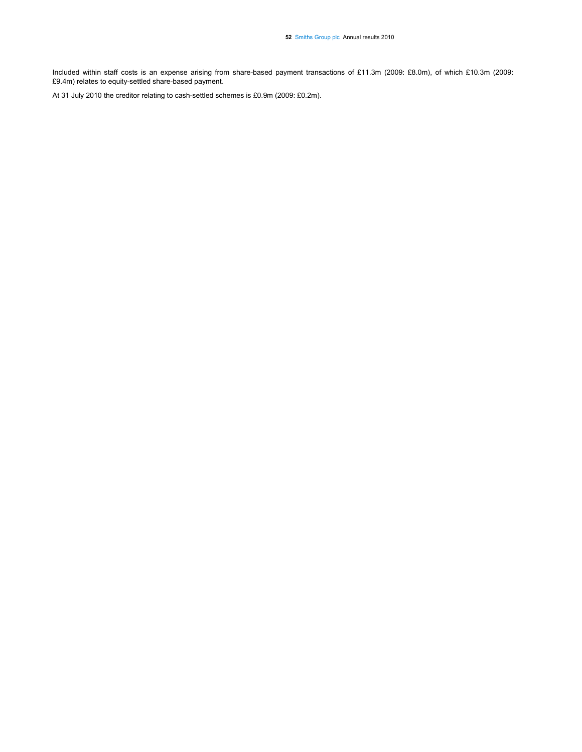Included within staff costs is an expense arising from share-based payment transactions of £11.3m (2009: £8.0m), of which £10.3m (2009: £9.4m) relates to equity-settled share-based payment.

At 31 July 2010 the creditor relating to cash-settled schemes is £0.9m (2009: £0.2m).